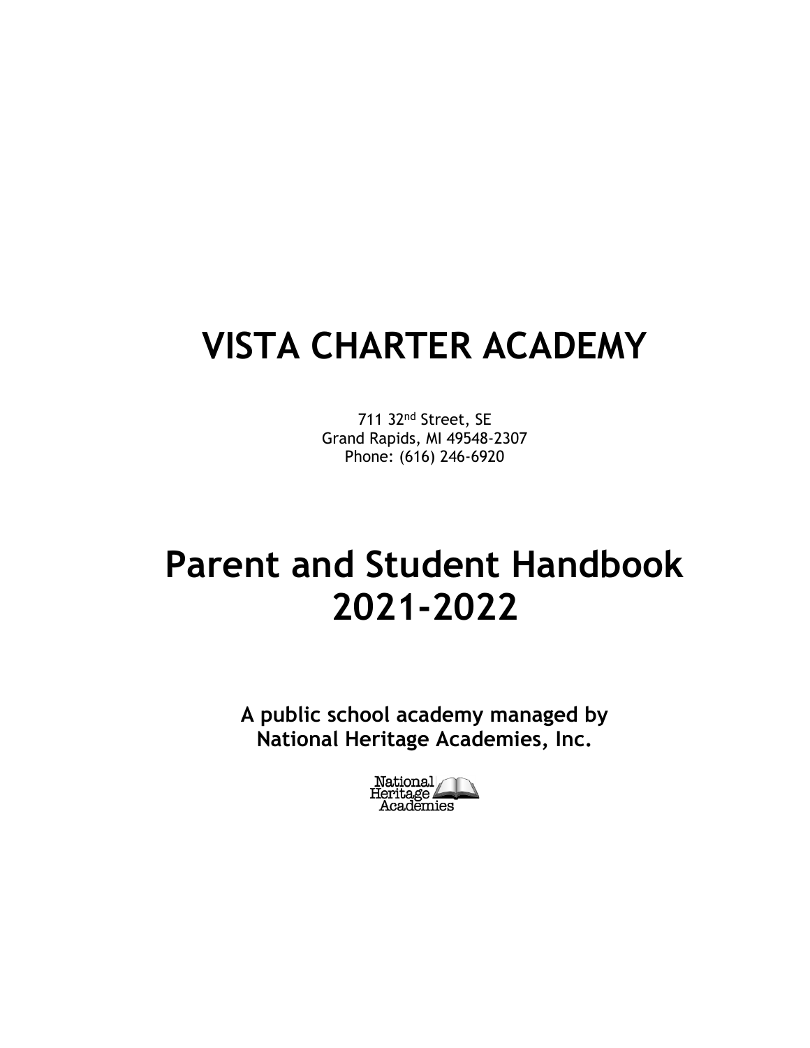# VISTA CHARTER ACADEMY

711 32nd Street, SE
Grand Rapids, MI 49548-2307
Phone: (616) 246-6920

# Parent and Student Handbook 2021-2022

**A public school academy managed by National Heritage Academies, Inc.**

National Heritage Academies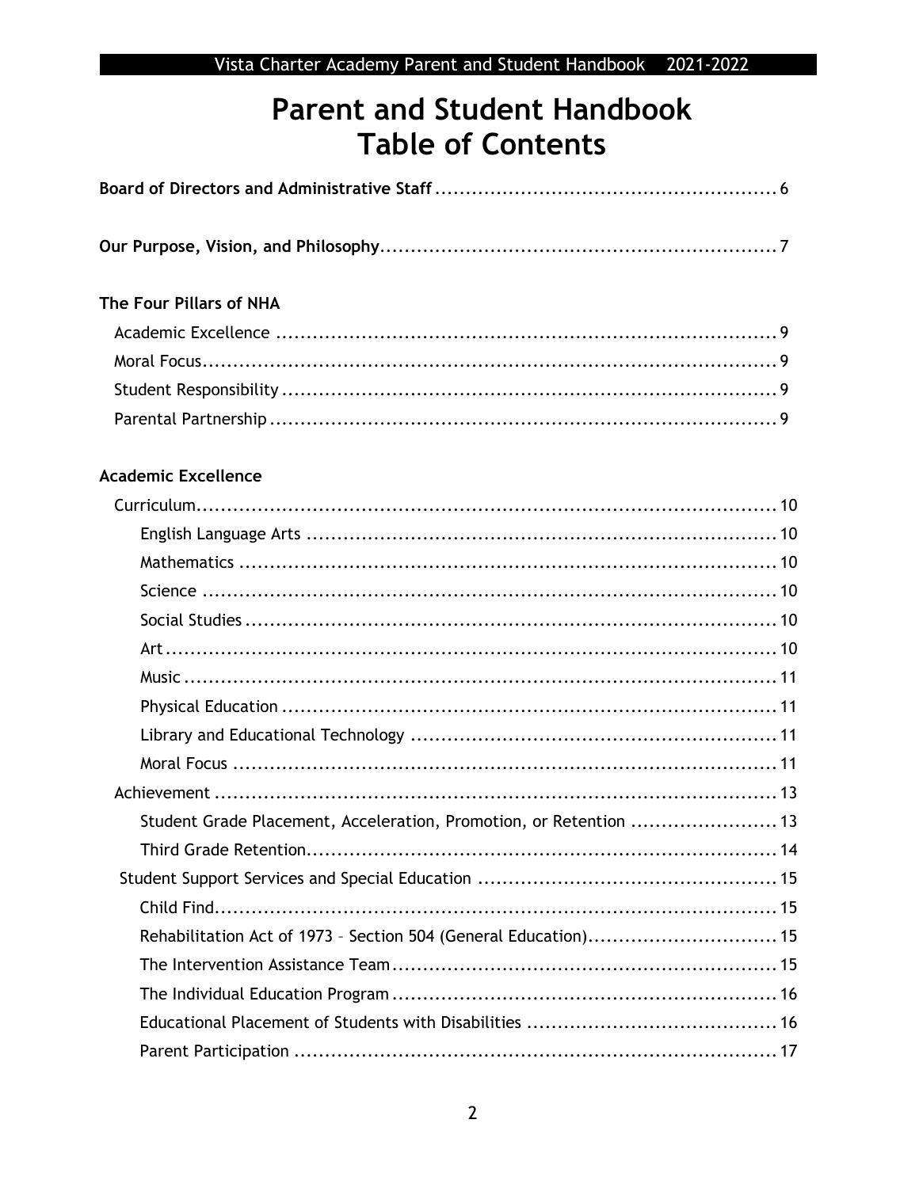# Parent and Student Handbook
# Table of Contents

**Board of Directors and Administrative Staff** ........................................................ 6

**Our Purpose, Vision, and Philosophy**................................................................ 7

**The Four Pillars of NHA**

- Academic Excellence ................................................................................. 9
- Moral Focus................................................................................................ 9
- Student Responsibility ................................................................................ 9
- Parental Partnership ................................................................................... 9

**Academic Excellence**

- Curriculum................................................................................................ 10
  - English Language Arts ........................................................................... 10
  - Mathematics ........................................................................................ 10
  - Science ............................................................................................... 10
  - Social Studies ....................................................................................... 10
  - Art....................................................................................................... 10
  - Music .................................................................................................. 11
  - Physical Education ................................................................................ 11
  - Library and Educational Technology ........................................................ 11
  - Moral Focus ......................................................................................... 11
- Achievement ............................................................................................ 13
  - Student Grade Placement, Acceleration, Promotion, or Retention ....................... 13
  - Third Grade Retention............................................................................ 14
- Student Support Services and Special Education ................................................ 15
  - Child Find............................................................................................ 15
  - Rehabilitation Act of 1973 – Section 504 (General Education)............................... 15
  - The Intervention Assistance Team.............................................................. 15
  - The Individual Education Program .............................................................. 16
  - Educational Placement of Students with Disabilities ......................................... 16
  - Parent Participation .............................................................................. 17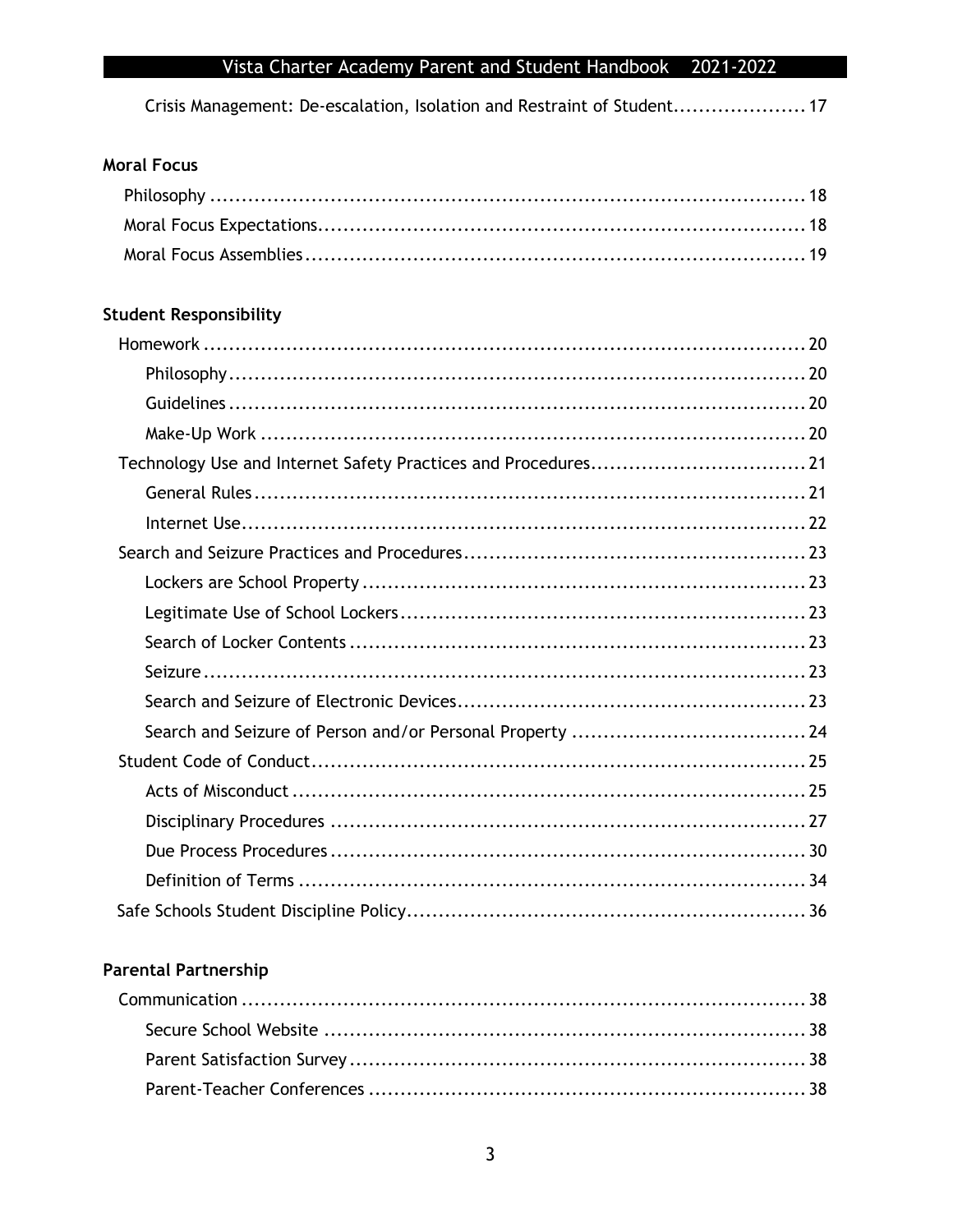Crisis Management: De-escalation, Isolation and Restraint of Student.................... 17

**Moral Focus**

Philosophy ................................................................................................ 18
Moral Focus Expectations.............................................................................. 18
Moral Focus Assemblies ................................................................................ 19

**Student Responsibility**

Homework ..................................................................................................... 20
    Philosophy............................................................................................. 20
    Guidelines ............................................................................................. 20
    Make-Up Work ......................................................................................... 20
Technology Use and Internet Safety Practices and Procedures................................. 21
    General Rules......................................................................................... 21
    Internet Use........................................................................................... 22
Search and Seizure Practices and Procedures..................................................... 23
    Lockers are School Property ...................................................................... 23
    Legitimate Use of School Lockers ................................................................ 23
    Search of Locker Contents ........................................................................ 23
    Seizure .................................................................................................. 23
    Search and Seizure of Electronic Devices....................................................... 23
    Search and Seizure of Person and/or Personal Property ..................................... 24
Student Code of Conduct.............................................................................. 25
    Acts of Misconduct .................................................................................. 25
    Disciplinary Procedures ............................................................................ 27
    Due Process Procedures ............................................................................ 30
    Definition of Terms ................................................................................. 34
Safe Schools Student Discipline Policy.............................................................. 36

**Parental Partnership**

Communication .............................................................................................. 38
    Secure School Website ............................................................................. 38
    Parent Satisfaction Survey......................................................................... 38
    Parent-Teacher Conferences ...................................................................... 38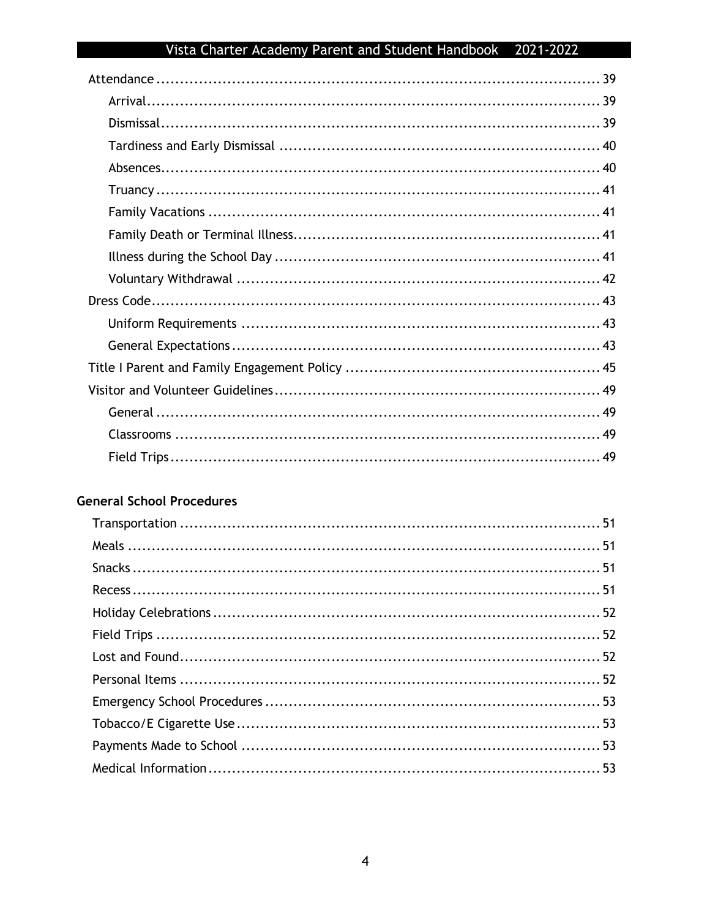- Attendance ........ 39
  - Arrival ........ 39
  - Dismissal ........ 39
  - Tardiness and Early Dismissal ........ 40
  - Absences ........ 40
  - Truancy ........ 41
  - Family Vacations ........ 41
  - Family Death or Terminal Illness ........ 41
  - Illness during the School Day ........ 41
  - Voluntary Withdrawal ........ 42
- Dress Code ........ 43
  - Uniform Requirements ........ 43
  - General Expectations ........ 43
- Title I Parent and Family Engagement Policy ........ 45
- Visitor and Volunteer Guidelines ........ 49
  - General ........ 49
  - Classrooms ........ 49
  - Field Trips ........ 49

**General School Procedures**

- Transportation ........ 51
- Meals ........ 51
- Snacks ........ 51
- Recess ........ 51
- Holiday Celebrations ........ 52
- Field Trips ........ 52
- Lost and Found ........ 52
- Personal Items ........ 52
- Emergency School Procedures ........ 53
- Tobacco/E Cigarette Use ........ 53
- Payments Made to School ........ 53
- Medical Information ........ 53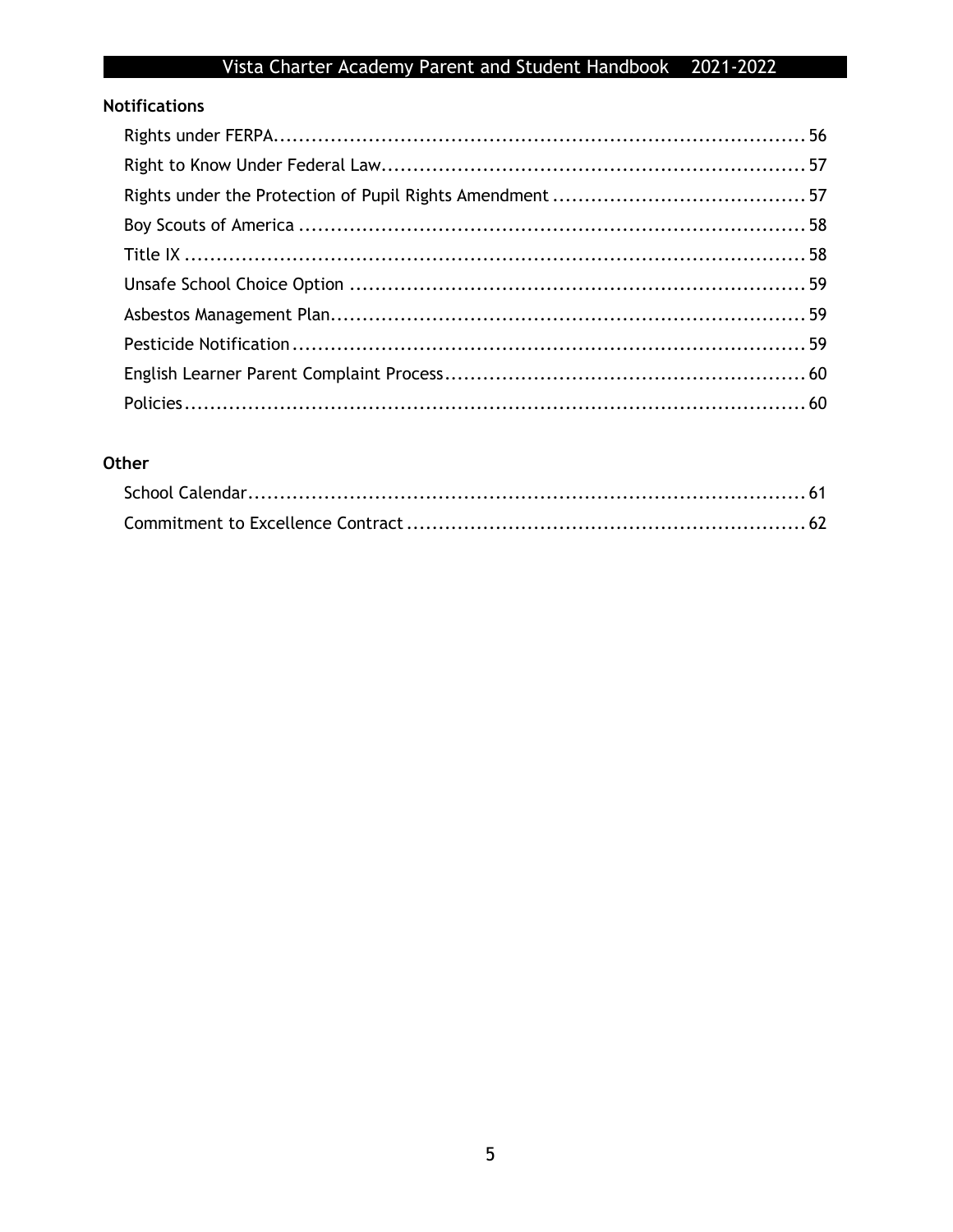### Notifications

Rights under FERPA....................................................................................56
Right to Know Under Federal Law.................................................................57
Rights under the Protection of Pupil Rights Amendment .......................................57
Boy Scouts of America ................................................................................58
Title IX ...................................................................................................58
Unsafe School Choice Option ........................................................................59
Asbestos Management Plan..........................................................................59
Pesticide Notification..................................................................................59
English Learner Parent Complaint Process.........................................................60
Policies....................................................................................................60

### Other

School Calendar.........................................................................................61
Commitment to Excellence Contract ...............................................................62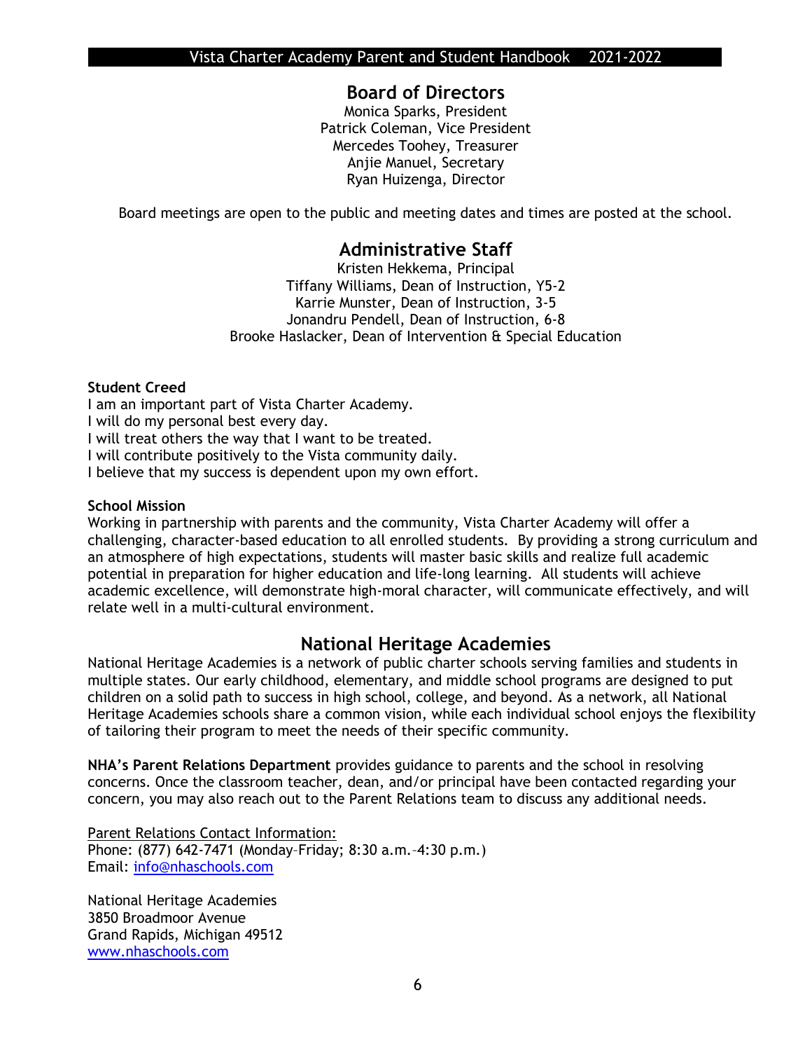## Board of Directors

Monica Sparks, President
Patrick Coleman, Vice President
Mercedes Toohey, Treasurer
Anjie Manuel, Secretary
Ryan Huizenga, Director

Board meetings are open to the public and meeting dates and times are posted at the school.

## Administrative Staff

Kristen Hekkema, Principal
Tiffany Williams, Dean of Instruction, Y5-2
Karrie Munster, Dean of Instruction, 3-5
Jonandru Pendell, Dean of Instruction, 6-8
Brooke Haslacker, Dean of Intervention & Special Education

**Student Creed**

I am an important part of Vista Charter Academy.
I will do my personal best every day.
I will treat others the way that I want to be treated.
I will contribute positively to the Vista community daily.
I believe that my success is dependent upon my own effort.

**School Mission**

Working in partnership with parents and the community, Vista Charter Academy will offer a challenging, character-based education to all enrolled students. By providing a strong curriculum and an atmosphere of high expectations, students will master basic skills and realize full academic potential in preparation for higher education and life-long learning. All students will achieve academic excellence, will demonstrate high-moral character, will communicate effectively, and will relate well in a multi-cultural environment.

## National Heritage Academies

National Heritage Academies is a network of public charter schools serving families and students in multiple states. Our early childhood, elementary, and middle school programs are designed to put children on a solid path to success in high school, college, and beyond. As a network, all National Heritage Academies schools share a common vision, while each individual school enjoys the flexibility of tailoring their program to meet the needs of their specific community.

**NHA's Parent Relations Department** provides guidance to parents and the school in resolving concerns. Once the classroom teacher, dean, and/or principal have been contacted regarding your concern, you may also reach out to the Parent Relations team to discuss any additional needs.

Parent Relations Contact Information:
Phone: (877) 642-7471 (Monday–Friday; 8:30 a.m.–4:30 p.m.)
Email: info@nhaschools.com

National Heritage Academies
3850 Broadmoor Avenue
Grand Rapids, Michigan 49512
www.nhaschools.com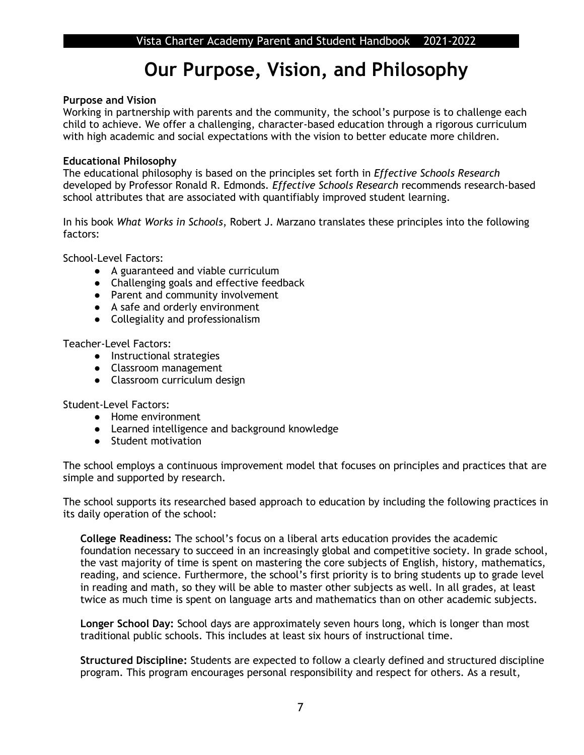# Our Purpose, Vision, and Philosophy

**Purpose and Vision**
Working in partnership with parents and the community, the school's purpose is to challenge each child to achieve. We offer a challenging, character-based education through a rigorous curriculum with high academic and social expectations with the vision to better educate more children.

**Educational Philosophy**
The educational philosophy is based on the principles set forth in *Effective Schools Research* developed by Professor Ronald R. Edmonds. *Effective Schools Research* recommends research-based school attributes that are associated with quantifiably improved student learning.

In his book *What Works in Schools*, Robert J. Marzano translates these principles into the following factors:

School-Level Factors:

- A guaranteed and viable curriculum
- Challenging goals and effective feedback
- Parent and community involvement
- A safe and orderly environment
- Collegiality and professionalism

Teacher-Level Factors:

- Instructional strategies
- Classroom management
- Classroom curriculum design

Student-Level Factors:

- Home environment
- Learned intelligence and background knowledge
- Student motivation

The school employs a continuous improvement model that focuses on principles and practices that are simple and supported by research.

The school supports its researched based approach to education by including the following practices in its daily operation of the school:

**College Readiness:** The school's focus on a liberal arts education provides the academic foundation necessary to succeed in an increasingly global and competitive society. In grade school, the vast majority of time is spent on mastering the core subjects of English, history, mathematics, reading, and science. Furthermore, the school's first priority is to bring students up to grade level in reading and math, so they will be able to master other subjects as well. In all grades, at least twice as much time is spent on language arts and mathematics than on other academic subjects.

**Longer School Day:** School days are approximately seven hours long, which is longer than most traditional public schools. This includes at least six hours of instructional time.

**Structured Discipline:** Students are expected to follow a clearly defined and structured discipline program. This program encourages personal responsibility and respect for others. As a result,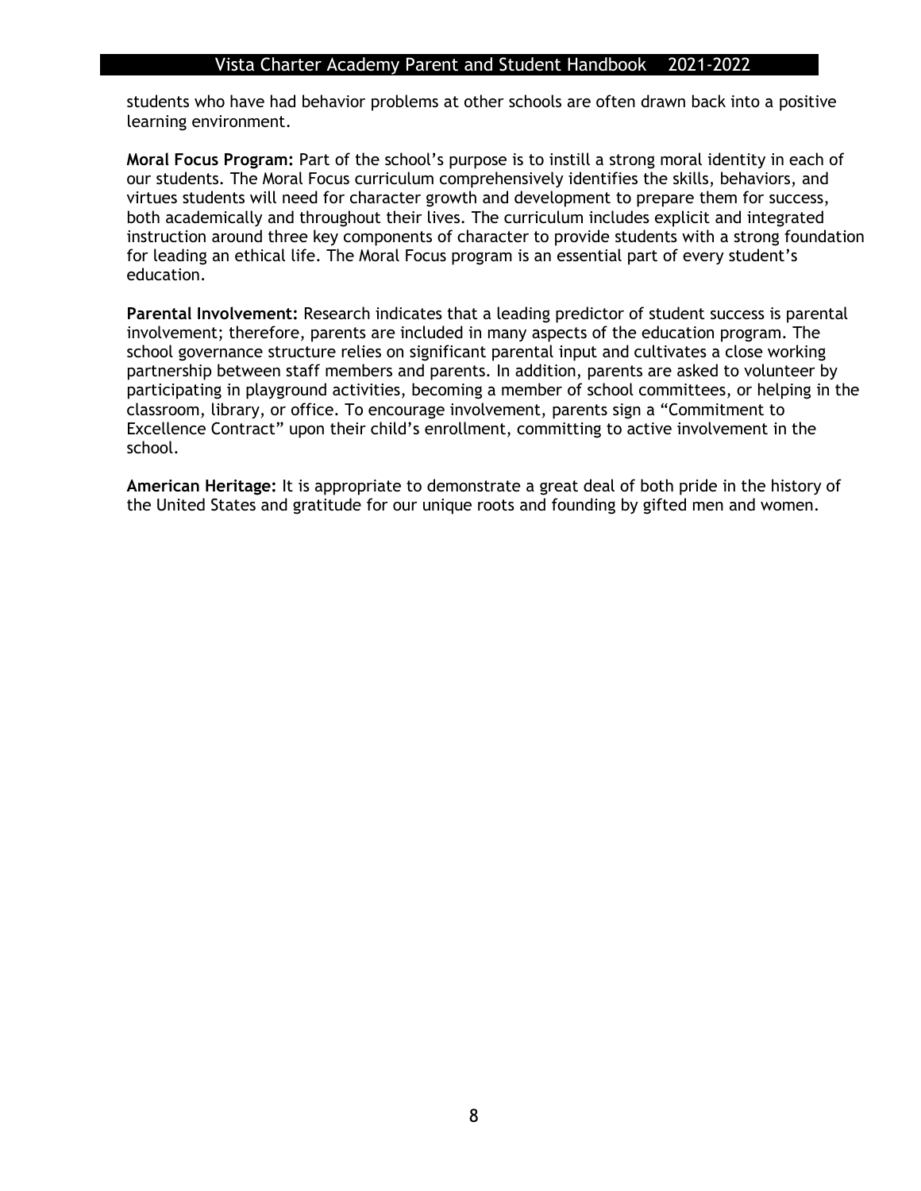students who have had behavior problems at other schools are often drawn back into a positive learning environment.

**Moral Focus Program:** Part of the school's purpose is to instill a strong moral identity in each of our students. The Moral Focus curriculum comprehensively identifies the skills, behaviors, and virtues students will need for character growth and development to prepare them for success, both academically and throughout their lives. The curriculum includes explicit and integrated instruction around three key components of character to provide students with a strong foundation for leading an ethical life. The Moral Focus program is an essential part of every student's education.

**Parental Involvement:** Research indicates that a leading predictor of student success is parental involvement; therefore, parents are included in many aspects of the education program. The school governance structure relies on significant parental input and cultivates a close working partnership between staff members and parents. In addition, parents are asked to volunteer by participating in playground activities, becoming a member of school committees, or helping in the classroom, library, or office. To encourage involvement, parents sign a "Commitment to Excellence Contract" upon their child's enrollment, committing to active involvement in the school.

**American Heritage:** It is appropriate to demonstrate a great deal of both pride in the history of the United States and gratitude for our unique roots and founding by gifted men and women.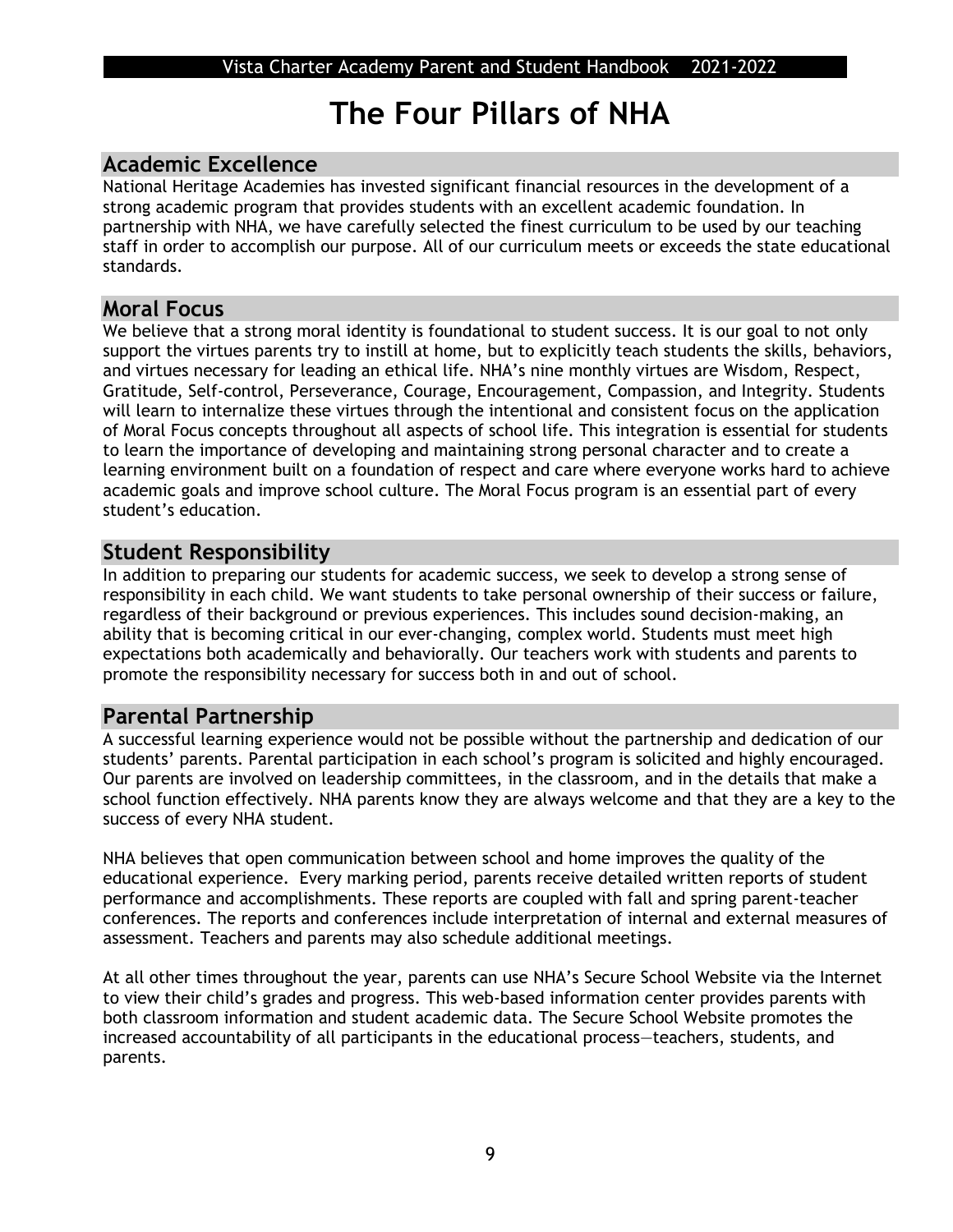# The Four Pillars of NHA

## Academic Excellence

National Heritage Academies has invested significant financial resources in the development of a strong academic program that provides students with an excellent academic foundation. In partnership with NHA, we have carefully selected the finest curriculum to be used by our teaching staff in order to accomplish our purpose. All of our curriculum meets or exceeds the state educational standards.

## Moral Focus

We believe that a strong moral identity is foundational to student success. It is our goal to not only support the virtues parents try to instill at home, but to explicitly teach students the skills, behaviors, and virtues necessary for leading an ethical life. NHA's nine monthly virtues are Wisdom, Respect, Gratitude, Self-control, Perseverance, Courage, Encouragement, Compassion, and Integrity. Students will learn to internalize these virtues through the intentional and consistent focus on the application of Moral Focus concepts throughout all aspects of school life. This integration is essential for students to learn the importance of developing and maintaining strong personal character and to create a learning environment built on a foundation of respect and care where everyone works hard to achieve academic goals and improve school culture. The Moral Focus program is an essential part of every student's education.

## Student Responsibility

In addition to preparing our students for academic success, we seek to develop a strong sense of responsibility in each child. We want students to take personal ownership of their success or failure, regardless of their background or previous experiences. This includes sound decision-making, an ability that is becoming critical in our ever-changing, complex world. Students must meet high expectations both academically and behaviorally. Our teachers work with students and parents to promote the responsibility necessary for success both in and out of school.

## Parental Partnership

A successful learning experience would not be possible without the partnership and dedication of our students' parents. Parental participation in each school's program is solicited and highly encouraged. Our parents are involved on leadership committees, in the classroom, and in the details that make a school function effectively. NHA parents know they are always welcome and that they are a key to the success of every NHA student.

NHA believes that open communication between school and home improves the quality of the educational experience. Every marking period, parents receive detailed written reports of student performance and accomplishments. These reports are coupled with fall and spring parent-teacher conferences. The reports and conferences include interpretation of internal and external measures of assessment. Teachers and parents may also schedule additional meetings.

At all other times throughout the year, parents can use NHA's Secure School Website via the Internet to view their child's grades and progress. This web-based information center provides parents with both classroom information and student academic data. The Secure School Website promotes the increased accountability of all participants in the educational process—teachers, students, and parents.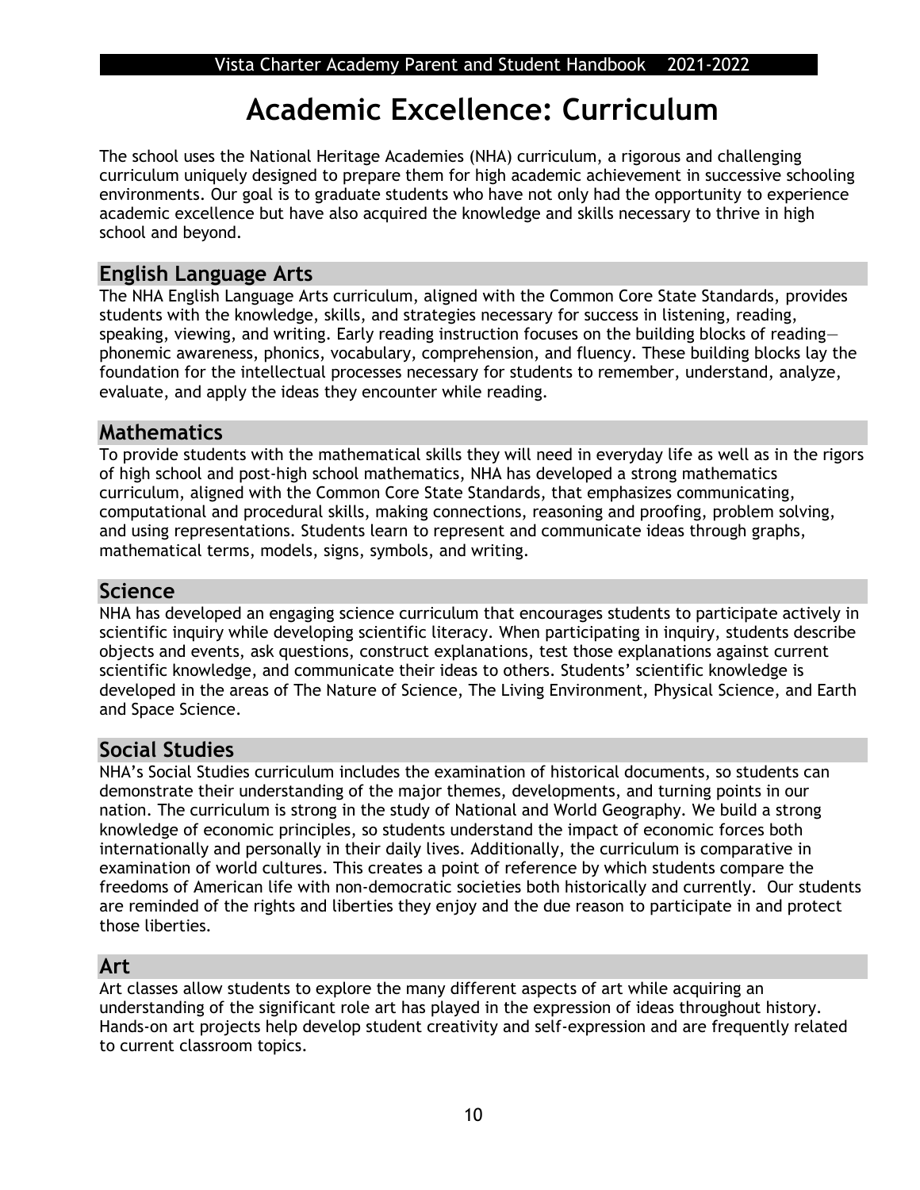# Academic Excellence: Curriculum

The school uses the National Heritage Academies (NHA) curriculum, a rigorous and challenging curriculum uniquely designed to prepare them for high academic achievement in successive schooling environments. Our goal is to graduate students who have not only had the opportunity to experience academic excellence but have also acquired the knowledge and skills necessary to thrive in high school and beyond.

## English Language Arts

The NHA English Language Arts curriculum, aligned with the Common Core State Standards, provides students with the knowledge, skills, and strategies necessary for success in listening, reading, speaking, viewing, and writing. Early reading instruction focuses on the building blocks of reading—phonemic awareness, phonics, vocabulary, comprehension, and fluency. These building blocks lay the foundation for the intellectual processes necessary for students to remember, understand, analyze, evaluate, and apply the ideas they encounter while reading.

## Mathematics

To provide students with the mathematical skills they will need in everyday life as well as in the rigors of high school and post-high school mathematics, NHA has developed a strong mathematics curriculum, aligned with the Common Core State Standards, that emphasizes communicating, computational and procedural skills, making connections, reasoning and proofing, problem solving, and using representations. Students learn to represent and communicate ideas through graphs, mathematical terms, models, signs, symbols, and writing.

## Science

NHA has developed an engaging science curriculum that encourages students to participate actively in scientific inquiry while developing scientific literacy. When participating in inquiry, students describe objects and events, ask questions, construct explanations, test those explanations against current scientific knowledge, and communicate their ideas to others. Students' scientific knowledge is developed in the areas of The Nature of Science, The Living Environment, Physical Science, and Earth and Space Science.

## Social Studies

NHA's Social Studies curriculum includes the examination of historical documents, so students can demonstrate their understanding of the major themes, developments, and turning points in our nation. The curriculum is strong in the study of National and World Geography. We build a strong knowledge of economic principles, so students understand the impact of economic forces both internationally and personally in their daily lives. Additionally, the curriculum is comparative in examination of world cultures. This creates a point of reference by which students compare the freedoms of American life with non-democratic societies both historically and currently. Our students are reminded of the rights and liberties they enjoy and the due reason to participate in and protect those liberties.

## Art

Art classes allow students to explore the many different aspects of art while acquiring an understanding of the significant role art has played in the expression of ideas throughout history. Hands-on art projects help develop student creativity and self-expression and are frequently related to current classroom topics.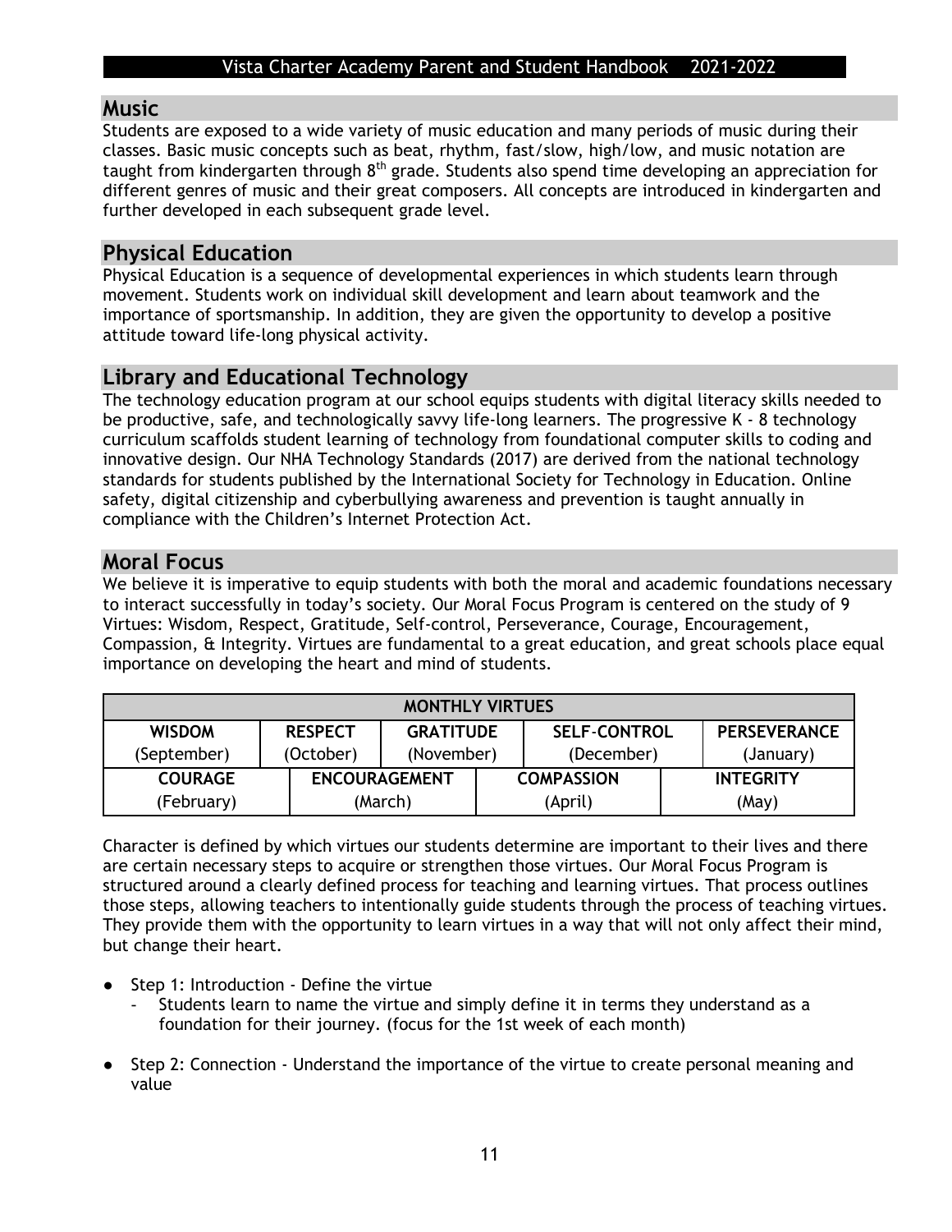## Music

Students are exposed to a wide variety of music education and many periods of music during their classes. Basic music concepts such as beat, rhythm, fast/slow, high/low, and music notation are taught from kindergarten through 8th grade. Students also spend time developing an appreciation for different genres of music and their great composers. All concepts are introduced in kindergarten and further developed in each subsequent grade level.

## Physical Education

Physical Education is a sequence of developmental experiences in which students learn through movement. Students work on individual skill development and learn about teamwork and the importance of sportsmanship. In addition, they are given the opportunity to develop a positive attitude toward life-long physical activity.

## Library and Educational Technology

The technology education program at our school equips students with digital literacy skills needed to be productive, safe, and technologically savvy life-long learners. The progressive K - 8 technology curriculum scaffolds student learning of technology from foundational computer skills to coding and innovative design. Our NHA Technology Standards (2017) are derived from the national technology standards for students published by the International Society for Technology in Education. Online safety, digital citizenship and cyberbullying awareness and prevention is taught annually in compliance with the Children's Internet Protection Act.

## Moral Focus

We believe it is imperative to equip students with both the moral and academic foundations necessary to interact successfully in today's society. Our Moral Focus Program is centered on the study of 9 Virtues: Wisdom, Respect, Gratitude, Self-control, Perseverance, Courage, Encouragement, Compassion, & Integrity. Virtues are fundamental to a great education, and great schools place equal importance on developing the heart and mind of students.

| MONTHLY VIRTUES | | | | |
|---|---|---|---|---|
| **WISDOM** (September) | **RESPECT** (October) | **GRATITUDE** (November) | **SELF-CONTROL** (December) | **PERSEVERANCE** (January) |
| **COURAGE** (February) | **ENCOURAGEMENT** (March) | **COMPASSION** (April) | **INTEGRITY** (May) | |

Character is defined by which virtues our students determine are important to their lives and there are certain necessary steps to acquire or strengthen those virtues. Our Moral Focus Program is structured around a clearly defined process for teaching and learning virtues. That process outlines those steps, allowing teachers to intentionally guide students through the process of teaching virtues. They provide them with the opportunity to learn virtues in a way that will not only affect their mind, but change their heart.

- Step 1: Introduction - Define the virtue
  - Students learn to name the virtue and simply define it in terms they understand as a foundation for their journey. (focus for the 1st week of each month)
- Step 2: Connection - Understand the importance of the virtue to create personal meaning and value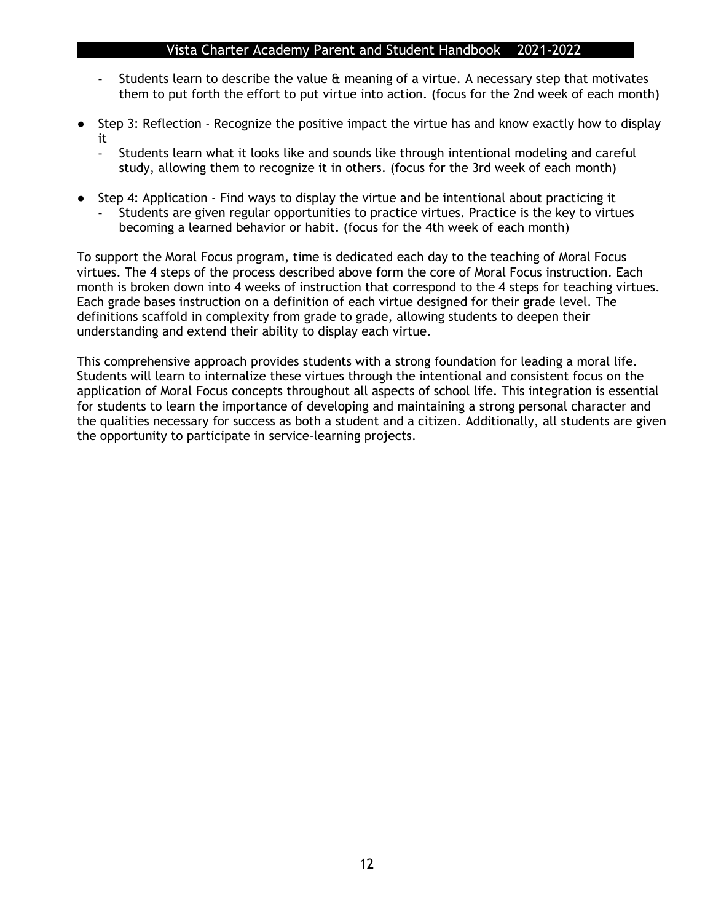- Students learn to describe the value & meaning of a virtue. A necessary step that motivates them to put forth the effort to put virtue into action. (focus for the 2nd week of each month)

- Step 3: Reflection - Recognize the positive impact the virtue has and know exactly how to display it
  - Students learn what it looks like and sounds like through intentional modeling and careful study, allowing them to recognize it in others. (focus for the 3rd week of each month)

- Step 4: Application - Find ways to display the virtue and be intentional about practicing it
  - Students are given regular opportunities to practice virtues. Practice is the key to virtues becoming a learned behavior or habit. (focus for the 4th week of each month)

To support the Moral Focus program, time is dedicated each day to the teaching of Moral Focus virtues. The 4 steps of the process described above form the core of Moral Focus instruction. Each month is broken down into 4 weeks of instruction that correspond to the 4 steps for teaching virtues. Each grade bases instruction on a definition of each virtue designed for their grade level. The definitions scaffold in complexity from grade to grade, allowing students to deepen their understanding and extend their ability to display each virtue.

This comprehensive approach provides students with a strong foundation for leading a moral life. Students will learn to internalize these virtues through the intentional and consistent focus on the application of Moral Focus concepts throughout all aspects of school life. This integration is essential for students to learn the importance of developing and maintaining a strong personal character and the qualities necessary for success as both a student and a citizen. Additionally, all students are given the opportunity to participate in service-learning projects.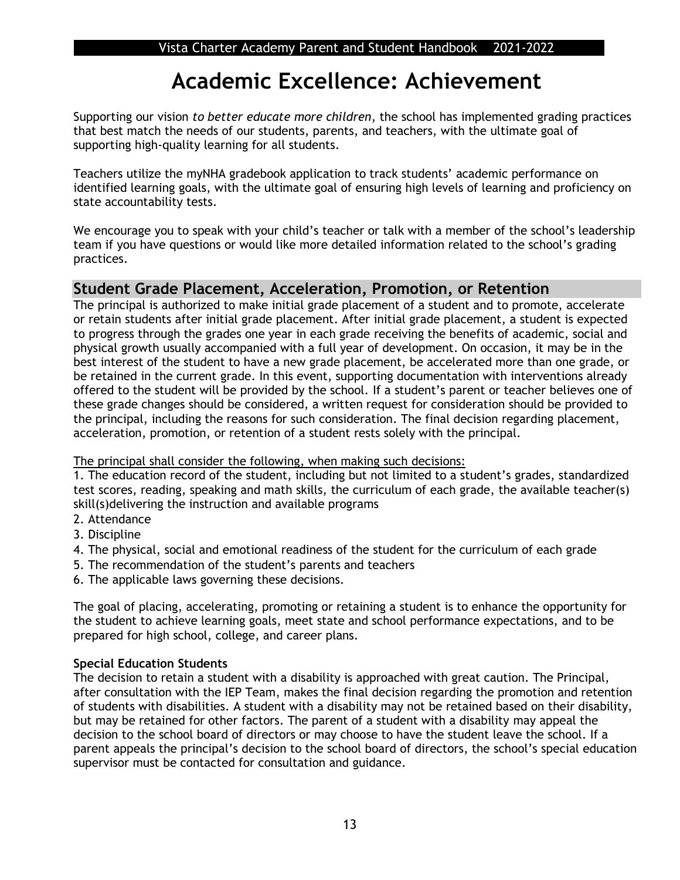# Academic Excellence: Achievement

Supporting our vision *to better educate more children*, the school has implemented grading practices that best match the needs of our students, parents, and teachers, with the ultimate goal of supporting high-quality learning for all students.

Teachers utilize the myNHA gradebook application to track students' academic performance on identified learning goals, with the ultimate goal of ensuring high levels of learning and proficiency on state accountability tests.

We encourage you to speak with your child's teacher or talk with a member of the school's leadership team if you have questions or would like more detailed information related to the school's grading practices.

## Student Grade Placement, Acceleration, Promotion, or Retention

The principal is authorized to make initial grade placement of a student and to promote, accelerate or retain students after initial grade placement. After initial grade placement, a student is expected to progress through the grades one year in each grade receiving the benefits of academic, social and physical growth usually accompanied with a full year of development. On occasion, it may be in the best interest of the student to have a new grade placement, be accelerated more than one grade, or be retained in the current grade. In this event, supporting documentation with interventions already offered to the student will be provided by the school. If a student's parent or teacher believes one of these grade changes should be considered, a written request for consideration should be provided to the principal, including the reasons for such consideration. The final decision regarding placement, acceleration, promotion, or retention of a student rests solely with the principal.

<u>The principal shall consider the following, when making such decisions:</u>

1. The education record of the student, including but not limited to a student's grades, standardized test scores, reading, speaking and math skills, the curriculum of each grade, the available teacher(s) skill(s)delivering the instruction and available programs
2. Attendance
3. Discipline
4. The physical, social and emotional readiness of the student for the curriculum of each grade
5. The recommendation of the student's parents and teachers
6. The applicable laws governing these decisions.

The goal of placing, accelerating, promoting or retaining a student is to enhance the opportunity for the student to achieve learning goals, meet state and school performance expectations, and to be prepared for high school, college, and career plans.

**Special Education Students**

The decision to retain a student with a disability is approached with great caution. The Principal, after consultation with the IEP Team, makes the final decision regarding the promotion and retention of students with disabilities. A student with a disability may not be retained based on their disability, but may be retained for other factors. The parent of a student with a disability may appeal the decision to the school board of directors or may choose to have the student leave the school. If a parent appeals the principal's decision to the school board of directors, the school's special education supervisor must be contacted for consultation and guidance.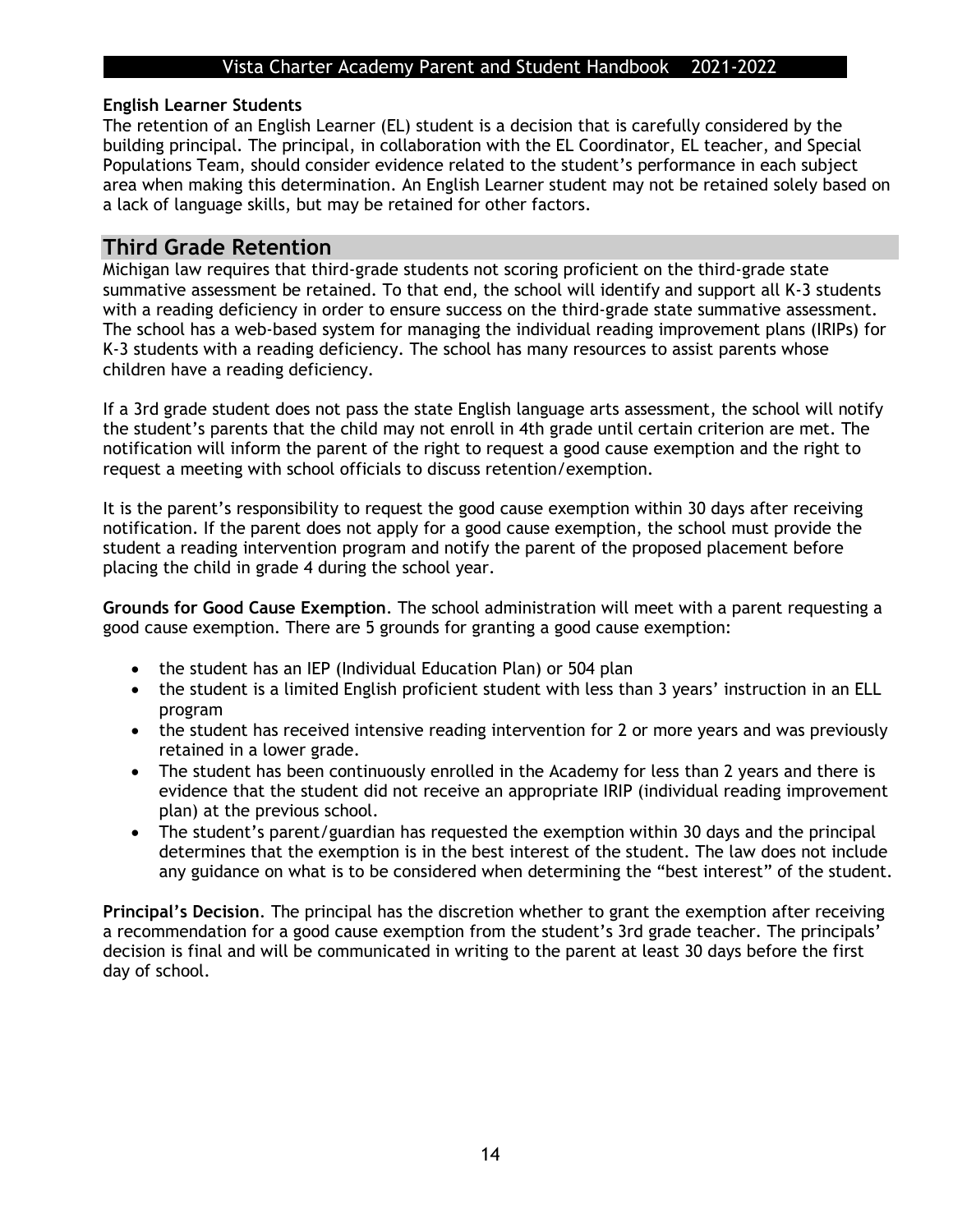**English Learner Students**

The retention of an English Learner (EL) student is a decision that is carefully considered by the building principal. The principal, in collaboration with the EL Coordinator, EL teacher, and Special Populations Team, should consider evidence related to the student's performance in each subject area when making this determination. An English Learner student may not be retained solely based on a lack of language skills, but may be retained for other factors.

## Third Grade Retention

Michigan law requires that third-grade students not scoring proficient on the third-grade state summative assessment be retained. To that end, the school will identify and support all K-3 students with a reading deficiency in order to ensure success on the third-grade state summative assessment. The school has a web-based system for managing the individual reading improvement plans (IRIPs) for K-3 students with a reading deficiency. The school has many resources to assist parents whose children have a reading deficiency.

If a 3rd grade student does not pass the state English language arts assessment, the school will notify the student's parents that the child may not enroll in 4th grade until certain criterion are met. The notification will inform the parent of the right to request a good cause exemption and the right to request a meeting with school officials to discuss retention/exemption.

It is the parent's responsibility to request the good cause exemption within 30 days after receiving notification. If the parent does not apply for a good cause exemption, the school must provide the student a reading intervention program and notify the parent of the proposed placement before placing the child in grade 4 during the school year.

**Grounds for Good Cause Exemption**. The school administration will meet with a parent requesting a good cause exemption. There are 5 grounds for granting a good cause exemption:

- the student has an IEP (Individual Education Plan) or 504 plan
- the student is a limited English proficient student with less than 3 years' instruction in an ELL program
- the student has received intensive reading intervention for 2 or more years and was previously retained in a lower grade.
- The student has been continuously enrolled in the Academy for less than 2 years and there is evidence that the student did not receive an appropriate IRIP (individual reading improvement plan) at the previous school.
- The student's parent/guardian has requested the exemption within 30 days and the principal determines that the exemption is in the best interest of the student. The law does not include any guidance on what is to be considered when determining the "best interest" of the student.

**Principal's Decision**. The principal has the discretion whether to grant the exemption after receiving a recommendation for a good cause exemption from the student's 3rd grade teacher. The principals' decision is final and will be communicated in writing to the parent at least 30 days before the first day of school.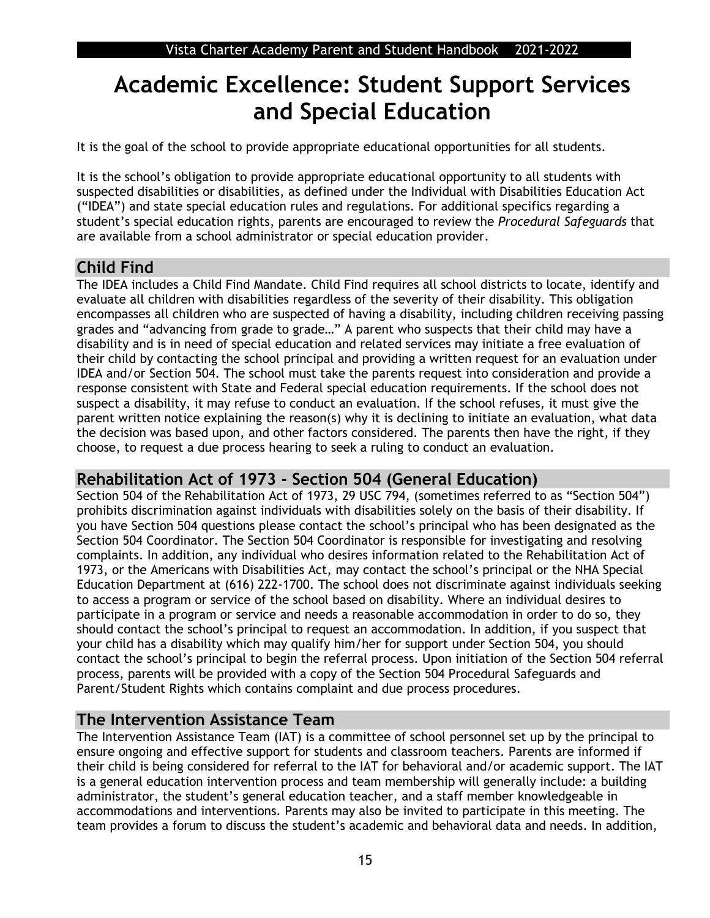# Academic Excellence: Student Support Services and Special Education

It is the goal of the school to provide appropriate educational opportunities for all students.

It is the school's obligation to provide appropriate educational opportunity to all students with suspected disabilities or disabilities, as defined under the Individual with Disabilities Education Act ("IDEA") and state special education rules and regulations. For additional specifics regarding a student's special education rights, parents are encouraged to review the *Procedural Safeguards* that are available from a school administrator or special education provider.

## Child Find

The IDEA includes a Child Find Mandate. Child Find requires all school districts to locate, identify and evaluate all children with disabilities regardless of the severity of their disability. This obligation encompasses all children who are suspected of having a disability, including children receiving passing grades and "advancing from grade to grade…" A parent who suspects that their child may have a disability and is in need of special education and related services may initiate a free evaluation of their child by contacting the school principal and providing a written request for an evaluation under IDEA and/or Section 504. The school must take the parents request into consideration and provide a response consistent with State and Federal special education requirements. If the school does not suspect a disability, it may refuse to conduct an evaluation. If the school refuses, it must give the parent written notice explaining the reason(s) why it is declining to initiate an evaluation, what data the decision was based upon, and other factors considered. The parents then have the right, if they choose, to request a due process hearing to seek a ruling to conduct an evaluation.

## Rehabilitation Act of 1973 - Section 504 (General Education)

Section 504 of the Rehabilitation Act of 1973, 29 USC 794, (sometimes referred to as "Section 504") prohibits discrimination against individuals with disabilities solely on the basis of their disability. If you have Section 504 questions please contact the school's principal who has been designated as the Section 504 Coordinator. The Section 504 Coordinator is responsible for investigating and resolving complaints. In addition, any individual who desires information related to the Rehabilitation Act of 1973, or the Americans with Disabilities Act, may contact the school's principal or the NHA Special Education Department at (616) 222-1700. The school does not discriminate against individuals seeking to access a program or service of the school based on disability. Where an individual desires to participate in a program or service and needs a reasonable accommodation in order to do so, they should contact the school's principal to request an accommodation. In addition, if you suspect that your child has a disability which may qualify him/her for support under Section 504, you should contact the school's principal to begin the referral process. Upon initiation of the Section 504 referral process, parents will be provided with a copy of the Section 504 Procedural Safeguards and Parent/Student Rights which contains complaint and due process procedures.

## The Intervention Assistance Team

The Intervention Assistance Team (IAT) is a committee of school personnel set up by the principal to ensure ongoing and effective support for students and classroom teachers. Parents are informed if their child is being considered for referral to the IAT for behavioral and/or academic support. The IAT is a general education intervention process and team membership will generally include: a building administrator, the student's general education teacher, and a staff member knowledgeable in accommodations and interventions. Parents may also be invited to participate in this meeting. The team provides a forum to discuss the student's academic and behavioral data and needs. In addition,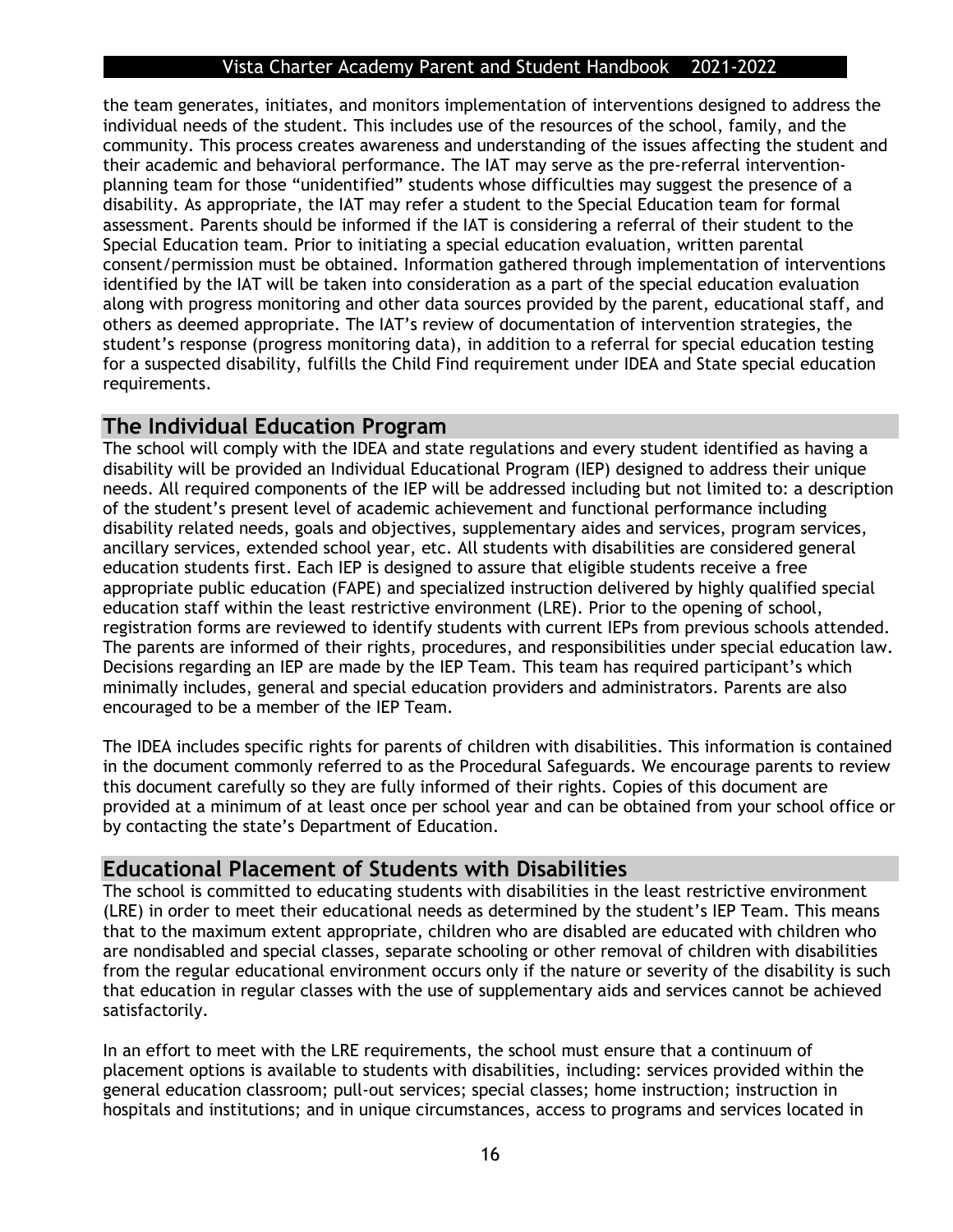the team generates, initiates, and monitors implementation of interventions designed to address the individual needs of the student. This includes use of the resources of the school, family, and the community. This process creates awareness and understanding of the issues affecting the student and their academic and behavioral performance. The IAT may serve as the pre-referral intervention-planning team for those "unidentified" students whose difficulties may suggest the presence of a disability. As appropriate, the IAT may refer a student to the Special Education team for formal assessment. Parents should be informed if the IAT is considering a referral of their student to the Special Education team. Prior to initiating a special education evaluation, written parental consent/permission must be obtained. Information gathered through implementation of interventions identified by the IAT will be taken into consideration as a part of the special education evaluation along with progress monitoring and other data sources provided by the parent, educational staff, and others as deemed appropriate. The IAT's review of documentation of intervention strategies, the student's response (progress monitoring data), in addition to a referral for special education testing for a suspected disability, fulfills the Child Find requirement under IDEA and State special education requirements.

## The Individual Education Program

The school will comply with the IDEA and state regulations and every student identified as having a disability will be provided an Individual Educational Program (IEP) designed to address their unique needs. All required components of the IEP will be addressed including but not limited to: a description of the student's present level of academic achievement and functional performance including disability related needs, goals and objectives, supplementary aides and services, program services, ancillary services, extended school year, etc. All students with disabilities are considered general education students first. Each IEP is designed to assure that eligible students receive a free appropriate public education (FAPE) and specialized instruction delivered by highly qualified special education staff within the least restrictive environment (LRE). Prior to the opening of school, registration forms are reviewed to identify students with current IEPs from previous schools attended. The parents are informed of their rights, procedures, and responsibilities under special education law. Decisions regarding an IEP are made by the IEP Team. This team has required participant's which minimally includes, general and special education providers and administrators. Parents are also encouraged to be a member of the IEP Team.

The IDEA includes specific rights for parents of children with disabilities. This information is contained in the document commonly referred to as the Procedural Safeguards. We encourage parents to review this document carefully so they are fully informed of their rights. Copies of this document are provided at a minimum of at least once per school year and can be obtained from your school office or by contacting the state's Department of Education.

## Educational Placement of Students with Disabilities

The school is committed to educating students with disabilities in the least restrictive environment (LRE) in order to meet their educational needs as determined by the student's IEP Team. This means that to the maximum extent appropriate, children who are disabled are educated with children who are nondisabled and special classes, separate schooling or other removal of children with disabilities from the regular educational environment occurs only if the nature or severity of the disability is such that education in regular classes with the use of supplementary aids and services cannot be achieved satisfactorily.

In an effort to meet with the LRE requirements, the school must ensure that a continuum of placement options is available to students with disabilities, including: services provided within the general education classroom; pull-out services; special classes; home instruction; instruction in hospitals and institutions; and in unique circumstances, access to programs and services located in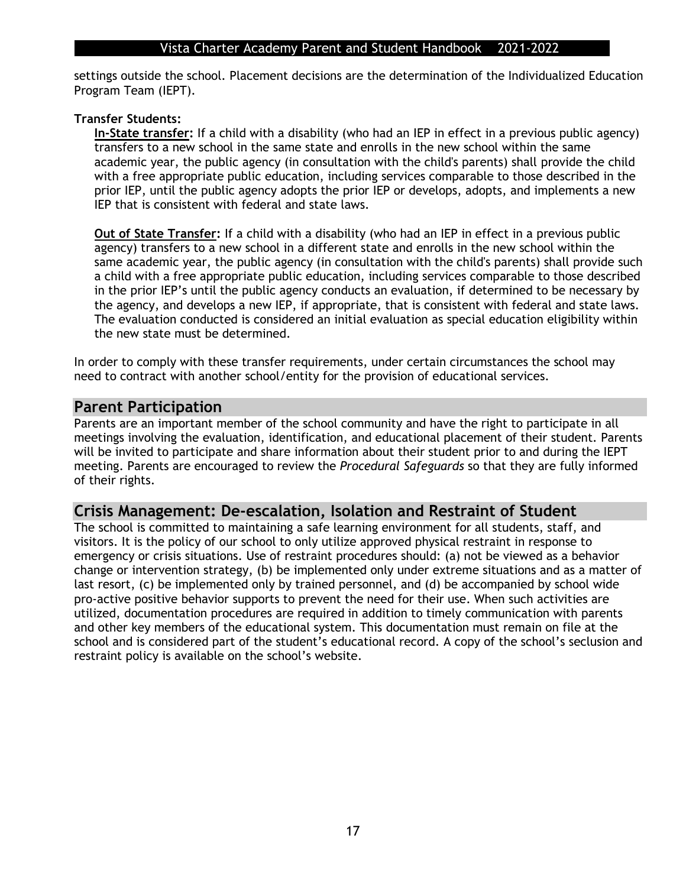settings outside the school. Placement decisions are the determination of the Individualized Education Program Team (IEPT).

**Transfer Students:**

**In-State transfer:** If a child with a disability (who had an IEP in effect in a previous public agency) transfers to a new school in the same state and enrolls in the new school within the same academic year, the public agency (in consultation with the child's parents) shall provide the child with a free appropriate public education, including services comparable to those described in the prior IEP, until the public agency adopts the prior IEP or develops, adopts, and implements a new IEP that is consistent with federal and state laws.

**Out of State Transfer:** If a child with a disability (who had an IEP in effect in a previous public agency) transfers to a new school in a different state and enrolls in the new school within the same academic year, the public agency (in consultation with the child's parents) shall provide such a child with a free appropriate public education, including services comparable to those described in the prior IEP's until the public agency conducts an evaluation, if determined to be necessary by the agency, and develops a new IEP, if appropriate, that is consistent with federal and state laws. The evaluation conducted is considered an initial evaluation as special education eligibility within the new state must be determined.

In order to comply with these transfer requirements, under certain circumstances the school may need to contract with another school/entity for the provision of educational services.

## Parent Participation

Parents are an important member of the school community and have the right to participate in all meetings involving the evaluation, identification, and educational placement of their student. Parents will be invited to participate and share information about their student prior to and during the IEPT meeting. Parents are encouraged to review the *Procedural Safeguards* so that they are fully informed of their rights.

## Crisis Management: De-escalation, Isolation and Restraint of Student

The school is committed to maintaining a safe learning environment for all students, staff, and visitors. It is the policy of our school to only utilize approved physical restraint in response to emergency or crisis situations. Use of restraint procedures should: (a) not be viewed as a behavior change or intervention strategy, (b) be implemented only under extreme situations and as a matter of last resort, (c) be implemented only by trained personnel, and (d) be accompanied by school wide pro-active positive behavior supports to prevent the need for their use. When such activities are utilized, documentation procedures are required in addition to timely communication with parents and other key members of the educational system. This documentation must remain on file at the school and is considered part of the student's educational record. A copy of the school's seclusion and restraint policy is available on the school's website.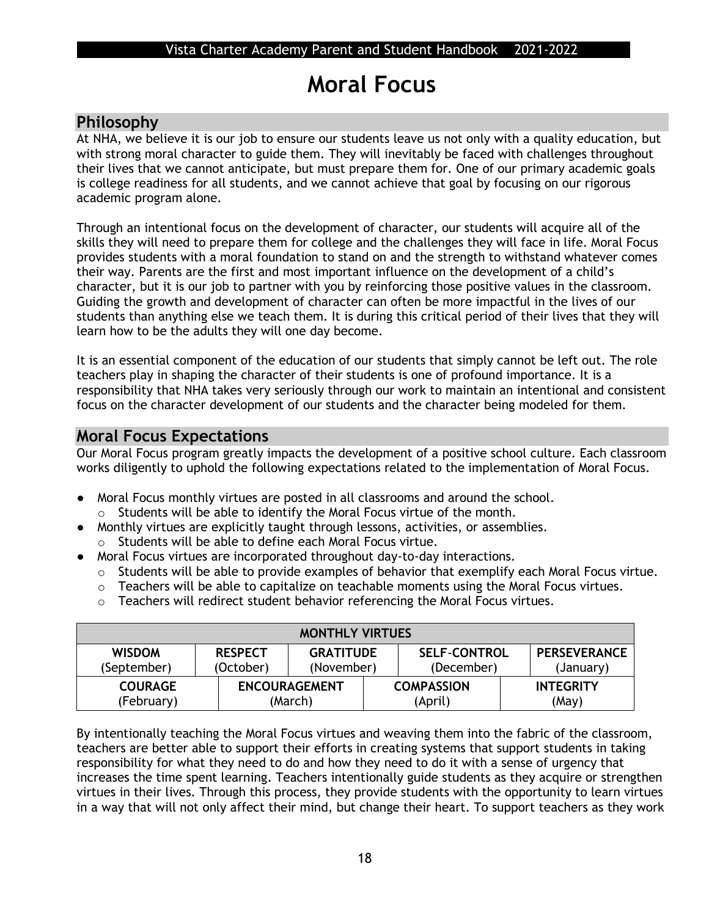# Moral Focus

## Philosophy

At NHA, we believe it is our job to ensure our students leave us not only with a quality education, but with strong moral character to guide them. They will inevitably be faced with challenges throughout their lives that we cannot anticipate, but must prepare them for. One of our primary academic goals is college readiness for all students, and we cannot achieve that goal by focusing on our rigorous academic program alone.

Through an intentional focus on the development of character, our students will acquire all of the skills they will need to prepare them for college and the challenges they will face in life. Moral Focus provides students with a moral foundation to stand on and the strength to withstand whatever comes their way. Parents are the first and most important influence on the development of a child's character, but it is our job to partner with you by reinforcing those positive values in the classroom. Guiding the growth and development of character can often be more impactful in the lives of our students than anything else we teach them. It is during this critical period of their lives that they will learn how to be the adults they will one day become.

It is an essential component of the education of our students that simply cannot be left out. The role teachers play in shaping the character of their students is one of profound importance. It is a responsibility that NHA takes very seriously through our work to maintain an intentional and consistent focus on the character development of our students and the character being modeled for them.

## Moral Focus Expectations

Our Moral Focus program greatly impacts the development of a positive school culture. Each classroom works diligently to uphold the following expectations related to the implementation of Moral Focus.

- Moral Focus monthly virtues are posted in all classrooms and around the school.
  - Students will be able to identify the Moral Focus virtue of the month.
- Monthly virtues are explicitly taught through lessons, activities, or assemblies.
  - Students will be able to define each Moral Focus virtue.
- Moral Focus virtues are incorporated throughout day-to-day interactions.
  - Students will be able to provide examples of behavior that exemplify each Moral Focus virtue.
  - Teachers will be able to capitalize on teachable moments using the Moral Focus virtues.
  - Teachers will redirect student behavior referencing the Moral Focus virtues.

| MONTHLY VIRTUES | | | | |
|---|---|---|---|---|
| **WISDOM** (September) | **RESPECT** (October) | **GRATITUDE** (November) | **SELF-CONTROL** (December) | **PERSEVERANCE** (January) |
| **COURAGE** (February) | **ENCOURAGEMENT** (March) | **COMPASSION** (April) | **INTEGRITY** (May) | |

By intentionally teaching the Moral Focus virtues and weaving them into the fabric of the classroom, teachers are better able to support their efforts in creating systems that support students in taking responsibility for what they need to do and how they need to do it with a sense of urgency that increases the time spent learning. Teachers intentionally guide students as they acquire or strengthen virtues in their lives. Through this process, they provide students with the opportunity to learn virtues in a way that will not only affect their mind, but change their heart. To support teachers as they work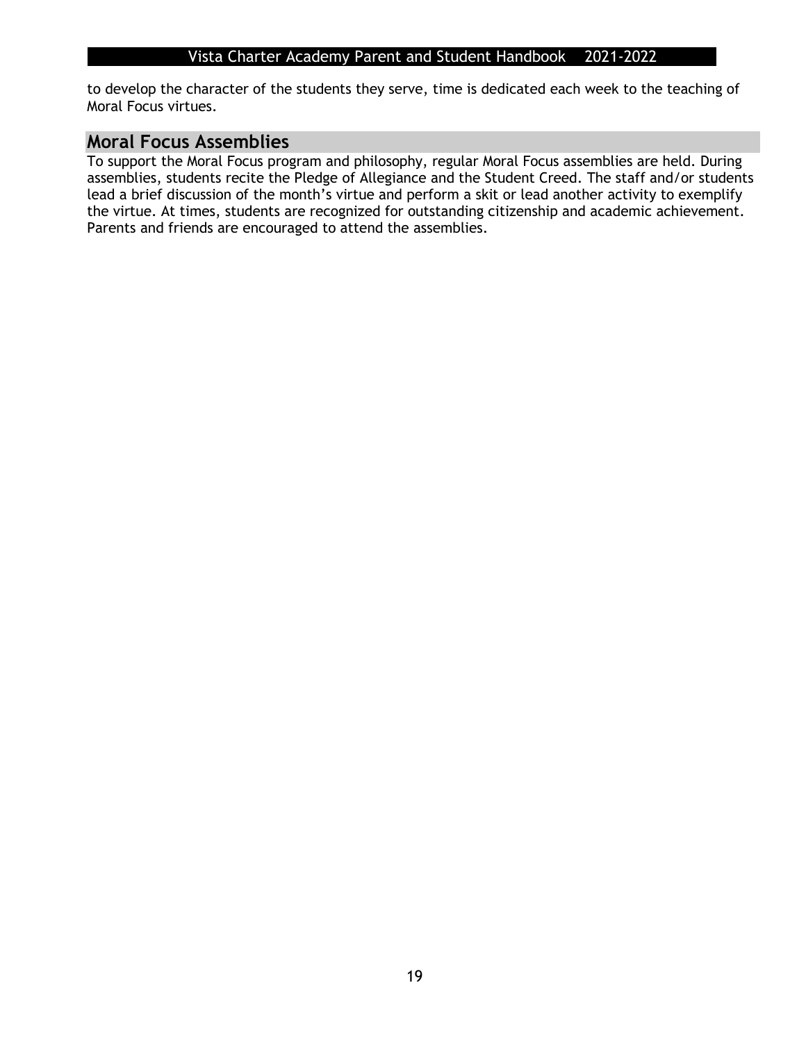to develop the character of the students they serve, time is dedicated each week to the teaching of Moral Focus virtues.

## Moral Focus Assemblies

To support the Moral Focus program and philosophy, regular Moral Focus assemblies are held. During assemblies, students recite the Pledge of Allegiance and the Student Creed. The staff and/or students lead a brief discussion of the month's virtue and perform a skit or lead another activity to exemplify the virtue. At times, students are recognized for outstanding citizenship and academic achievement. Parents and friends are encouraged to attend the assemblies.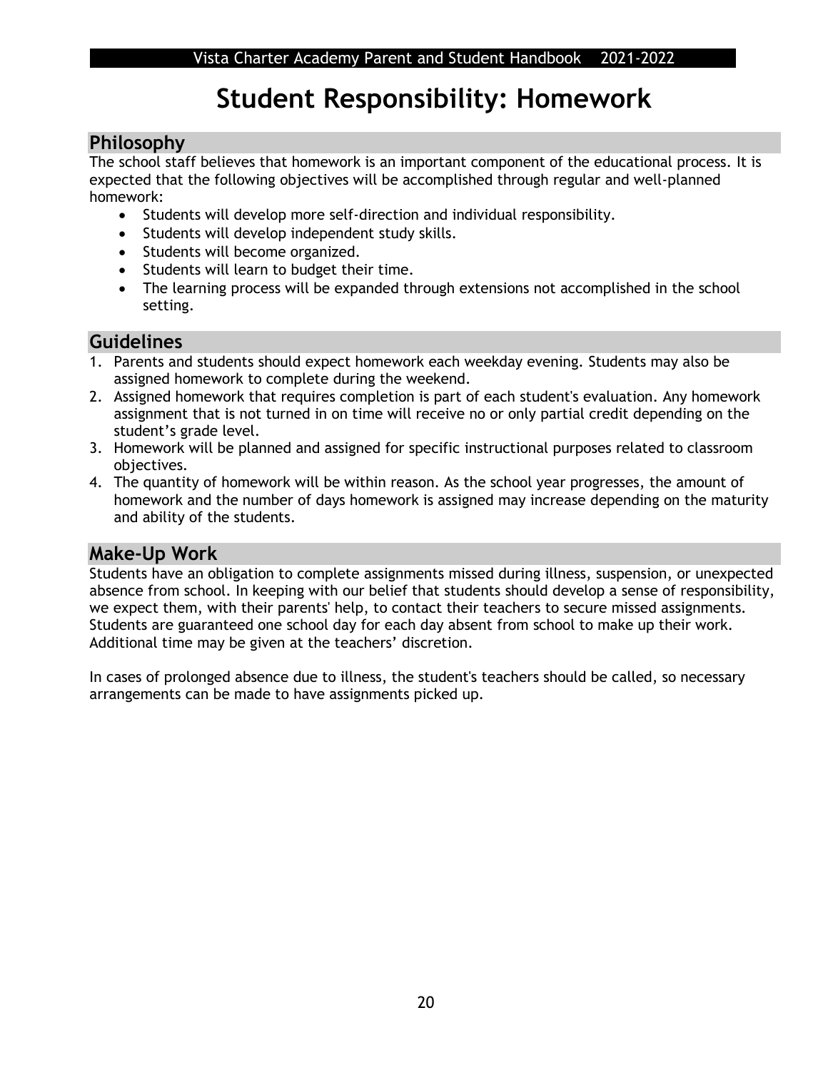# Student Responsibility: Homework

## Philosophy

The school staff believes that homework is an important component of the educational process. It is expected that the following objectives will be accomplished through regular and well-planned homework:

- Students will develop more self-direction and individual responsibility.
- Students will develop independent study skills.
- Students will become organized.
- Students will learn to budget their time.
- The learning process will be expanded through extensions not accomplished in the school setting.

## Guidelines

1. Parents and students should expect homework each weekday evening. Students may also be assigned homework to complete during the weekend.
2. Assigned homework that requires completion is part of each student's evaluation. Any homework assignment that is not turned in on time will receive no or only partial credit depending on the student's grade level.
3. Homework will be planned and assigned for specific instructional purposes related to classroom objectives.
4. The quantity of homework will be within reason. As the school year progresses, the amount of homework and the number of days homework is assigned may increase depending on the maturity and ability of the students.

## Make-Up Work

Students have an obligation to complete assignments missed during illness, suspension, or unexpected absence from school. In keeping with our belief that students should develop a sense of responsibility, we expect them, with their parents' help, to contact their teachers to secure missed assignments. Students are guaranteed one school day for each day absent from school to make up their work. Additional time may be given at the teachers' discretion.

In cases of prolonged absence due to illness, the student's teachers should be called, so necessary arrangements can be made to have assignments picked up.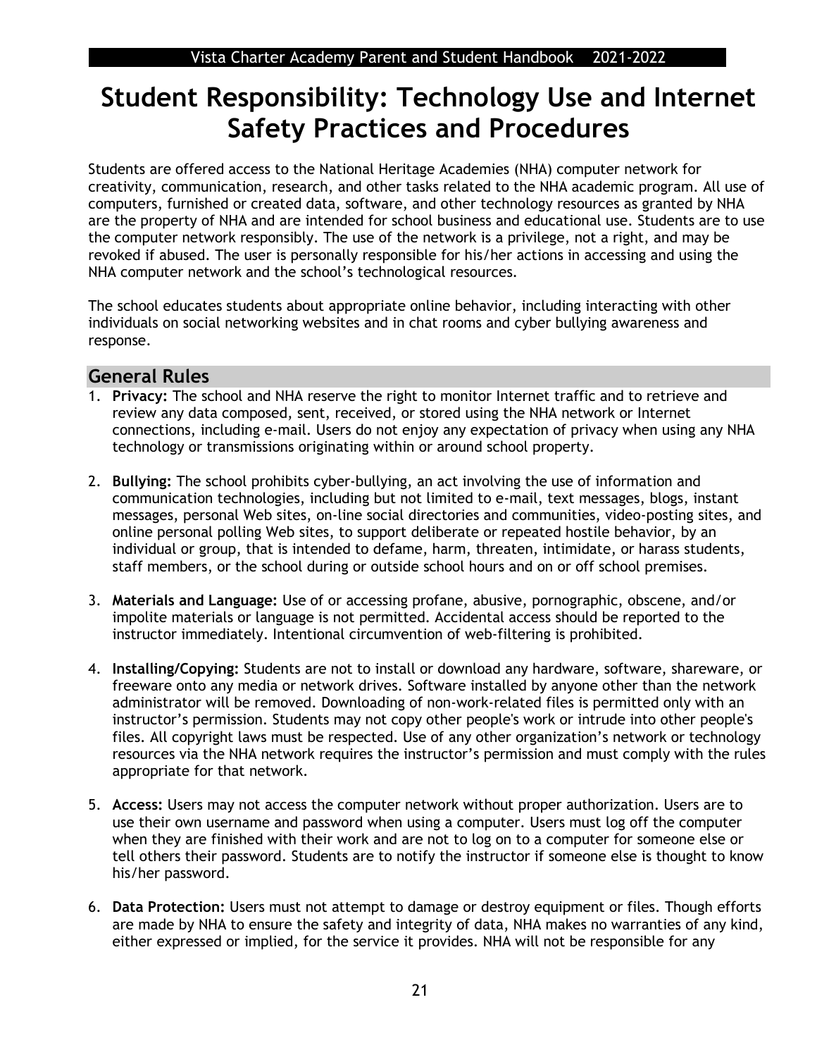# Student Responsibility: Technology Use and Internet Safety Practices and Procedures

Students are offered access to the National Heritage Academies (NHA) computer network for creativity, communication, research, and other tasks related to the NHA academic program. All use of computers, furnished or created data, software, and other technology resources as granted by NHA are the property of NHA and are intended for school business and educational use. Students are to use the computer network responsibly. The use of the network is a privilege, not a right, and may be revoked if abused. The user is personally responsible for his/her actions in accessing and using the NHA computer network and the school's technological resources.

The school educates students about appropriate online behavior, including interacting with other individuals on social networking websites and in chat rooms and cyber bullying awareness and response.

## General Rules

1. **Privacy:** The school and NHA reserve the right to monitor Internet traffic and to retrieve and review any data composed, sent, received, or stored using the NHA network or Internet connections, including e-mail. Users do not enjoy any expectation of privacy when using any NHA technology or transmissions originating within or around school property.

2. **Bullying:** The school prohibits cyber-bullying, an act involving the use of information and communication technologies, including but not limited to e-mail, text messages, blogs, instant messages, personal Web sites, on-line social directories and communities, video-posting sites, and online personal polling Web sites, to support deliberate or repeated hostile behavior, by an individual or group, that is intended to defame, harm, threaten, intimidate, or harass students, staff members, or the school during or outside school hours and on or off school premises.

3. **Materials and Language:** Use of or accessing profane, abusive, pornographic, obscene, and/or impolite materials or language is not permitted. Accidental access should be reported to the instructor immediately. Intentional circumvention of web-filtering is prohibited.

4. **Installing/Copying:** Students are not to install or download any hardware, software, shareware, or freeware onto any media or network drives. Software installed by anyone other than the network administrator will be removed. Downloading of non-work-related files is permitted only with an instructor's permission. Students may not copy other people's work or intrude into other people's files. All copyright laws must be respected. Use of any other organization's network or technology resources via the NHA network requires the instructor's permission and must comply with the rules appropriate for that network.

5. **Access:** Users may not access the computer network without proper authorization. Users are to use their own username and password when using a computer. Users must log off the computer when they are finished with their work and are not to log on to a computer for someone else or tell others their password. Students are to notify the instructor if someone else is thought to know his/her password.

6. **Data Protection:** Users must not attempt to damage or destroy equipment or files. Though efforts are made by NHA to ensure the safety and integrity of data, NHA makes no warranties of any kind, either expressed or implied, for the service it provides. NHA will not be responsible for any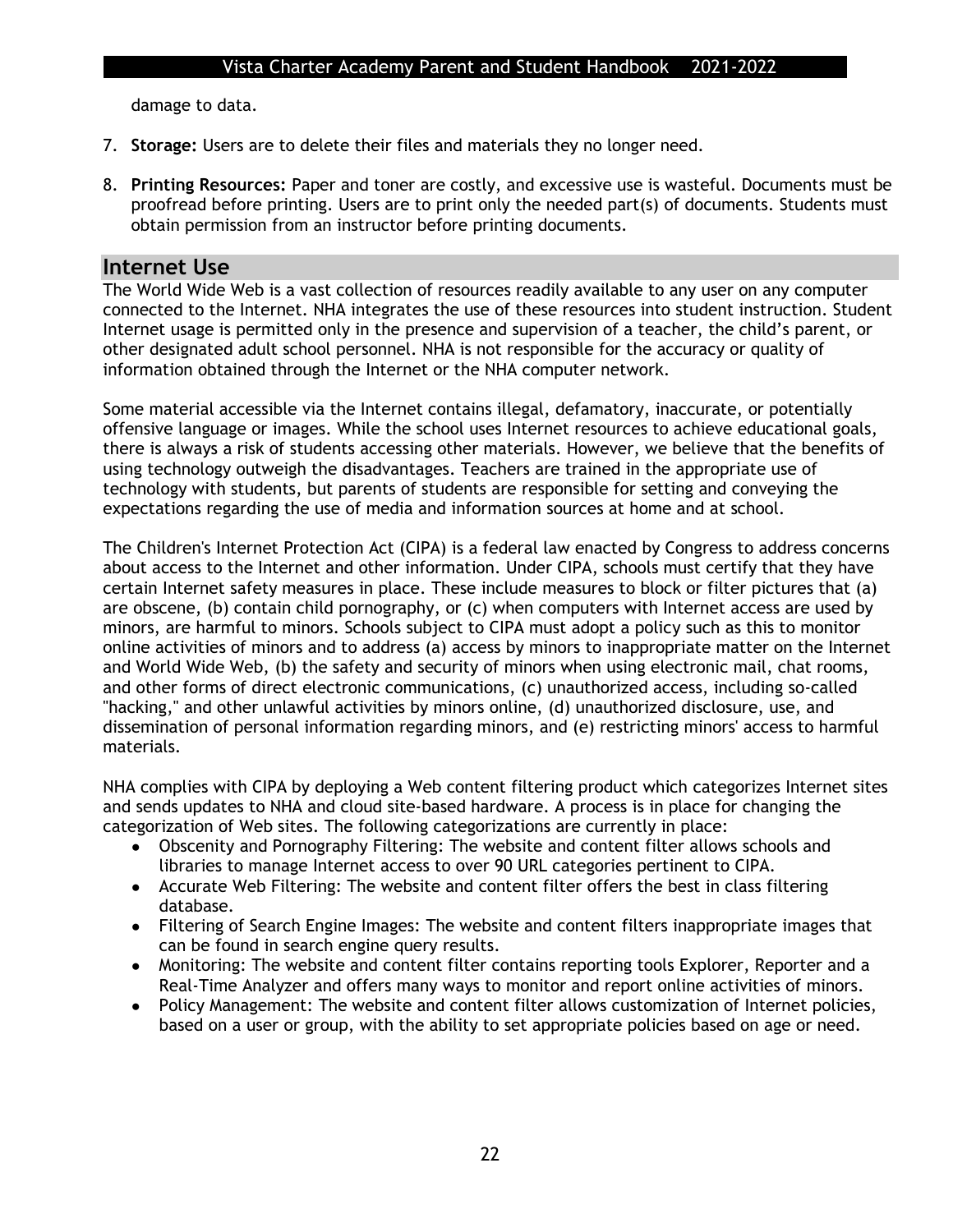damage to data.

7. **Storage:** Users are to delete their files and materials they no longer need.

8. **Printing Resources:** Paper and toner are costly, and excessive use is wasteful. Documents must be proofread before printing. Users are to print only the needed part(s) of documents. Students must obtain permission from an instructor before printing documents.

## Internet Use

The World Wide Web is a vast collection of resources readily available to any user on any computer connected to the Internet. NHA integrates the use of these resources into student instruction. Student Internet usage is permitted only in the presence and supervision of a teacher, the child's parent, or other designated adult school personnel. NHA is not responsible for the accuracy or quality of information obtained through the Internet or the NHA computer network.

Some material accessible via the Internet contains illegal, defamatory, inaccurate, or potentially offensive language or images. While the school uses Internet resources to achieve educational goals, there is always a risk of students accessing other materials. However, we believe that the benefits of using technology outweigh the disadvantages. Teachers are trained in the appropriate use of technology with students, but parents of students are responsible for setting and conveying the expectations regarding the use of media and information sources at home and at school.

The Children's Internet Protection Act (CIPA) is a federal law enacted by Congress to address concerns about access to the Internet and other information. Under CIPA, schools must certify that they have certain Internet safety measures in place. These include measures to block or filter pictures that (a) are obscene, (b) contain child pornography, or (c) when computers with Internet access are used by minors, are harmful to minors. Schools subject to CIPA must adopt a policy such as this to monitor online activities of minors and to address (a) access by minors to inappropriate matter on the Internet and World Wide Web, (b) the safety and security of minors when using electronic mail, chat rooms, and other forms of direct electronic communications, (c) unauthorized access, including so-called "hacking," and other unlawful activities by minors online, (d) unauthorized disclosure, use, and dissemination of personal information regarding minors, and (e) restricting minors' access to harmful materials.

NHA complies with CIPA by deploying a Web content filtering product which categorizes Internet sites and sends updates to NHA and cloud site-based hardware. A process is in place for changing the categorization of Web sites. The following categorizations are currently in place:

- Obscenity and Pornography Filtering: The website and content filter allows schools and libraries to manage Internet access to over 90 URL categories pertinent to CIPA.
- Accurate Web Filtering: The website and content filter offers the best in class filtering database.
- Filtering of Search Engine Images: The website and content filters inappropriate images that can be found in search engine query results.
- Monitoring: The website and content filter contains reporting tools Explorer, Reporter and a Real-Time Analyzer and offers many ways to monitor and report online activities of minors.
- Policy Management: The website and content filter allows customization of Internet policies, based on a user or group, with the ability to set appropriate policies based on age or need.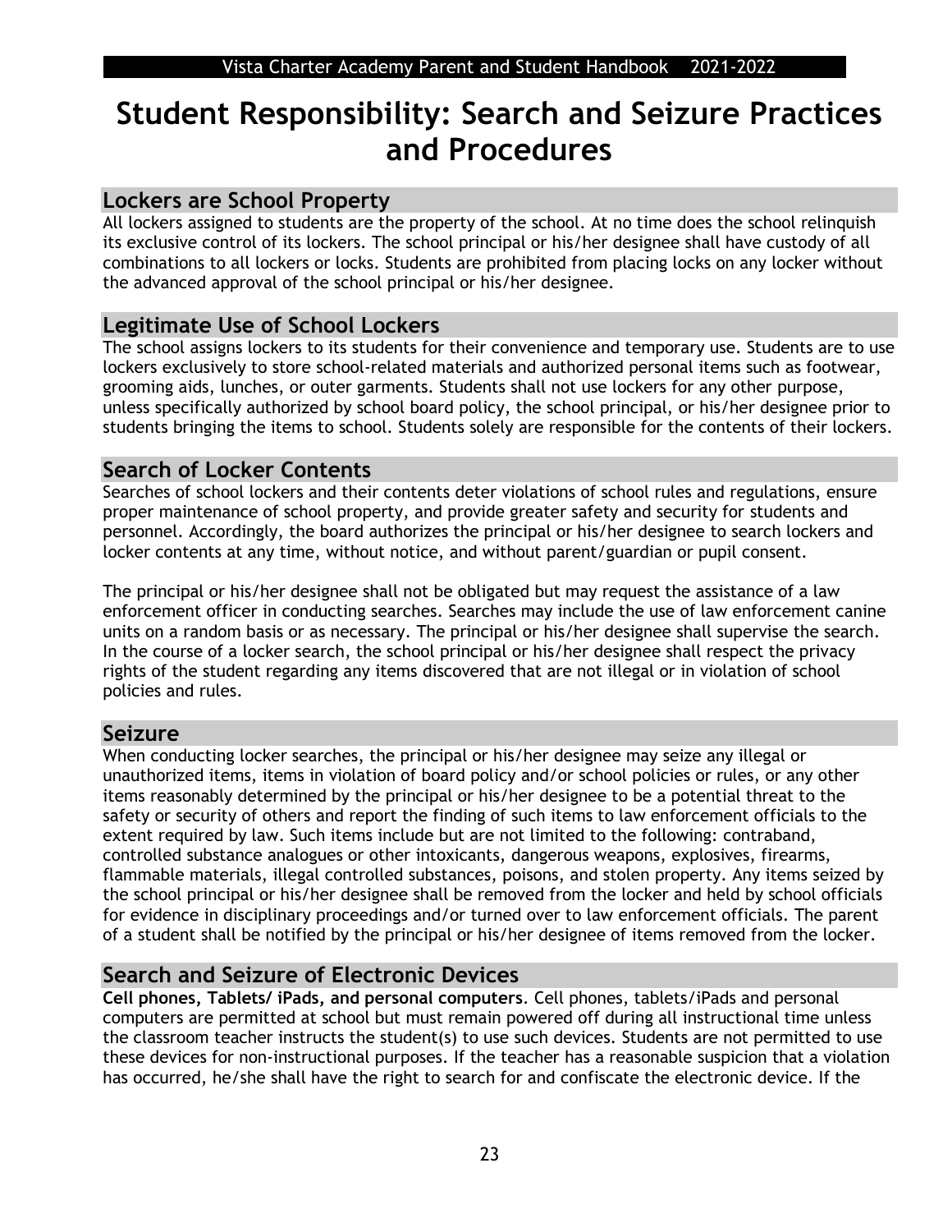# Student Responsibility: Search and Seizure Practices and Procedures

## Lockers are School Property

All lockers assigned to students are the property of the school. At no time does the school relinquish its exclusive control of its lockers. The school principal or his/her designee shall have custody of all combinations to all lockers or locks. Students are prohibited from placing locks on any locker without the advanced approval of the school principal or his/her designee.

## Legitimate Use of School Lockers

The school assigns lockers to its students for their convenience and temporary use. Students are to use lockers exclusively to store school-related materials and authorized personal items such as footwear, grooming aids, lunches, or outer garments. Students shall not use lockers for any other purpose, unless specifically authorized by school board policy, the school principal, or his/her designee prior to students bringing the items to school. Students solely are responsible for the contents of their lockers.

## Search of Locker Contents

Searches of school lockers and their contents deter violations of school rules and regulations, ensure proper maintenance of school property, and provide greater safety and security for students and personnel. Accordingly, the board authorizes the principal or his/her designee to search lockers and locker contents at any time, without notice, and without parent/guardian or pupil consent.

The principal or his/her designee shall not be obligated but may request the assistance of a law enforcement officer in conducting searches. Searches may include the use of law enforcement canine units on a random basis or as necessary. The principal or his/her designee shall supervise the search. In the course of a locker search, the school principal or his/her designee shall respect the privacy rights of the student regarding any items discovered that are not illegal or in violation of school policies and rules.

## Seizure

When conducting locker searches, the principal or his/her designee may seize any illegal or unauthorized items, items in violation of board policy and/or school policies or rules, or any other items reasonably determined by the principal or his/her designee to be a potential threat to the safety or security of others and report the finding of such items to law enforcement officials to the extent required by law. Such items include but are not limited to the following: contraband, controlled substance analogues or other intoxicants, dangerous weapons, explosives, firearms, flammable materials, illegal controlled substances, poisons, and stolen property. Any items seized by the school principal or his/her designee shall be removed from the locker and held by school officials for evidence in disciplinary proceedings and/or turned over to law enforcement officials. The parent of a student shall be notified by the principal or his/her designee of items removed from the locker.

## Search and Seizure of Electronic Devices

**Cell phones, Tablets/ iPads, and personal computers**. Cell phones, tablets/iPads and personal computers are permitted at school but must remain powered off during all instructional time unless the classroom teacher instructs the student(s) to use such devices. Students are not permitted to use these devices for non-instructional purposes. If the teacher has a reasonable suspicion that a violation has occurred, he/she shall have the right to search for and confiscate the electronic device. If the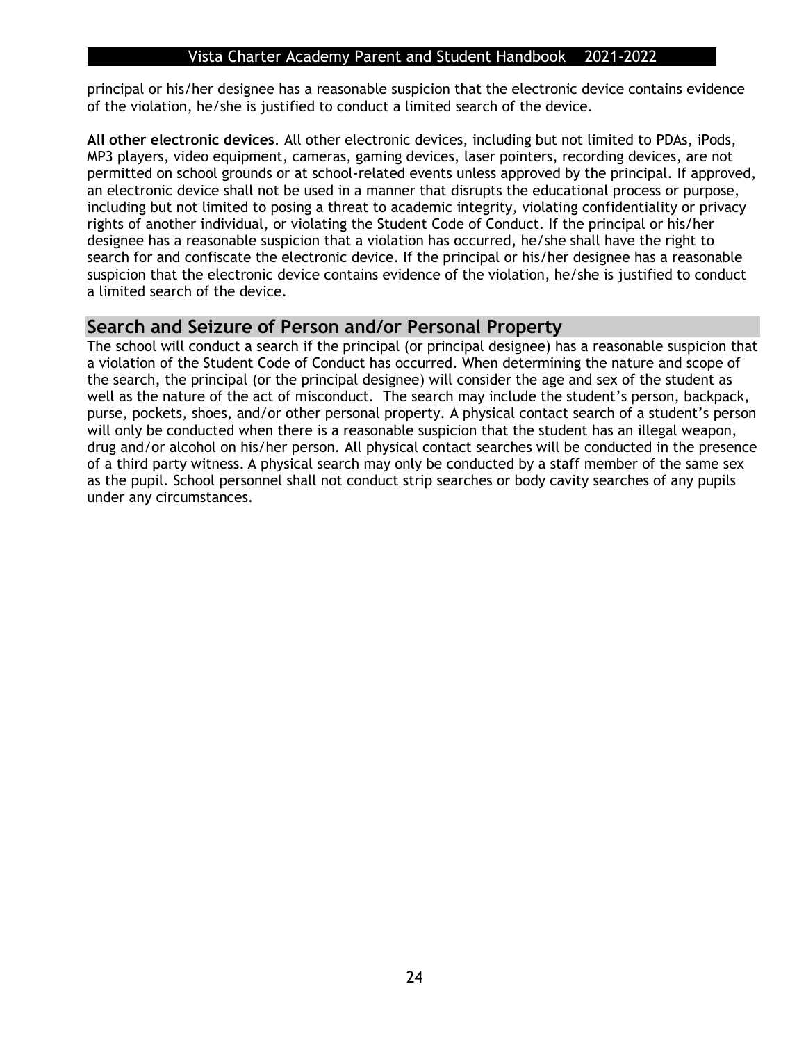principal or his/her designee has a reasonable suspicion that the electronic device contains evidence of the violation, he/she is justified to conduct a limited search of the device.

**All other electronic devices**. All other electronic devices, including but not limited to PDAs, iPods, MP3 players, video equipment, cameras, gaming devices, laser pointers, recording devices, are not permitted on school grounds or at school-related events unless approved by the principal. If approved, an electronic device shall not be used in a manner that disrupts the educational process or purpose, including but not limited to posing a threat to academic integrity, violating confidentiality or privacy rights of another individual, or violating the Student Code of Conduct. If the principal or his/her designee has a reasonable suspicion that a violation has occurred, he/she shall have the right to search for and confiscate the electronic device. If the principal or his/her designee has a reasonable suspicion that the electronic device contains evidence of the violation, he/she is justified to conduct a limited search of the device.

## Search and Seizure of Person and/or Personal Property

The school will conduct a search if the principal (or principal designee) has a reasonable suspicion that a violation of the Student Code of Conduct has occurred. When determining the nature and scope of the search, the principal (or the principal designee) will consider the age and sex of the student as well as the nature of the act of misconduct. The search may include the student's person, backpack, purse, pockets, shoes, and/or other personal property. A physical contact search of a student's person will only be conducted when there is a reasonable suspicion that the student has an illegal weapon, drug and/or alcohol on his/her person. All physical contact searches will be conducted in the presence of a third party witness. A physical search may only be conducted by a staff member of the same sex as the pupil. School personnel shall not conduct strip searches or body cavity searches of any pupils under any circumstances.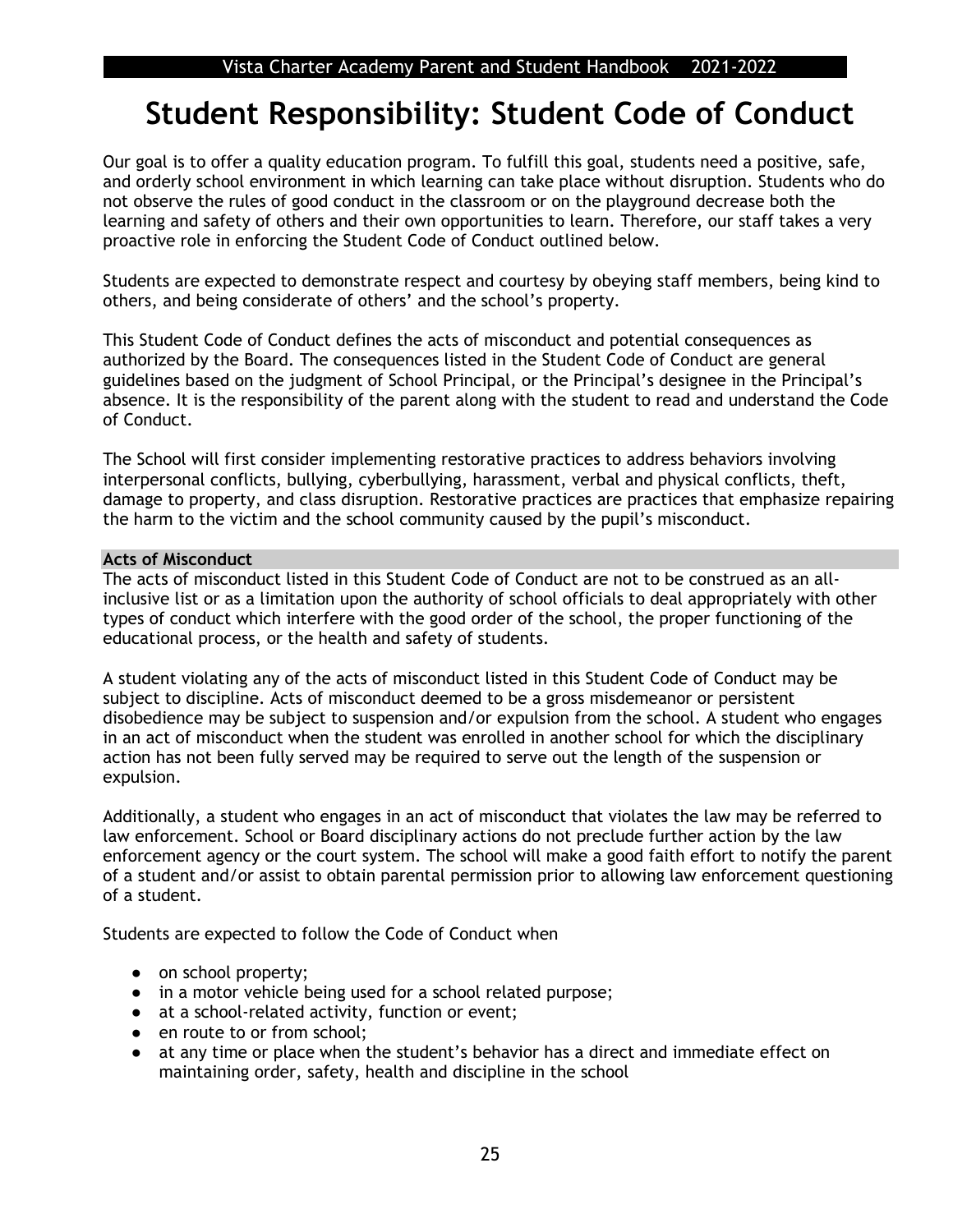# Student Responsibility: Student Code of Conduct

Our goal is to offer a quality education program. To fulfill this goal, students need a positive, safe, and orderly school environment in which learning can take place without disruption. Students who do not observe the rules of good conduct in the classroom or on the playground decrease both the learning and safety of others and their own opportunities to learn. Therefore, our staff takes a very proactive role in enforcing the Student Code of Conduct outlined below.

Students are expected to demonstrate respect and courtesy by obeying staff members, being kind to others, and being considerate of others' and the school's property.

This Student Code of Conduct defines the acts of misconduct and potential consequences as authorized by the Board. The consequences listed in the Student Code of Conduct are general guidelines based on the judgment of School Principal, or the Principal's designee in the Principal's absence. It is the responsibility of the parent along with the student to read and understand the Code of Conduct.

The School will first consider implementing restorative practices to address behaviors involving interpersonal conflicts, bullying, cyberbullying, harassment, verbal and physical conflicts, theft, damage to property, and class disruption. Restorative practices are practices that emphasize repairing the harm to the victim and the school community caused by the pupil's misconduct.

## Acts of Misconduct

The acts of misconduct listed in this Student Code of Conduct are not to be construed as an all-inclusive list or as a limitation upon the authority of school officials to deal appropriately with other types of conduct which interfere with the good order of the school, the proper functioning of the educational process, or the health and safety of students.

A student violating any of the acts of misconduct listed in this Student Code of Conduct may be subject to discipline. Acts of misconduct deemed to be a gross misdemeanor or persistent disobedience may be subject to suspension and/or expulsion from the school. A student who engages in an act of misconduct when the student was enrolled in another school for which the disciplinary action has not been fully served may be required to serve out the length of the suspension or expulsion.

Additionally, a student who engages in an act of misconduct that violates the law may be referred to law enforcement. School or Board disciplinary actions do not preclude further action by the law enforcement agency or the court system. The school will make a good faith effort to notify the parent of a student and/or assist to obtain parental permission prior to allowing law enforcement questioning of a student.

Students are expected to follow the Code of Conduct when

- on school property;
- in a motor vehicle being used for a school related purpose;
- at a school-related activity, function or event;
- en route to or from school;
- at any time or place when the student's behavior has a direct and immediate effect on maintaining order, safety, health and discipline in the school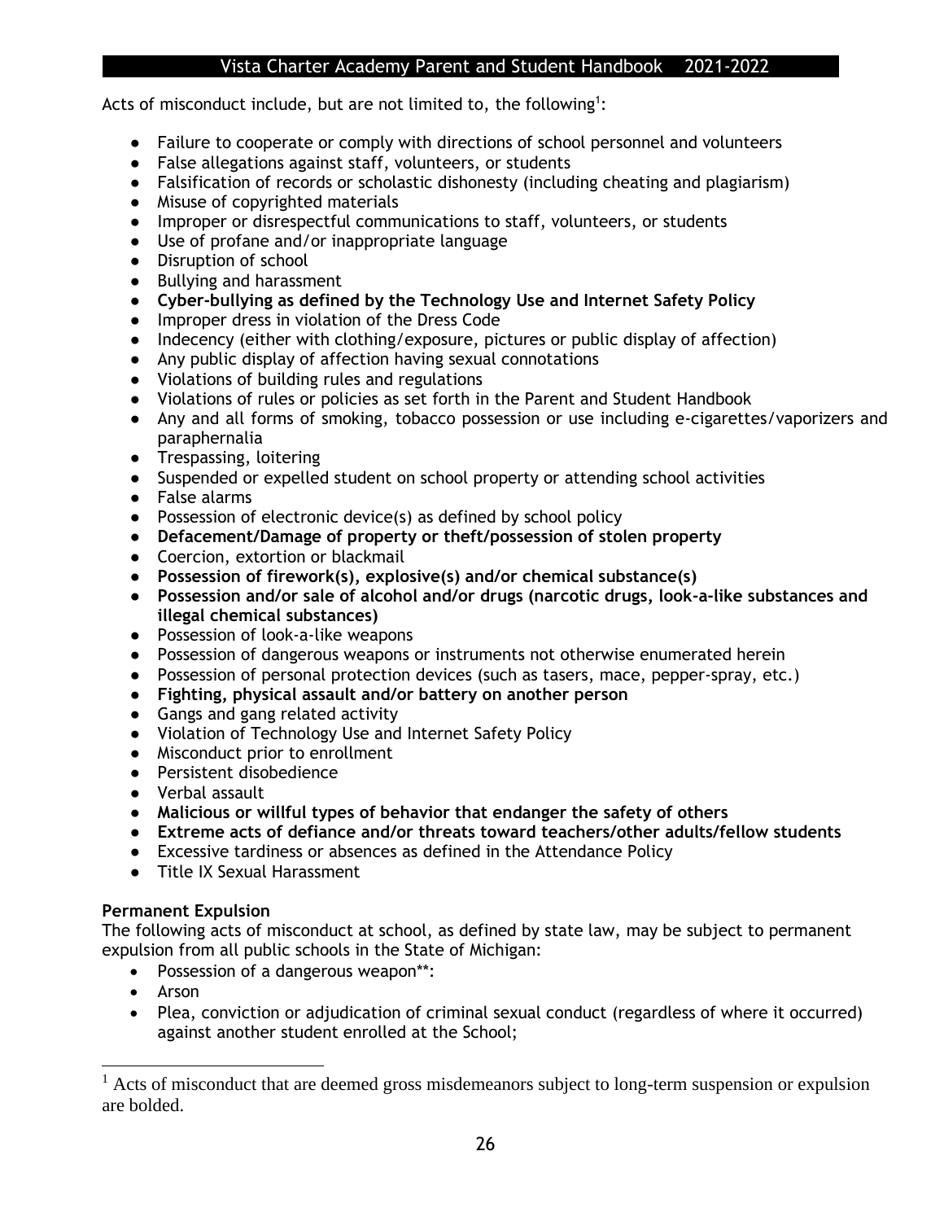Acts of misconduct include, but are not limited to, the following[1]:

- Failure to cooperate or comply with directions of school personnel and volunteers
- False allegations against staff, volunteers, or students
- Falsification of records or scholastic dishonesty (including cheating and plagiarism)
- Misuse of copyrighted materials
- Improper or disrespectful communications to staff, volunteers, or students
- Use of profane and/or inappropriate language
- Disruption of school
- Bullying and harassment
- **Cyber-bullying as defined by the Technology Use and Internet Safety Policy**
- Improper dress in violation of the Dress Code
- Indecency (either with clothing/exposure, pictures or public display of affection)
- Any public display of affection having sexual connotations
- Violations of building rules and regulations
- Violations of rules or policies as set forth in the Parent and Student Handbook
- Any and all forms of smoking, tobacco possession or use including e-cigarettes/vaporizers and paraphernalia
- Trespassing, loitering
- Suspended or expelled student on school property or attending school activities
- False alarms
- Possession of electronic device(s) as defined by school policy
- **Defacement/Damage of property or theft/possession of stolen property**
- Coercion, extortion or blackmail
- **Possession of firework(s), explosive(s) and/or chemical substance(s)**
- **Possession and/or sale of alcohol and/or drugs (narcotic drugs, look-a-like substances and illegal chemical substances)**
- Possession of look-a-like weapons
- Possession of dangerous weapons or instruments not otherwise enumerated herein
- Possession of personal protection devices (such as tasers, mace, pepper-spray, etc.)
- **Fighting, physical assault and/or battery on another person**
- Gangs and gang related activity
- Violation of Technology Use and Internet Safety Policy
- Misconduct prior to enrollment
- Persistent disobedience
- Verbal assault
- **Malicious or willful types of behavior that endanger the safety of others**
- **Extreme acts of defiance and/or threats toward teachers/other adults/fellow students**
- Excessive tardiness or absences as defined in the Attendance Policy
- Title IX Sexual Harassment

**Permanent Expulsion**

The following acts of misconduct at school, as defined by state law, may be subject to permanent expulsion from all public schools in the State of Michigan:

- Possession of a dangerous weapon**:
- Arson
- Plea, conviction or adjudication of criminal sexual conduct (regardless of where it occurred) against another student enrolled at the School;

[1] Acts of misconduct that are deemed gross misdemeanors subject to long-term suspension or expulsion are bolded.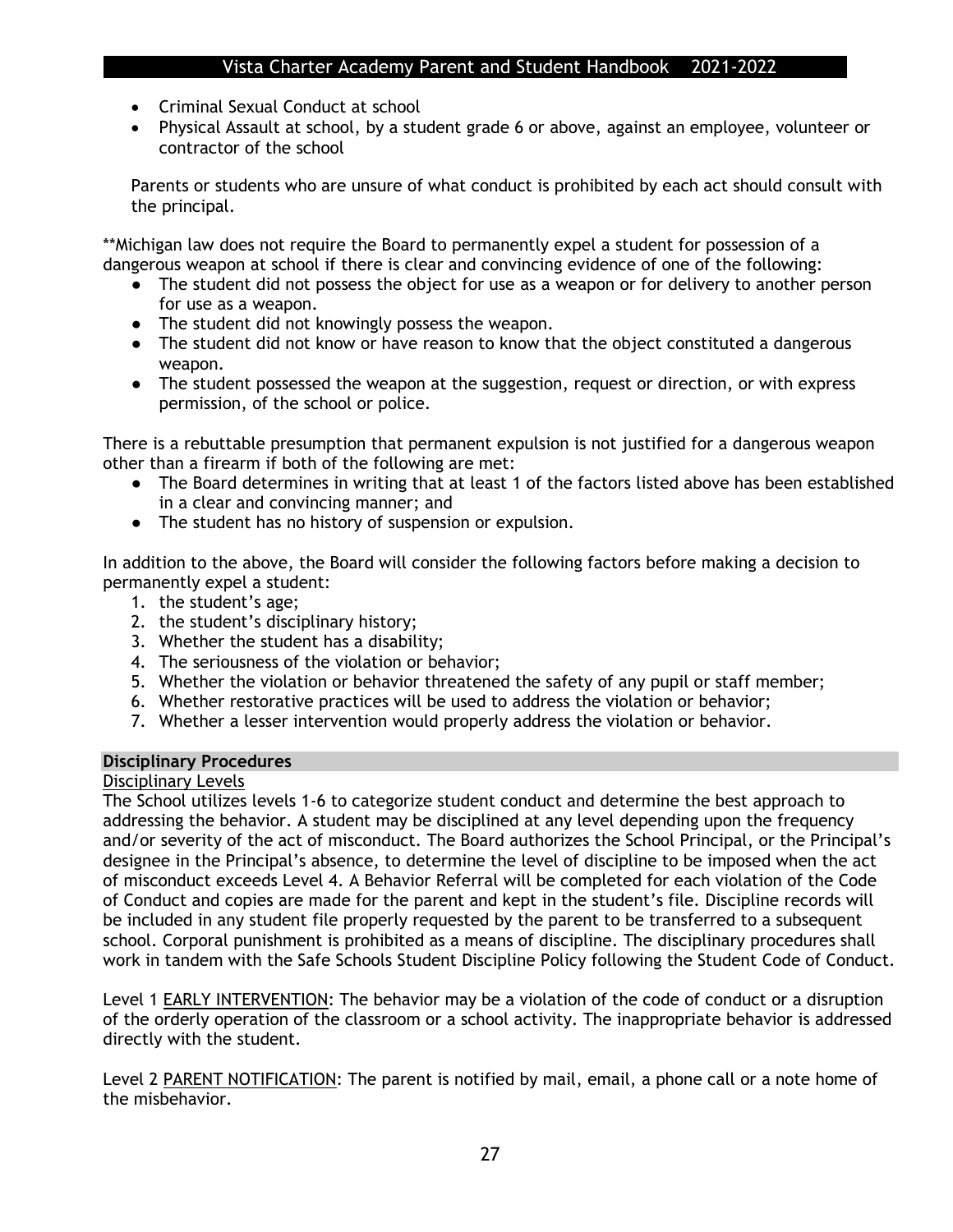- Criminal Sexual Conduct at school
- Physical Assault at school, by a student grade 6 or above, against an employee, volunteer or contractor of the school

Parents or students who are unsure of what conduct is prohibited by each act should consult with the principal.

**Michigan law does not require the Board to permanently expel a student for possession of a dangerous weapon at school if there is clear and convincing evidence of one of the following:

- The student did not possess the object for use as a weapon or for delivery to another person for use as a weapon.
- The student did not knowingly possess the weapon.
- The student did not know or have reason to know that the object constituted a dangerous weapon.
- The student possessed the weapon at the suggestion, request or direction, or with express permission, of the school or police.

There is a rebuttable presumption that permanent expulsion is not justified for a dangerous weapon other than a firearm if both of the following are met:

- The Board determines in writing that at least 1 of the factors listed above has been established in a clear and convincing manner; and
- The student has no history of suspension or expulsion.

In addition to the above, the Board will consider the following factors before making a decision to permanently expel a student:

1. the student's age;
2. the student's disciplinary history;
3. Whether the student has a disability;
4. The seriousness of the violation or behavior;
5. Whether the violation or behavior threatened the safety of any pupil or staff member;
6. Whether restorative practices will be used to address the violation or behavior;
7. Whether a lesser intervention would properly address the violation or behavior.

## Disciplinary Procedures

### Disciplinary Levels

The School utilizes levels 1-6 to categorize student conduct and determine the best approach to addressing the behavior. A student may be disciplined at any level depending upon the frequency and/or severity of the act of misconduct. The Board authorizes the School Principal, or the Principal's designee in the Principal's absence, to determine the level of discipline to be imposed when the act of misconduct exceeds Level 4. A Behavior Referral will be completed for each violation of the Code of Conduct and copies are made for the parent and kept in the student's file. Discipline records will be included in any student file properly requested by the parent to be transferred to a subsequent school. Corporal punishment is prohibited as a means of discipline. The disciplinary procedures shall work in tandem with the Safe Schools Student Discipline Policy following the Student Code of Conduct.

Level 1 EARLY INTERVENTION: The behavior may be a violation of the code of conduct or a disruption of the orderly operation of the classroom or a school activity. The inappropriate behavior is addressed directly with the student.

Level 2 PARENT NOTIFICATION: The parent is notified by mail, email, a phone call or a note home of the misbehavior.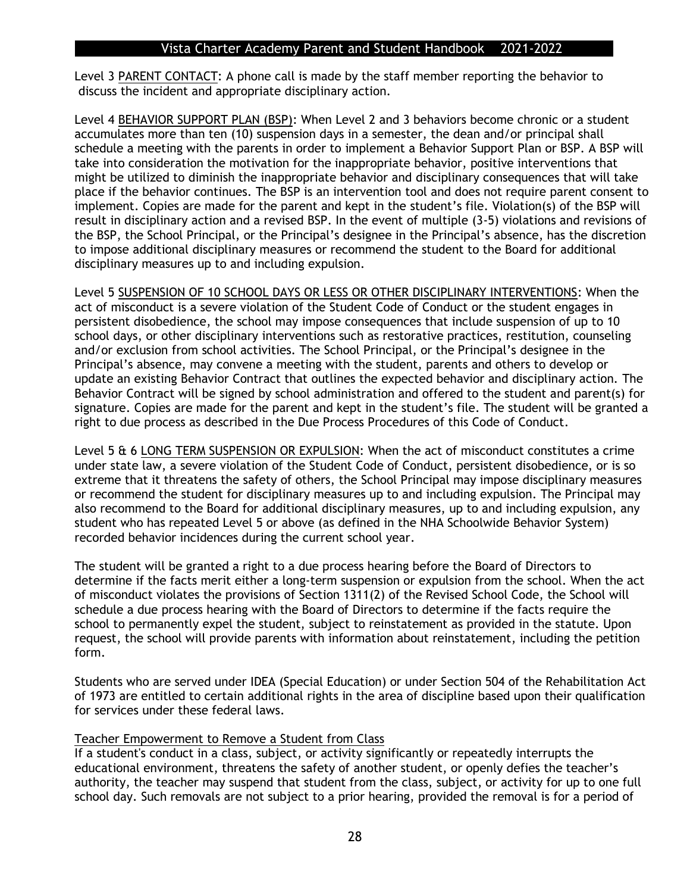Level 3 PARENT CONTACT: A phone call is made by the staff member reporting the behavior to discuss the incident and appropriate disciplinary action.

Level 4 BEHAVIOR SUPPORT PLAN (BSP): When Level 2 and 3 behaviors become chronic or a student accumulates more than ten (10) suspension days in a semester, the dean and/or principal shall schedule a meeting with the parents in order to implement a Behavior Support Plan or BSP. A BSP will take into consideration the motivation for the inappropriate behavior, positive interventions that might be utilized to diminish the inappropriate behavior and disciplinary consequences that will take place if the behavior continues. The BSP is an intervention tool and does not require parent consent to implement. Copies are made for the parent and kept in the student's file. Violation(s) of the BSP will result in disciplinary action and a revised BSP. In the event of multiple (3-5) violations and revisions of the BSP, the School Principal, or the Principal's designee in the Principal's absence, has the discretion to impose additional disciplinary measures or recommend the student to the Board for additional disciplinary measures up to and including expulsion.

Level 5 SUSPENSION OF 10 SCHOOL DAYS OR LESS OR OTHER DISCIPLINARY INTERVENTIONS: When the act of misconduct is a severe violation of the Student Code of Conduct or the student engages in persistent disobedience, the school may impose consequences that include suspension of up to 10 school days, or other disciplinary interventions such as restorative practices, restitution, counseling and/or exclusion from school activities. The School Principal, or the Principal's designee in the Principal's absence, may convene a meeting with the student, parents and others to develop or update an existing Behavior Contract that outlines the expected behavior and disciplinary action. The Behavior Contract will be signed by school administration and offered to the student and parent(s) for signature. Copies are made for the parent and kept in the student's file. The student will be granted a right to due process as described in the Due Process Procedures of this Code of Conduct.

Level 5 & 6 LONG TERM SUSPENSION OR EXPULSION: When the act of misconduct constitutes a crime under state law, a severe violation of the Student Code of Conduct, persistent disobedience, or is so extreme that it threatens the safety of others, the School Principal may impose disciplinary measures or recommend the student for disciplinary measures up to and including expulsion. The Principal may also recommend to the Board for additional disciplinary measures, up to and including expulsion, any student who has repeated Level 5 or above (as defined in the NHA Schoolwide Behavior System) recorded behavior incidences during the current school year.

The student will be granted a right to a due process hearing before the Board of Directors to determine if the facts merit either a long-term suspension or expulsion from the school. When the act of misconduct violates the provisions of Section 1311(2) of the Revised School Code, the School will schedule a due process hearing with the Board of Directors to determine if the facts require the school to permanently expel the student, subject to reinstatement as provided in the statute. Upon request, the school will provide parents with information about reinstatement, including the petition form.

Students who are served under IDEA (Special Education) or under Section 504 of the Rehabilitation Act of 1973 are entitled to certain additional rights in the area of discipline based upon their qualification for services under these federal laws.

Teacher Empowerment to Remove a Student from Class

If a student's conduct in a class, subject, or activity significantly or repeatedly interrupts the educational environment, threatens the safety of another student, or openly defies the teacher's authority, the teacher may suspend that student from the class, subject, or activity for up to one full school day. Such removals are not subject to a prior hearing, provided the removal is for a period of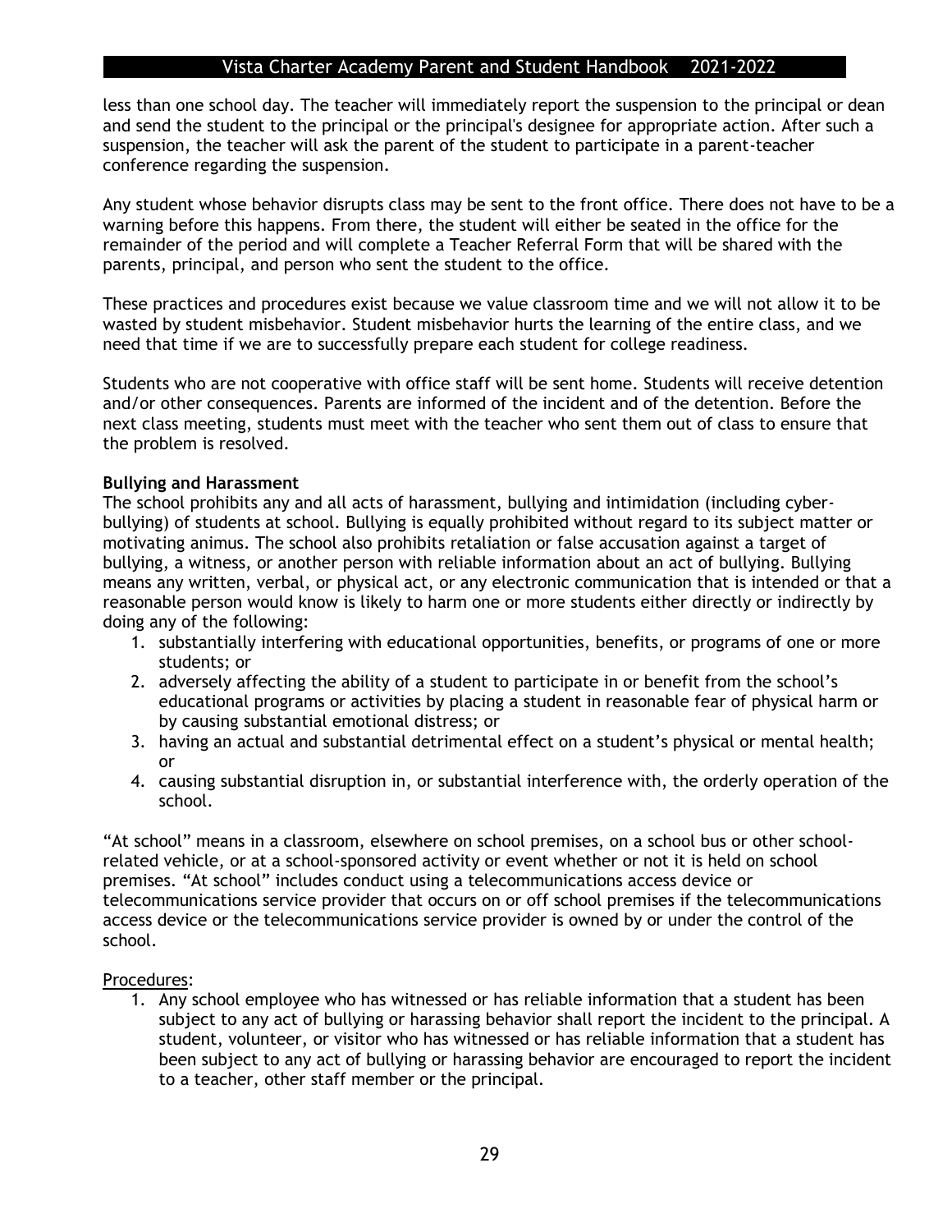less than one school day. The teacher will immediately report the suspension to the principal or dean and send the student to the principal or the principal's designee for appropriate action. After such a suspension, the teacher will ask the parent of the student to participate in a parent-teacher conference regarding the suspension.

Any student whose behavior disrupts class may be sent to the front office. There does not have to be a warning before this happens. From there, the student will either be seated in the office for the remainder of the period and will complete a Teacher Referral Form that will be shared with the parents, principal, and person who sent the student to the office.

These practices and procedures exist because we value classroom time and we will not allow it to be wasted by student misbehavior. Student misbehavior hurts the learning of the entire class, and we need that time if we are to successfully prepare each student for college readiness.

Students who are not cooperative with office staff will be sent home. Students will receive detention and/or other consequences. Parents are informed of the incident and of the detention. Before the next class meeting, students must meet with the teacher who sent them out of class to ensure that the problem is resolved.

**Bullying and Harassment**

The school prohibits any and all acts of harassment, bullying and intimidation (including cyber-bullying) of students at school. Bullying is equally prohibited without regard to its subject matter or motivating animus. The school also prohibits retaliation or false accusation against a target of bullying, a witness, or another person with reliable information about an act of bullying. Bullying means any written, verbal, or physical act, or any electronic communication that is intended or that a reasonable person would know is likely to harm one or more students either directly or indirectly by doing any of the following:

1. substantially interfering with educational opportunities, benefits, or programs of one or more students; or
2. adversely affecting the ability of a student to participate in or benefit from the school's educational programs or activities by placing a student in reasonable fear of physical harm or by causing substantial emotional distress; or
3. having an actual and substantial detrimental effect on a student's physical or mental health; or
4. causing substantial disruption in, or substantial interference with, the orderly operation of the school.

"At school" means in a classroom, elsewhere on school premises, on a school bus or other school-related vehicle, or at a school-sponsored activity or event whether or not it is held on school premises. "At school" includes conduct using a telecommunications access device or telecommunications service provider that occurs on or off school premises if the telecommunications access device or the telecommunications service provider is owned by or under the control of the school.

Procedures:

1. Any school employee who has witnessed or has reliable information that a student has been subject to any act of bullying or harassing behavior shall report the incident to the principal. A student, volunteer, or visitor who has witnessed or has reliable information that a student has been subject to any act of bullying or harassing behavior are encouraged to report the incident to a teacher, other staff member or the principal.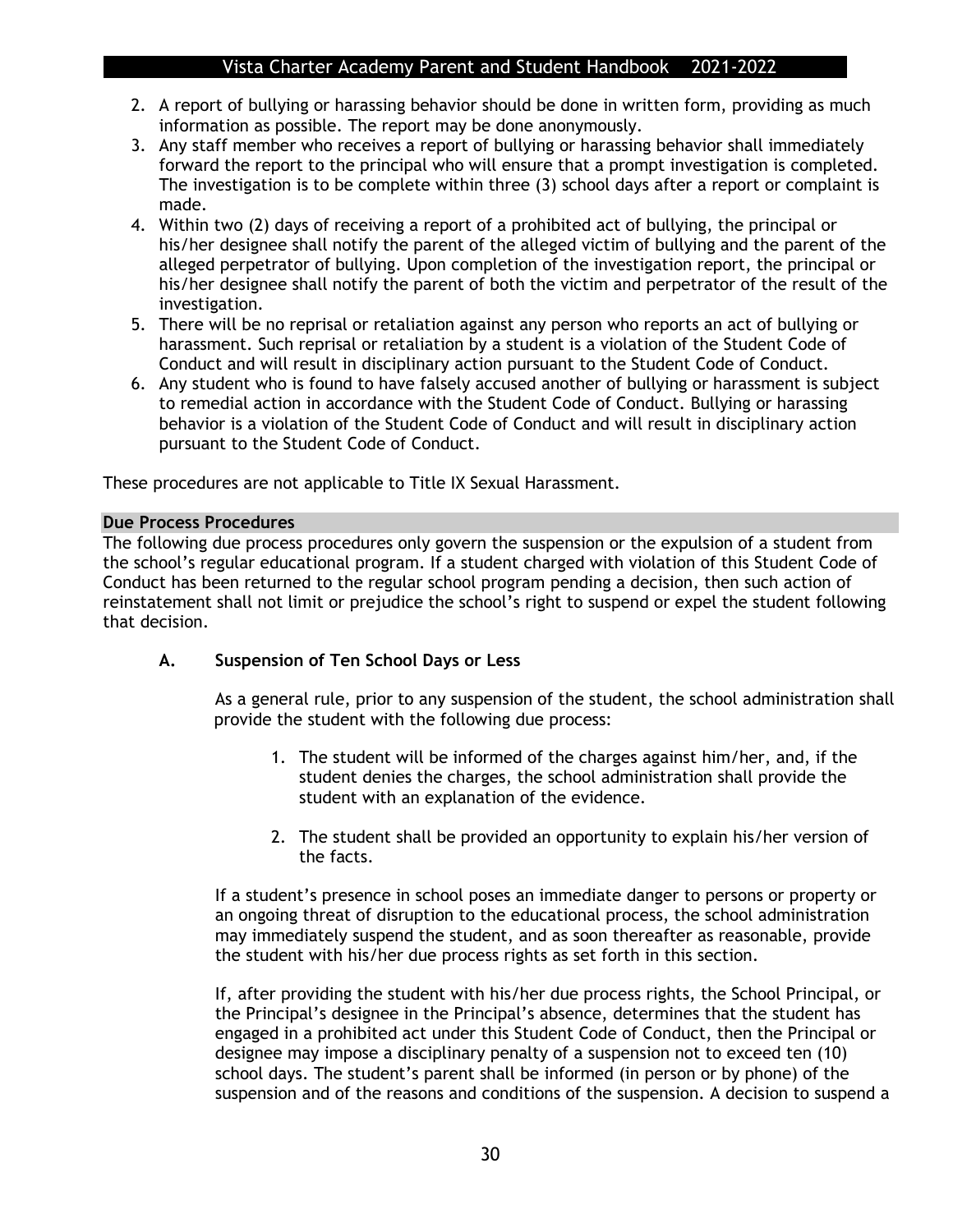2. A report of bullying or harassing behavior should be done in written form, providing as much information as possible. The report may be done anonymously.
3. Any staff member who receives a report of bullying or harassing behavior shall immediately forward the report to the principal who will ensure that a prompt investigation is completed. The investigation is to be complete within three (3) school days after a report or complaint is made.
4. Within two (2) days of receiving a report of a prohibited act of bullying, the principal or his/her designee shall notify the parent of the alleged victim of bullying and the parent of the alleged perpetrator of bullying. Upon completion of the investigation report, the principal or his/her designee shall notify the parent of both the victim and perpetrator of the result of the investigation.
5. There will be no reprisal or retaliation against any person who reports an act of bullying or harassment. Such reprisal or retaliation by a student is a violation of the Student Code of Conduct and will result in disciplinary action pursuant to the Student Code of Conduct.
6. Any student who is found to have falsely accused another of bullying or harassment is subject to remedial action in accordance with the Student Code of Conduct. Bullying or harassing behavior is a violation of the Student Code of Conduct and will result in disciplinary action pursuant to the Student Code of Conduct.

These procedures are not applicable to Title IX Sexual Harassment.

## Due Process Procedures

The following due process procedures only govern the suspension or the expulsion of a student from the school's regular educational program. If a student charged with violation of this Student Code of Conduct has been returned to the regular school program pending a decision, then such action of reinstatement shall not limit or prejudice the school's right to suspend or expel the student following that decision.

### A. Suspension of Ten School Days or Less

As a general rule, prior to any suspension of the student, the school administration shall provide the student with the following due process:

1. The student will be informed of the charges against him/her, and, if the student denies the charges, the school administration shall provide the student with an explanation of the evidence.
2. The student shall be provided an opportunity to explain his/her version of the facts.

If a student's presence in school poses an immediate danger to persons or property or an ongoing threat of disruption to the educational process, the school administration may immediately suspend the student, and as soon thereafter as reasonable, provide the student with his/her due process rights as set forth in this section.

If, after providing the student with his/her due process rights, the School Principal, or the Principal's designee in the Principal's absence, determines that the student has engaged in a prohibited act under this Student Code of Conduct, then the Principal or designee may impose a disciplinary penalty of a suspension not to exceed ten (10) school days. The student's parent shall be informed (in person or by phone) of the suspension and of the reasons and conditions of the suspension. A decision to suspend a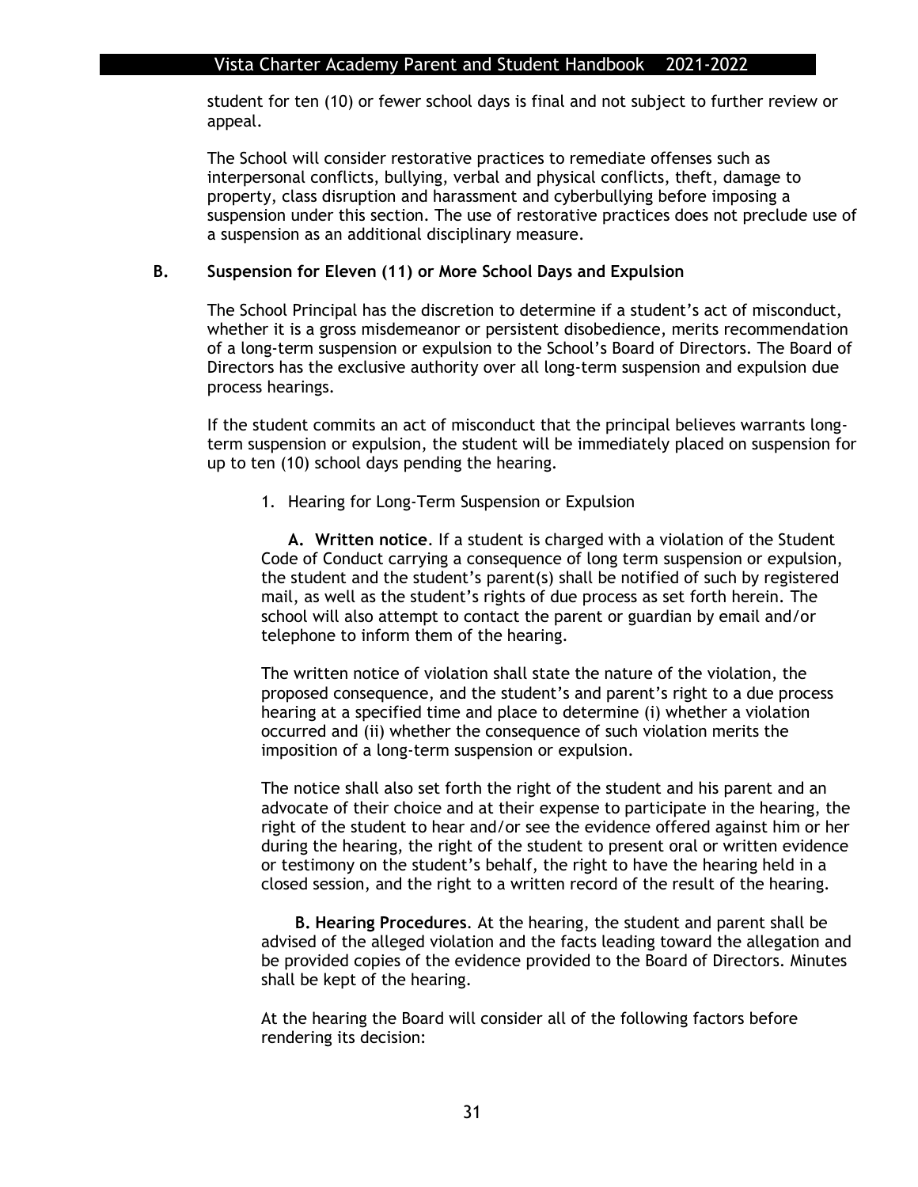student for ten (10) or fewer school days is final and not subject to further review or appeal.

The School will consider restorative practices to remediate offenses such as interpersonal conflicts, bullying, verbal and physical conflicts, theft, damage to property, class disruption and harassment and cyberbullying before imposing a suspension under this section. The use of restorative practices does not preclude use of a suspension as an additional disciplinary measure.

### B. Suspension for Eleven (11) or More School Days and Expulsion

The School Principal has the discretion to determine if a student's act of misconduct, whether it is a gross misdemeanor or persistent disobedience, merits recommendation of a long-term suspension or expulsion to the School's Board of Directors. The Board of Directors has the exclusive authority over all long-term suspension and expulsion due process hearings.

If the student commits an act of misconduct that the principal believes warrants long-term suspension or expulsion, the student will be immediately placed on suspension for up to ten (10) school days pending the hearing.

1. Hearing for Long-Term Suspension or Expulsion

**A. Written notice**. If a student is charged with a violation of the Student Code of Conduct carrying a consequence of long term suspension or expulsion, the student and the student's parent(s) shall be notified of such by registered mail, as well as the student's rights of due process as set forth herein. The school will also attempt to contact the parent or guardian by email and/or telephone to inform them of the hearing.

The written notice of violation shall state the nature of the violation, the proposed consequence, and the student's and parent's right to a due process hearing at a specified time and place to determine (i) whether a violation occurred and (ii) whether the consequence of such violation merits the imposition of a long-term suspension or expulsion.

The notice shall also set forth the right of the student and his parent and an advocate of their choice and at their expense to participate in the hearing, the right of the student to hear and/or see the evidence offered against him or her during the hearing, the right of the student to present oral or written evidence or testimony on the student's behalf, the right to have the hearing held in a closed session, and the right to a written record of the result of the hearing.

**B. Hearing Procedures**. At the hearing, the student and parent shall be advised of the alleged violation and the facts leading toward the allegation and be provided copies of the evidence provided to the Board of Directors. Minutes shall be kept of the hearing.

At the hearing the Board will consider all of the following factors before rendering its decision: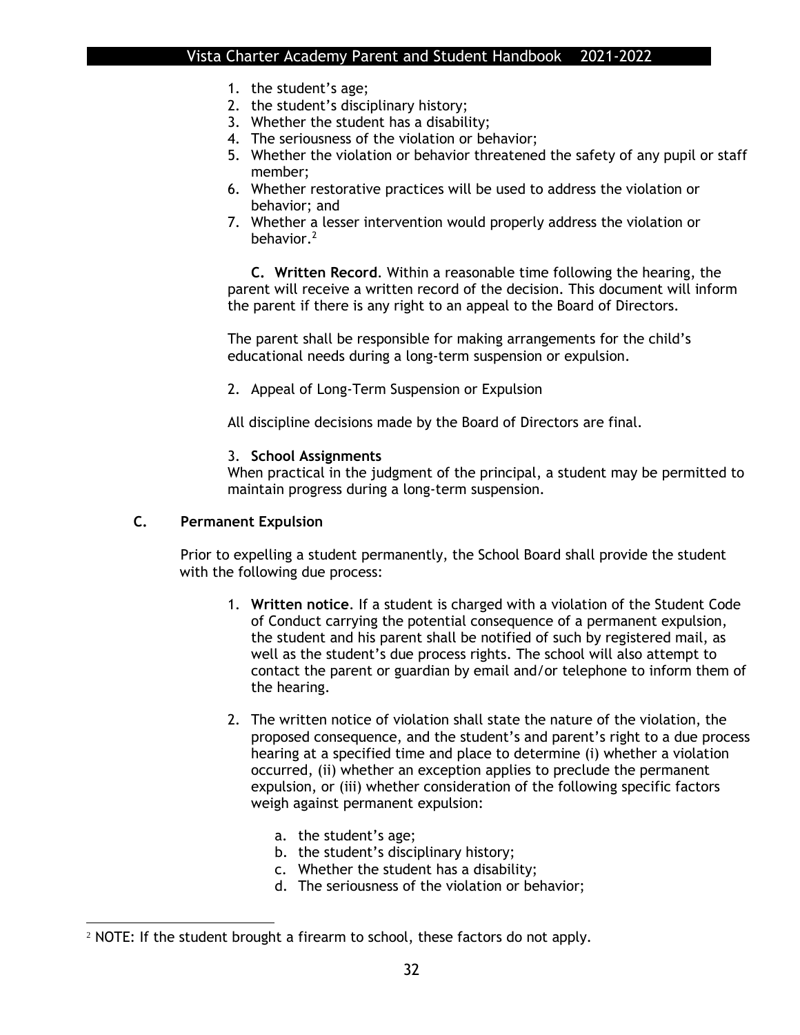1. the student's age;
2. the student's disciplinary history;
3. Whether the student has a disability;
4. The seriousness of the violation or behavior;
5. Whether the violation or behavior threatened the safety of any pupil or staff member;
6. Whether restorative practices will be used to address the violation or behavior; and
7. Whether a lesser intervention would properly address the violation or behavior.[2]

**C. Written Record**. Within a reasonable time following the hearing, the parent will receive a written record of the decision. This document will inform the parent if there is any right to an appeal to the Board of Directors.

The parent shall be responsible for making arrangements for the child's educational needs during a long-term suspension or expulsion.

2. Appeal of Long-Term Suspension or Expulsion

All discipline decisions made by the Board of Directors are final.

3. **School Assignments**

When practical in the judgment of the principal, a student may be permitted to maintain progress during a long-term suspension.

### C. Permanent Expulsion

Prior to expelling a student permanently, the School Board shall provide the student with the following due process:

1. **Written notice**. If a student is charged with a violation of the Student Code of Conduct carrying the potential consequence of a permanent expulsion, the student and his parent shall be notified of such by registered mail, as well as the student's due process rights. The school will also attempt to contact the parent or guardian by email and/or telephone to inform them of the hearing.

2. The written notice of violation shall state the nature of the violation, the proposed consequence, and the student's and parent's right to a due process hearing at a specified time and place to determine (i) whether a violation occurred, (ii) whether an exception applies to preclude the permanent expulsion, or (iii) whether consideration of the following specific factors weigh against permanent expulsion:

    a. the student's age;
    b. the student's disciplinary history;
    c. Whether the student has a disability;
    d. The seriousness of the violation or behavior;

---

[2] NOTE: If the student brought a firearm to school, these factors do not apply.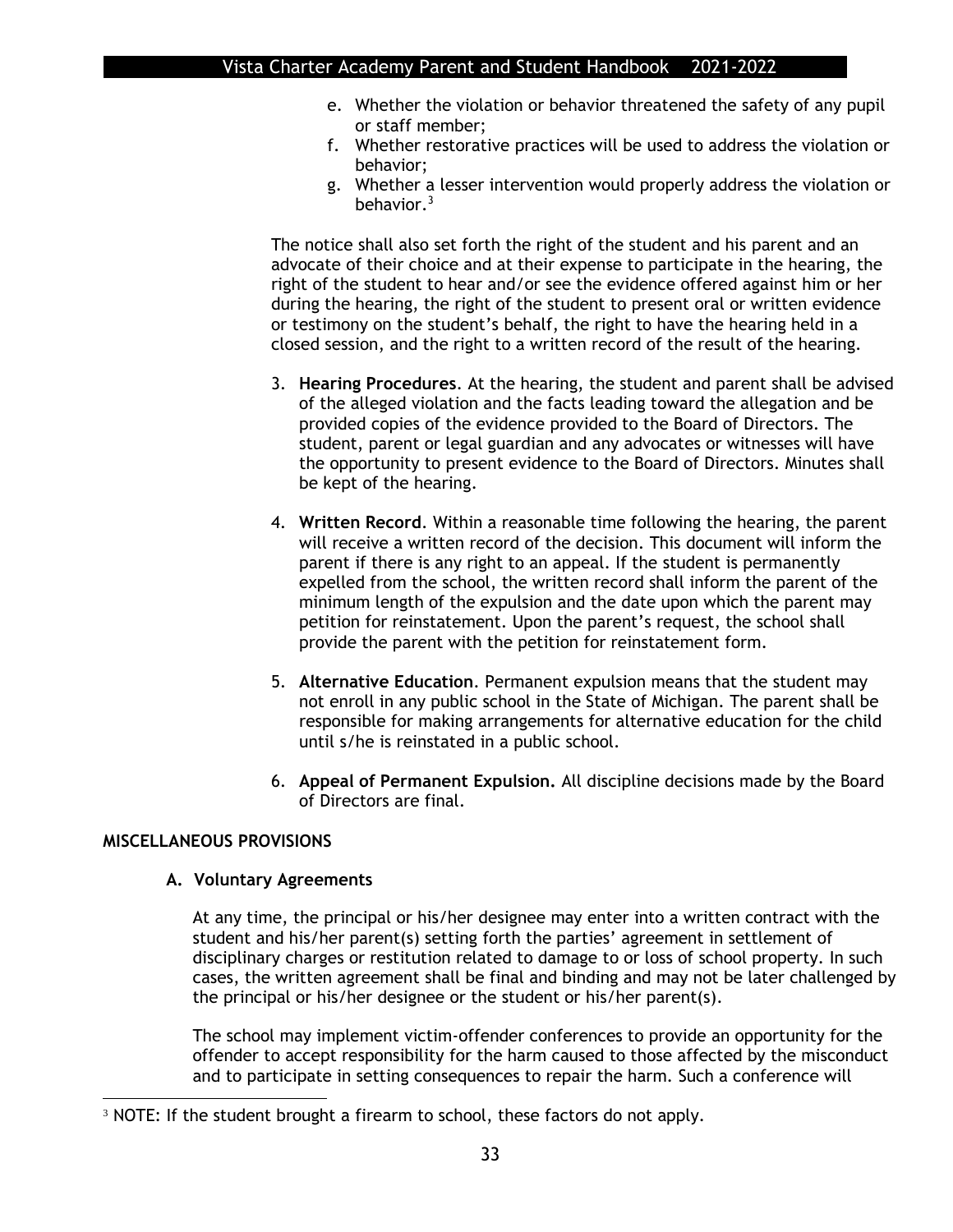e. Whether the violation or behavior threatened the safety of any pupil or staff member;
f. Whether restorative practices will be used to address the violation or behavior;
g. Whether a lesser intervention would properly address the violation or behavior.[3]

The notice shall also set forth the right of the student and his parent and an advocate of their choice and at their expense to participate in the hearing, the right of the student to hear and/or see the evidence offered against him or her during the hearing, the right of the student to present oral or written evidence or testimony on the student's behalf, the right to have the hearing held in a closed session, and the right to a written record of the result of the hearing.

3. **Hearing Procedures**. At the hearing, the student and parent shall be advised of the alleged violation and the facts leading toward the allegation and be provided copies of the evidence provided to the Board of Directors. The student, parent or legal guardian and any advocates or witnesses will have the opportunity to present evidence to the Board of Directors. Minutes shall be kept of the hearing.

4. **Written Record**. Within a reasonable time following the hearing, the parent will receive a written record of the decision. This document will inform the parent if there is any right to an appeal. If the student is permanently expelled from the school, the written record shall inform the parent of the minimum length of the expulsion and the date upon which the parent may petition for reinstatement. Upon the parent's request, the school shall provide the parent with the petition for reinstatement form.

5. **Alternative Education**. Permanent expulsion means that the student may not enroll in any public school in the State of Michigan. The parent shall be responsible for making arrangements for alternative education for the child until s/he is reinstated in a public school.

6. **Appeal of Permanent Expulsion.** All discipline decisions made by the Board of Directors are final.

**MISCELLANEOUS PROVISIONS**

**A. Voluntary Agreements**

At any time, the principal or his/her designee may enter into a written contract with the student and his/her parent(s) setting forth the parties' agreement in settlement of disciplinary charges or restitution related to damage to or loss of school property. In such cases, the written agreement shall be final and binding and may not be later challenged by the principal or his/her designee or the student or his/her parent(s).

The school may implement victim-offender conferences to provide an opportunity for the offender to accept responsibility for the harm caused to those affected by the misconduct and to participate in setting consequences to repair the harm. Such a conference will

[3] NOTE: If the student brought a firearm to school, these factors do not apply.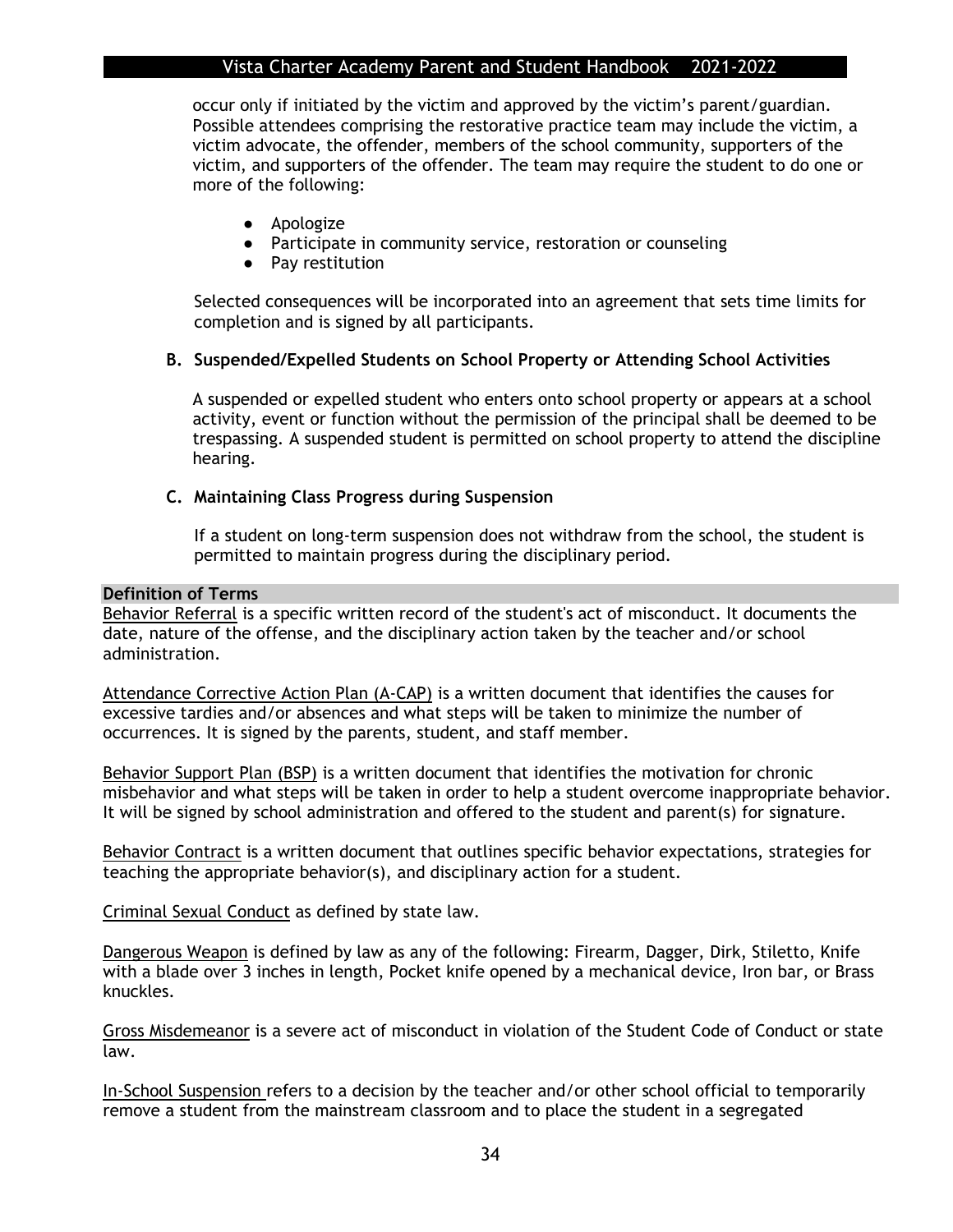occur only if initiated by the victim and approved by the victim's parent/guardian. Possible attendees comprising the restorative practice team may include the victim, a victim advocate, the offender, members of the school community, supporters of the victim, and supporters of the offender. The team may require the student to do one or more of the following:

- Apologize
- Participate in community service, restoration or counseling
- Pay restitution

Selected consequences will be incorporated into an agreement that sets time limits for completion and is signed by all participants.

**B. Suspended/Expelled Students on School Property or Attending School Activities**

A suspended or expelled student who enters onto school property or appears at a school activity, event or function without the permission of the principal shall be deemed to be trespassing. A suspended student is permitted on school property to attend the discipline hearing.

**C. Maintaining Class Progress during Suspension**

If a student on long-term suspension does not withdraw from the school, the student is permitted to maintain progress during the disciplinary period.

## Definition of Terms

Behavior Referral is a specific written record of the student's act of misconduct. It documents the date, nature of the offense, and the disciplinary action taken by the teacher and/or school administration.

Attendance Corrective Action Plan (A-CAP) is a written document that identifies the causes for excessive tardies and/or absences and what steps will be taken to minimize the number of occurrences. It is signed by the parents, student, and staff member.

Behavior Support Plan (BSP) is a written document that identifies the motivation for chronic misbehavior and what steps will be taken in order to help a student overcome inappropriate behavior. It will be signed by school administration and offered to the student and parent(s) for signature.

Behavior Contract is a written document that outlines specific behavior expectations, strategies for teaching the appropriate behavior(s), and disciplinary action for a student.

Criminal Sexual Conduct as defined by state law.

Dangerous Weapon is defined by law as any of the following: Firearm, Dagger, Dirk, Stiletto, Knife with a blade over 3 inches in length, Pocket knife opened by a mechanical device, Iron bar, or Brass knuckles.

Gross Misdemeanor is a severe act of misconduct in violation of the Student Code of Conduct or state law.

In-School Suspension refers to a decision by the teacher and/or other school official to temporarily remove a student from the mainstream classroom and to place the student in a segregated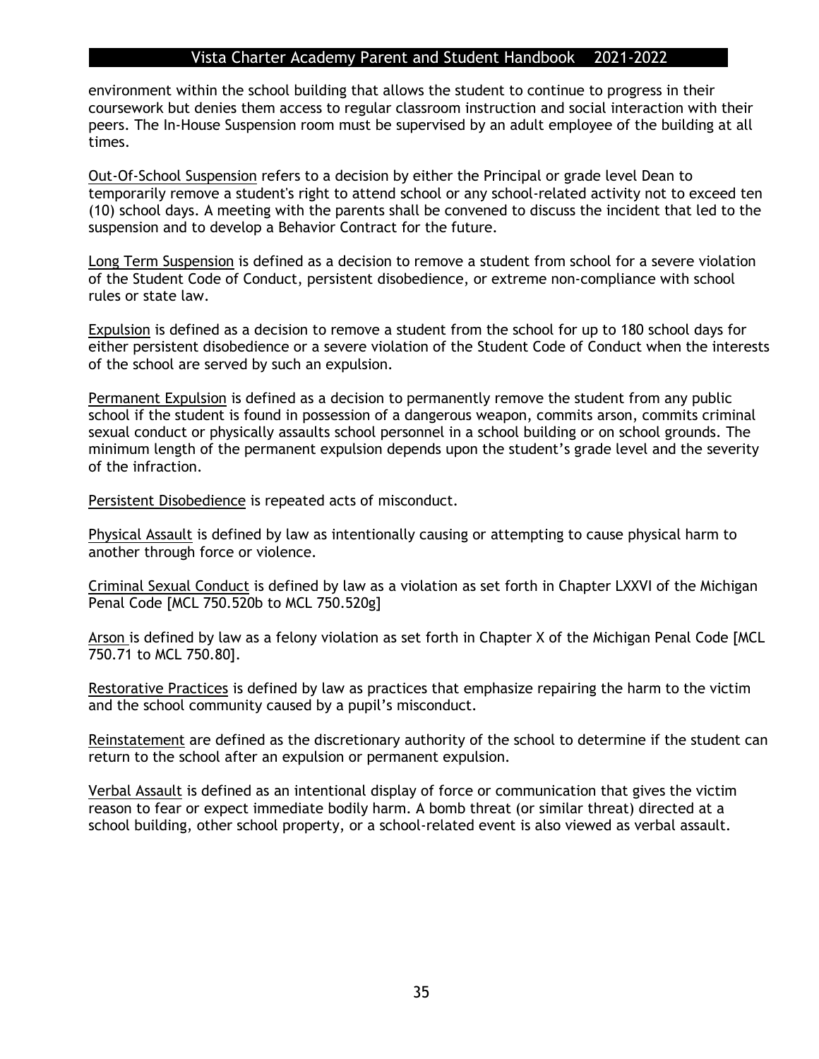environment within the school building that allows the student to continue to progress in their coursework but denies them access to regular classroom instruction and social interaction with their peers. The In-House Suspension room must be supervised by an adult employee of the building at all times.

<u>Out-Of-School Suspension</u> refers to a decision by either the Principal or grade level Dean to temporarily remove a student's right to attend school or any school-related activity not to exceed ten (10) school days. A meeting with the parents shall be convened to discuss the incident that led to the suspension and to develop a Behavior Contract for the future.

<u>Long Term Suspension</u> is defined as a decision to remove a student from school for a severe violation of the Student Code of Conduct, persistent disobedience, or extreme non-compliance with school rules or state law.

<u>Expulsion</u> is defined as a decision to remove a student from the school for up to 180 school days for either persistent disobedience or a severe violation of the Student Code of Conduct when the interests of the school are served by such an expulsion.

<u>Permanent Expulsion</u> is defined as a decision to permanently remove the student from any public school if the student is found in possession of a dangerous weapon, commits arson, commits criminal sexual conduct or physically assaults school personnel in a school building or on school grounds. The minimum length of the permanent expulsion depends upon the student's grade level and the severity of the infraction.

<u>Persistent Disobedience</u> is repeated acts of misconduct.

<u>Physical Assault</u> is defined by law as intentionally causing or attempting to cause physical harm to another through force or violence.

<u>Criminal Sexual Conduct</u> is defined by law as a violation as set forth in Chapter LXXVI of the Michigan Penal Code [MCL 750.520b to MCL 750.520g]

<u>Arson</u> is defined by law as a felony violation as set forth in Chapter X of the Michigan Penal Code [MCL 750.71 to MCL 750.80].

<u>Restorative Practices</u> is defined by law as practices that emphasize repairing the harm to the victim and the school community caused by a pupil's misconduct.

<u>Reinstatement</u> are defined as the discretionary authority of the school to determine if the student can return to the school after an expulsion or permanent expulsion.

<u>Verbal Assault</u> is defined as an intentional display of force or communication that gives the victim reason to fear or expect immediate bodily harm. A bomb threat (or similar threat) directed at a school building, other school property, or a school-related event is also viewed as verbal assault.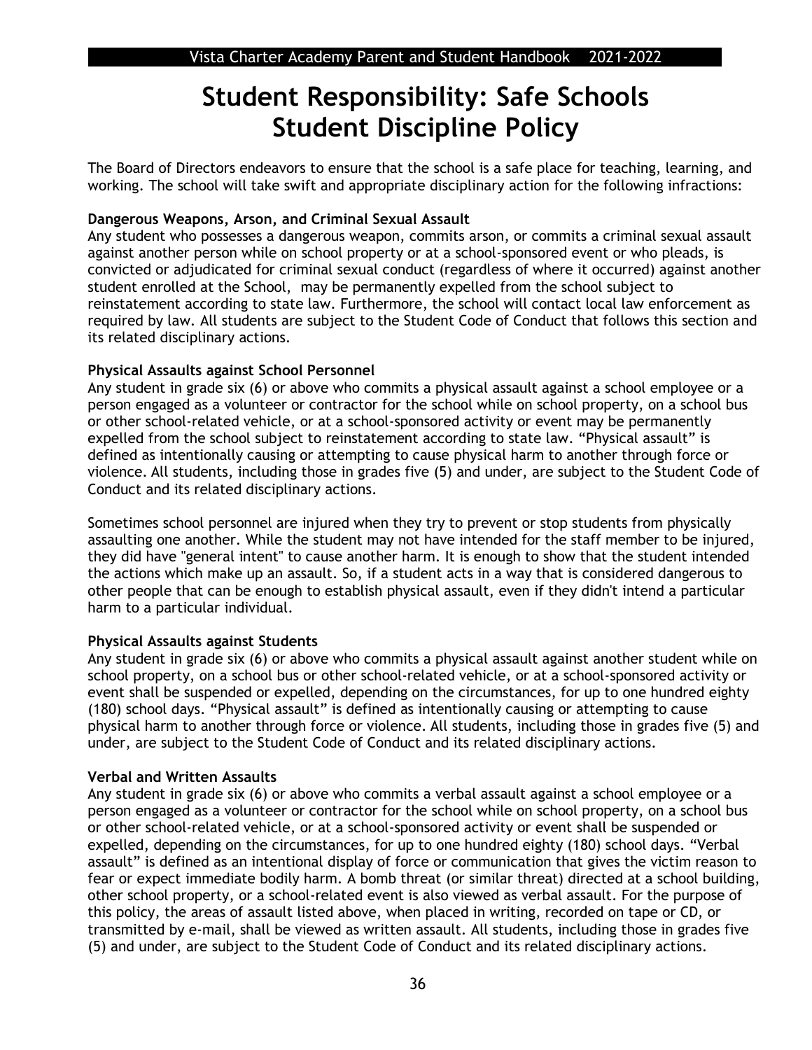# Student Responsibility: Safe Schools
# Student Discipline Policy

The Board of Directors endeavors to ensure that the school is a safe place for teaching, learning, and working. The school will take swift and appropriate disciplinary action for the following infractions:

**Dangerous Weapons, Arson, and Criminal Sexual Assault**

Any student who possesses a dangerous weapon, commits arson, or commits a criminal sexual assault against another person while on school property or at a school-sponsored event or who pleads, is convicted or adjudicated for criminal sexual conduct (regardless of where it occurred) against another student enrolled at the School, may be permanently expelled from the school subject to reinstatement according to state law. Furthermore, the school will contact local law enforcement as required by law. All students are subject to the Student Code of Conduct that follows this section and its related disciplinary actions.

**Physical Assaults against School Personnel**

Any student in grade six (6) or above who commits a physical assault against a school employee or a person engaged as a volunteer or contractor for the school while on school property, on a school bus or other school-related vehicle, or at a school-sponsored activity or event may be permanently expelled from the school subject to reinstatement according to state law. “Physical assault” is defined as intentionally causing or attempting to cause physical harm to another through force or violence. All students, including those in grades five (5) and under, are subject to the Student Code of Conduct and its related disciplinary actions.

Sometimes school personnel are injured when they try to prevent or stop students from physically assaulting one another. While the student may not have intended for the staff member to be injured, they did have "general intent" to cause another harm. It is enough to show that the student intended the actions which make up an assault. So, if a student acts in a way that is considered dangerous to other people that can be enough to establish physical assault, even if they didn't intend a particular harm to a particular individual.

**Physical Assaults against Students**

Any student in grade six (6) or above who commits a physical assault against another student while on school property, on a school bus or other school-related vehicle, or at a school-sponsored activity or event shall be suspended or expelled, depending on the circumstances, for up to one hundred eighty (180) school days. “Physical assault” is defined as intentionally causing or attempting to cause physical harm to another through force or violence. All students, including those in grades five (5) and under, are subject to the Student Code of Conduct and its related disciplinary actions.

**Verbal and Written Assaults**

Any student in grade six (6) or above who commits a verbal assault against a school employee or a person engaged as a volunteer or contractor for the school while on school property, on a school bus or other school-related vehicle, or at a school-sponsored activity or event shall be suspended or expelled, depending on the circumstances, for up to one hundred eighty (180) school days. “Verbal assault” is defined as an intentional display of force or communication that gives the victim reason to fear or expect immediate bodily harm. A bomb threat (or similar threat) directed at a school building, other school property, or a school-related event is also viewed as verbal assault. For the purpose of this policy, the areas of assault listed above, when placed in writing, recorded on tape or CD, or transmitted by e-mail, shall be viewed as written assault. All students, including those in grades five (5) and under, are subject to the Student Code of Conduct and its related disciplinary actions.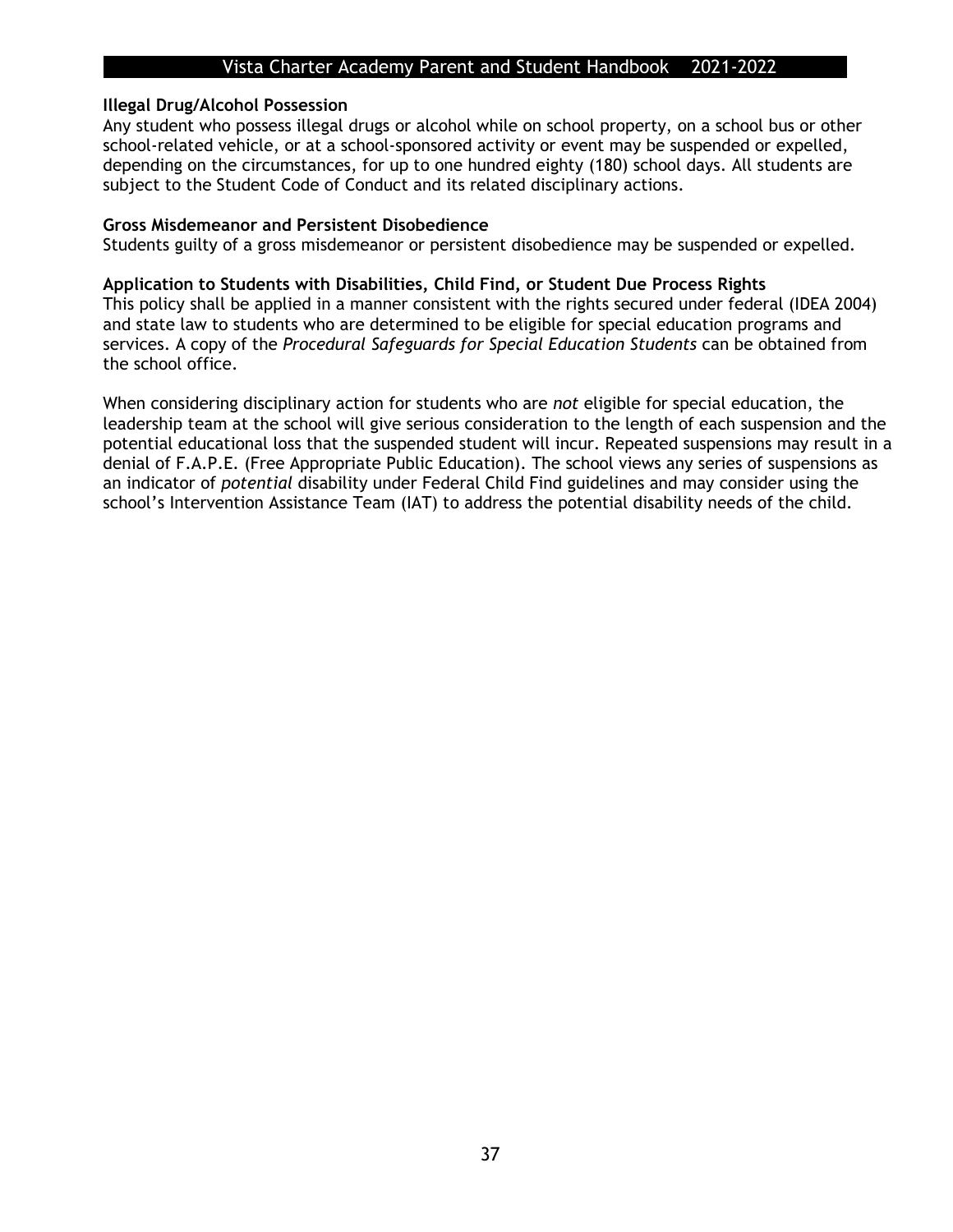**Illegal Drug/Alcohol Possession**

Any student who possess illegal drugs or alcohol while on school property, on a school bus or other school-related vehicle, or at a school-sponsored activity or event may be suspended or expelled, depending on the circumstances, for up to one hundred eighty (180) school days. All students are subject to the Student Code of Conduct and its related disciplinary actions.

**Gross Misdemeanor and Persistent Disobedience**

Students guilty of a gross misdemeanor or persistent disobedience may be suspended or expelled.

**Application to Students with Disabilities, Child Find, or Student Due Process Rights**

This policy shall be applied in a manner consistent with the rights secured under federal (IDEA 2004) and state law to students who are determined to be eligible for special education programs and services. A copy of the *Procedural Safeguards for Special Education Students* can be obtained from the school office.

When considering disciplinary action for students who are *not* eligible for special education, the leadership team at the school will give serious consideration to the length of each suspension and the potential educational loss that the suspended student will incur. Repeated suspensions may result in a denial of F.A.P.E. (Free Appropriate Public Education). The school views any series of suspensions as an indicator of *potential* disability under Federal Child Find guidelines and may consider using the school's Intervention Assistance Team (IAT) to address the potential disability needs of the child.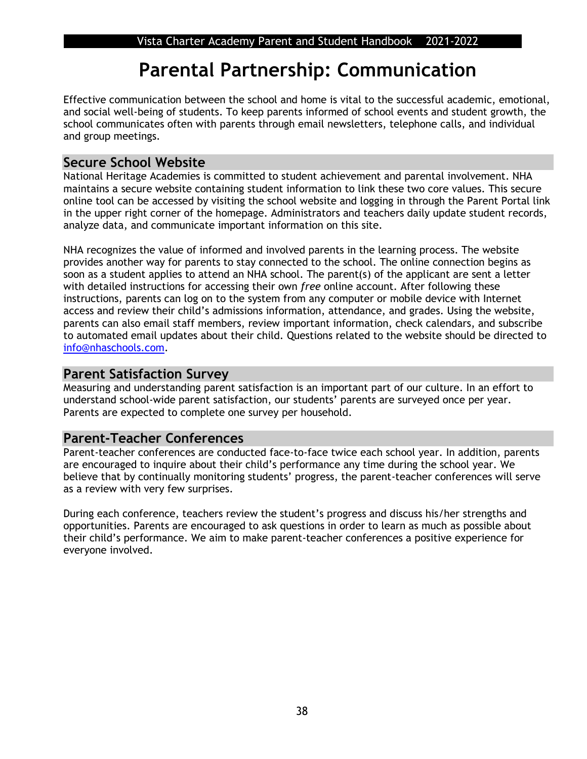# Parental Partnership: Communication

Effective communication between the school and home is vital to the successful academic, emotional, and social well-being of students. To keep parents informed of school events and student growth, the school communicates often with parents through email newsletters, telephone calls, and individual and group meetings.

## Secure School Website

National Heritage Academies is committed to student achievement and parental involvement. NHA maintains a secure website containing student information to link these two core values. This secure online tool can be accessed by visiting the school website and logging in through the Parent Portal link in the upper right corner of the homepage. Administrators and teachers daily update student records, analyze data, and communicate important information on this site.

NHA recognizes the value of informed and involved parents in the learning process. The website provides another way for parents to stay connected to the school. The online connection begins as soon as a student applies to attend an NHA school. The parent(s) of the applicant are sent a letter with detailed instructions for accessing their own *free* online account. After following these instructions, parents can log on to the system from any computer or mobile device with Internet access and review their child's admissions information, attendance, and grades. Using the website, parents can also email staff members, review important information, check calendars, and subscribe to automated email updates about their child. Questions related to the website should be directed to [info@nhaschools.com](mailto:info@nhaschools.com).

## Parent Satisfaction Survey

Measuring and understanding parent satisfaction is an important part of our culture. In an effort to understand school-wide parent satisfaction, our students' parents are surveyed once per year. Parents are expected to complete one survey per household.

## Parent-Teacher Conferences

Parent-teacher conferences are conducted face-to-face twice each school year. In addition, parents are encouraged to inquire about their child's performance any time during the school year. We believe that by continually monitoring students' progress, the parent-teacher conferences will serve as a review with very few surprises.

During each conference, teachers review the student's progress and discuss his/her strengths and opportunities. Parents are encouraged to ask questions in order to learn as much as possible about their child's performance. We aim to make parent-teacher conferences a positive experience for everyone involved.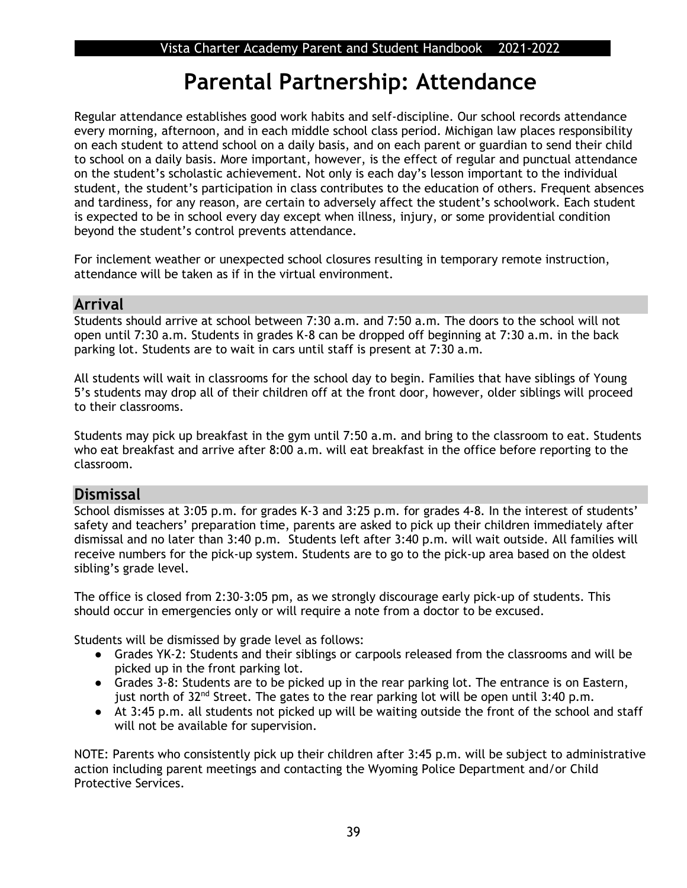# Parental Partnership: Attendance

Regular attendance establishes good work habits and self-discipline. Our school records attendance every morning, afternoon, and in each middle school class period. Michigan law places responsibility on each student to attend school on a daily basis, and on each parent or guardian to send their child to school on a daily basis. More important, however, is the effect of regular and punctual attendance on the student's scholastic achievement. Not only is each day's lesson important to the individual student, the student's participation in class contributes to the education of others. Frequent absences and tardiness, for any reason, are certain to adversely affect the student's schoolwork. Each student is expected to be in school every day except when illness, injury, or some providential condition beyond the student's control prevents attendance.

For inclement weather or unexpected school closures resulting in temporary remote instruction, attendance will be taken as if in the virtual environment.

## Arrival

Students should arrive at school between 7:30 a.m. and 7:50 a.m. The doors to the school will not open until 7:30 a.m. Students in grades K-8 can be dropped off beginning at 7:30 a.m. in the back parking lot. Students are to wait in cars until staff is present at 7:30 a.m.

All students will wait in classrooms for the school day to begin. Families that have siblings of Young 5's students may drop all of their children off at the front door, however, older siblings will proceed to their classrooms.

Students may pick up breakfast in the gym until 7:50 a.m. and bring to the classroom to eat. Students who eat breakfast and arrive after 8:00 a.m. will eat breakfast in the office before reporting to the classroom.

## Dismissal

School dismisses at 3:05 p.m. for grades K-3 and 3:25 p.m. for grades 4-8. In the interest of students' safety and teachers' preparation time, parents are asked to pick up their children immediately after dismissal and no later than 3:40 p.m. Students left after 3:40 p.m. will wait outside. All families will receive numbers for the pick-up system. Students are to go to the pick-up area based on the oldest sibling's grade level.

The office is closed from 2:30-3:05 pm, as we strongly discourage early pick-up of students. This should occur in emergencies only or will require a note from a doctor to be excused.

Students will be dismissed by grade level as follows:

- Grades YK-2: Students and their siblings or carpools released from the classrooms and will be picked up in the front parking lot.
- Grades 3-8: Students are to be picked up in the rear parking lot. The entrance is on Eastern, just north of 32nd Street. The gates to the rear parking lot will be open until 3:40 p.m.
- At 3:45 p.m. all students not picked up will be waiting outside the front of the school and staff will not be available for supervision.

NOTE: Parents who consistently pick up their children after 3:45 p.m. will be subject to administrative action including parent meetings and contacting the Wyoming Police Department and/or Child Protective Services.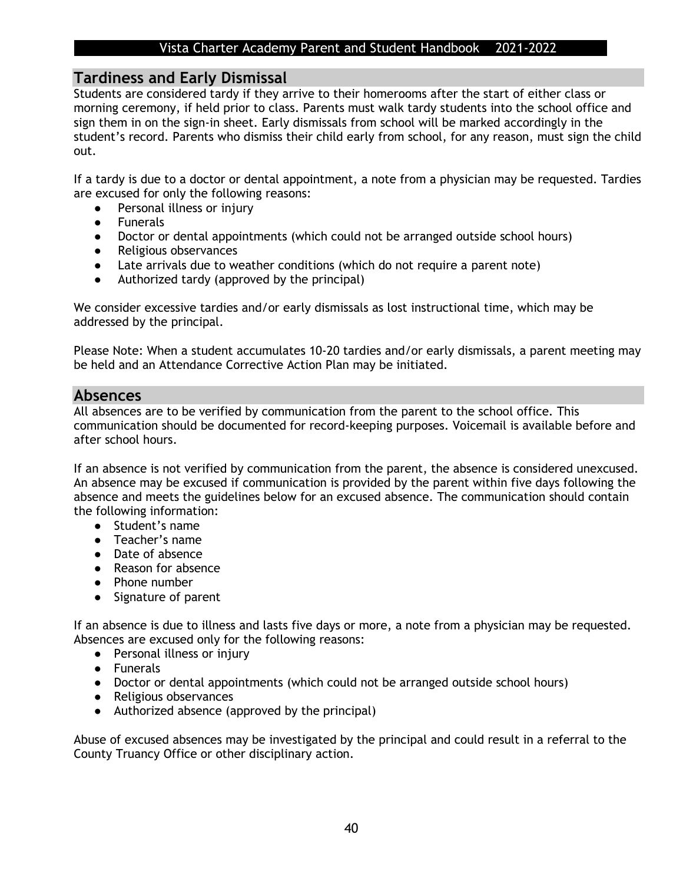## Tardiness and Early Dismissal

Students are considered tardy if they arrive to their homerooms after the start of either class or morning ceremony, if held prior to class. Parents must walk tardy students into the school office and sign them in on the sign-in sheet. Early dismissals from school will be marked accordingly in the student's record. Parents who dismiss their child early from school, for any reason, must sign the child out.

If a tardy is due to a doctor or dental appointment, a note from a physician may be requested. Tardies are excused for only the following reasons:

- Personal illness or injury
- Funerals
- Doctor or dental appointments (which could not be arranged outside school hours)
- Religious observances
- Late arrivals due to weather conditions (which do not require a parent note)
- Authorized tardy (approved by the principal)

We consider excessive tardies and/or early dismissals as lost instructional time, which may be addressed by the principal.

Please Note: When a student accumulates 10-20 tardies and/or early dismissals, a parent meeting may be held and an Attendance Corrective Action Plan may be initiated.

## Absences

All absences are to be verified by communication from the parent to the school office. This communication should be documented for record-keeping purposes. Voicemail is available before and after school hours.

If an absence is not verified by communication from the parent, the absence is considered unexcused. An absence may be excused if communication is provided by the parent within five days following the absence and meets the guidelines below for an excused absence. The communication should contain the following information:

- Student's name
- Teacher's name
- Date of absence
- Reason for absence
- Phone number
- Signature of parent

If an absence is due to illness and lasts five days or more, a note from a physician may be requested. Absences are excused only for the following reasons:

- Personal illness or injury
- Funerals
- Doctor or dental appointments (which could not be arranged outside school hours)
- Religious observances
- Authorized absence (approved by the principal)

Abuse of excused absences may be investigated by the principal and could result in a referral to the County Truancy Office or other disciplinary action.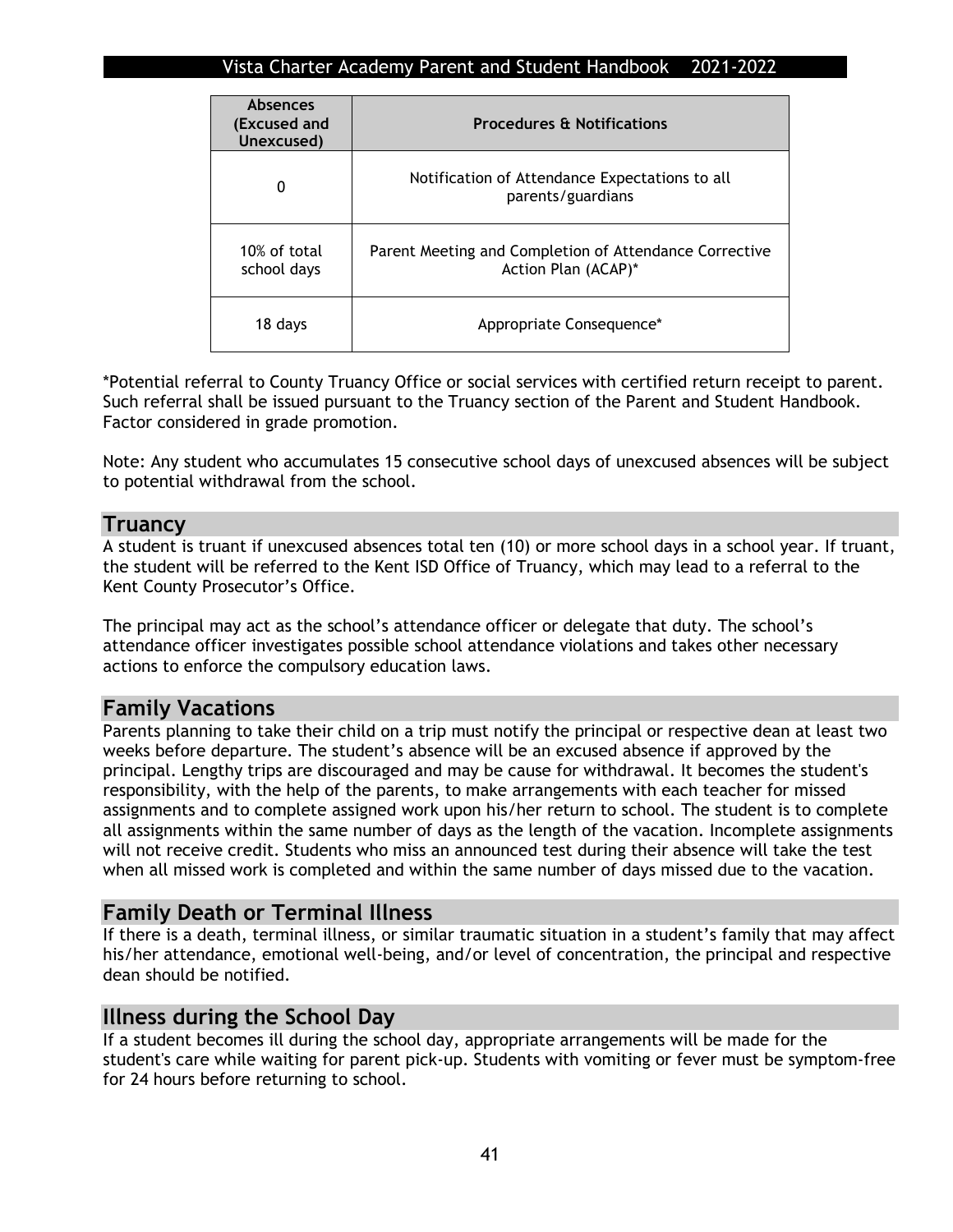| Absences (Excused and Unexcused) | Procedures & Notifications |
|---|---|
| 0 | Notification of Attendance Expectations to all parents/guardians |
| 10% of total school days | Parent Meeting and Completion of Attendance Corrective Action Plan (ACAP)* |
| 18 days | Appropriate Consequence* |

*Potential referral to County Truancy Office or social services with certified return receipt to parent. Such referral shall be issued pursuant to the Truancy section of the Parent and Student Handbook. Factor considered in grade promotion.

Note: Any student who accumulates 15 consecutive school days of unexcused absences will be subject to potential withdrawal from the school.

## Truancy

A student is truant if unexcused absences total ten (10) or more school days in a school year. If truant, the student will be referred to the Kent ISD Office of Truancy, which may lead to a referral to the Kent County Prosecutor's Office.

The principal may act as the school's attendance officer or delegate that duty. The school's attendance officer investigates possible school attendance violations and takes other necessary actions to enforce the compulsory education laws.

## Family Vacations

Parents planning to take their child on a trip must notify the principal or respective dean at least two weeks before departure. The student's absence will be an excused absence if approved by the principal. Lengthy trips are discouraged and may be cause for withdrawal. It becomes the student's responsibility, with the help of the parents, to make arrangements with each teacher for missed assignments and to complete assigned work upon his/her return to school. The student is to complete all assignments within the same number of days as the length of the vacation. Incomplete assignments will not receive credit. Students who miss an announced test during their absence will take the test when all missed work is completed and within the same number of days missed due to the vacation.

## Family Death or Terminal Illness

If there is a death, terminal illness, or similar traumatic situation in a student's family that may affect his/her attendance, emotional well-being, and/or level of concentration, the principal and respective dean should be notified.

## Illness during the School Day

If a student becomes ill during the school day, appropriate arrangements will be made for the student's care while waiting for parent pick-up. Students with vomiting or fever must be symptom-free for 24 hours before returning to school.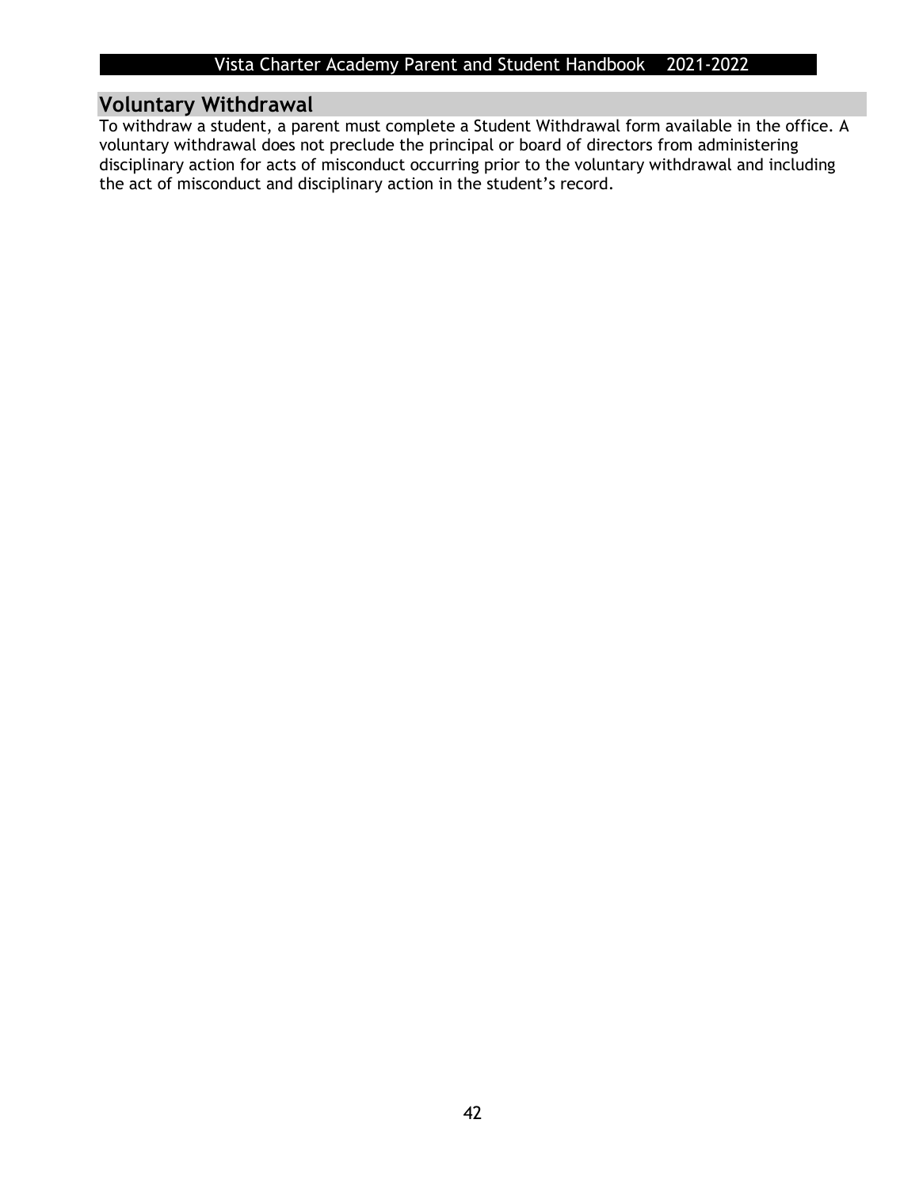## Voluntary Withdrawal

To withdraw a student, a parent must complete a Student Withdrawal form available in the office. A voluntary withdrawal does not preclude the principal or board of directors from administering disciplinary action for acts of misconduct occurring prior to the voluntary withdrawal and including the act of misconduct and disciplinary action in the student's record.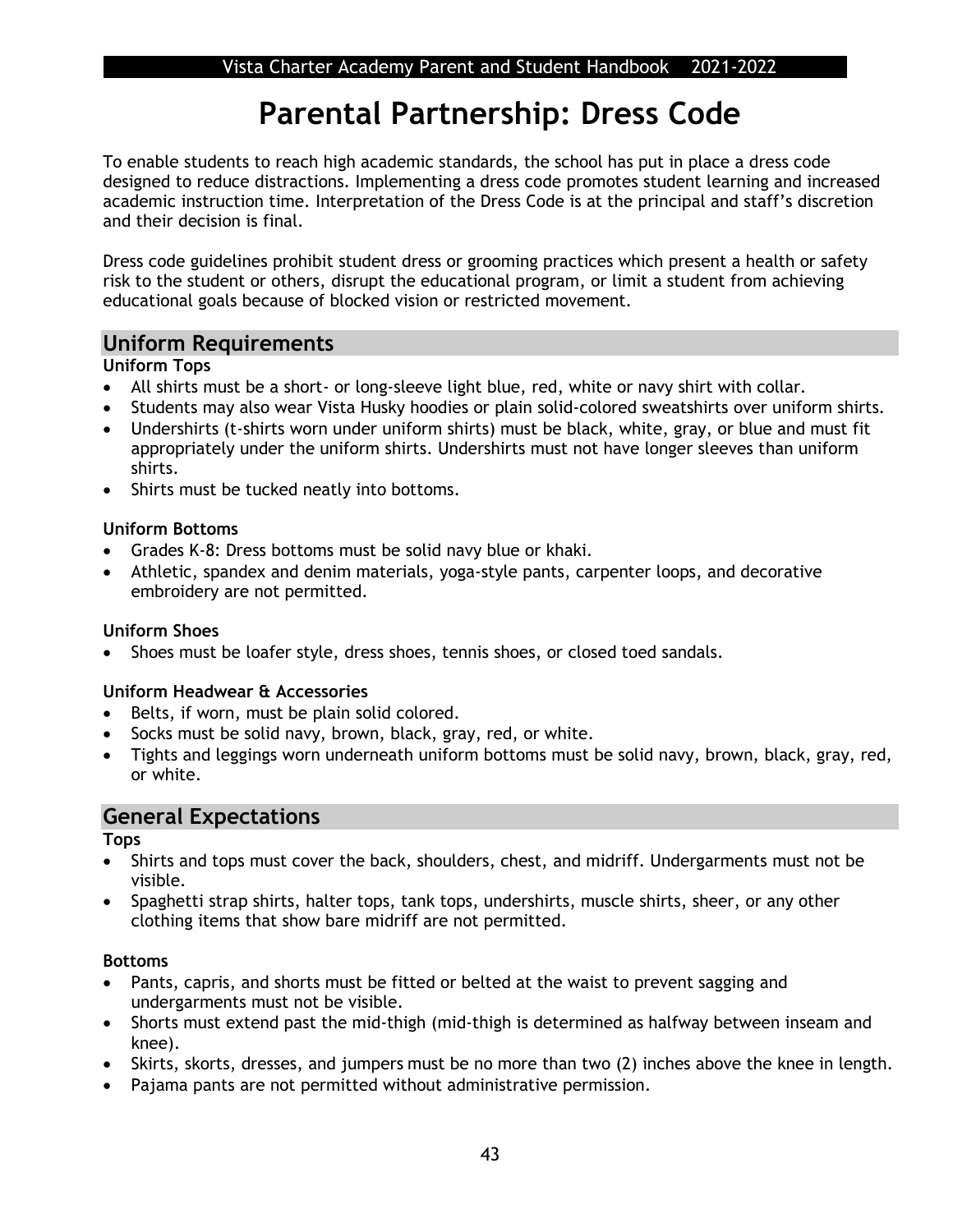# Parental Partnership: Dress Code

To enable students to reach high academic standards, the school has put in place a dress code designed to reduce distractions. Implementing a dress code promotes student learning and increased academic instruction time. Interpretation of the Dress Code is at the principal and staff's discretion and their decision is final.

Dress code guidelines prohibit student dress or grooming practices which present a health or safety risk to the student or others, disrupt the educational program, or limit a student from achieving educational goals because of blocked vision or restricted movement.

## Uniform Requirements

**Uniform Tops**

- All shirts must be a short- or long-sleeve light blue, red, white or navy shirt with collar.
- Students may also wear Vista Husky hoodies or plain solid-colored sweatshirts over uniform shirts.
- Undershirts (t-shirts worn under uniform shirts) must be black, white, gray, or blue and must fit appropriately under the uniform shirts. Undershirts must not have longer sleeves than uniform shirts.
- Shirts must be tucked neatly into bottoms.

**Uniform Bottoms**

- Grades K-8: Dress bottoms must be solid navy blue or khaki.
- Athletic, spandex and denim materials, yoga-style pants, carpenter loops, and decorative embroidery are not permitted.

**Uniform Shoes**

- Shoes must be loafer style, dress shoes, tennis shoes, or closed toed sandals.

**Uniform Headwear & Accessories**

- Belts, if worn, must be plain solid colored.
- Socks must be solid navy, brown, black, gray, red, or white.
- Tights and leggings worn underneath uniform bottoms must be solid navy, brown, black, gray, red, or white.

## General Expectations

**Tops**

- Shirts and tops must cover the back, shoulders, chest, and midriff. Undergarments must not be visible.
- Spaghetti strap shirts, halter tops, tank tops, undershirts, muscle shirts, sheer, or any other clothing items that show bare midriff are not permitted.

**Bottoms**

- Pants, capris, and shorts must be fitted or belted at the waist to prevent sagging and undergarments must not be visible.
- Shorts must extend past the mid-thigh (mid-thigh is determined as halfway between inseam and knee).
- Skirts, skorts, dresses, and jumpers must be no more than two (2) inches above the knee in length.
- Pajama pants are not permitted without administrative permission.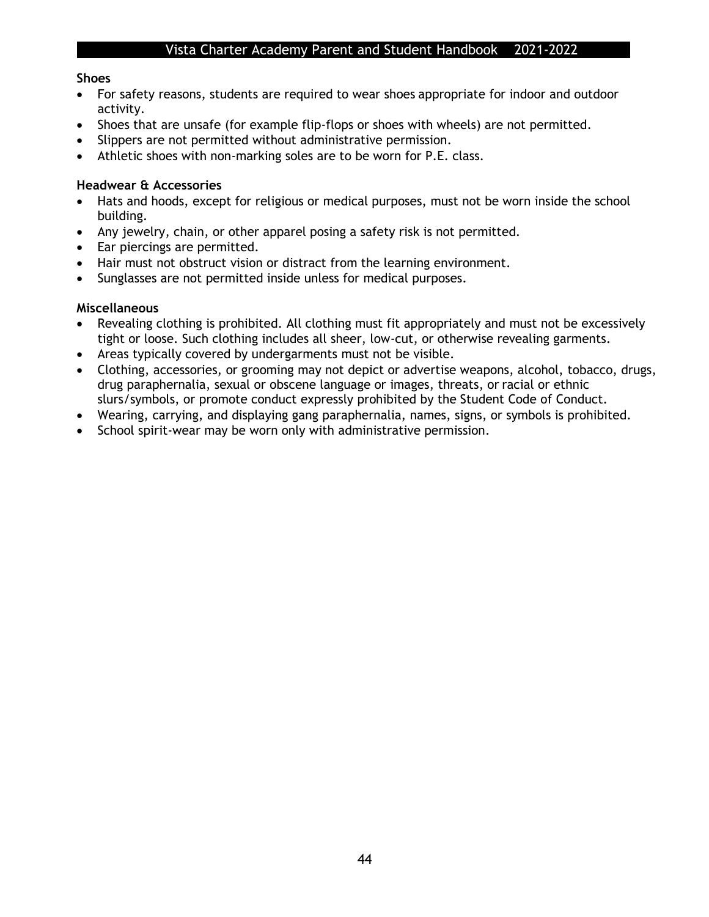**Shoes**

- For safety reasons, students are required to wear shoes appropriate for indoor and outdoor activity.
- Shoes that are unsafe (for example flip-flops or shoes with wheels) are not permitted.
- Slippers are not permitted without administrative permission.
- Athletic shoes with non-marking soles are to be worn for P.E. class.

**Headwear & Accessories**

- Hats and hoods, except for religious or medical purposes, must not be worn inside the school building.
- Any jewelry, chain, or other apparel posing a safety risk is not permitted.
- Ear piercings are permitted.
- Hair must not obstruct vision or distract from the learning environment.
- Sunglasses are not permitted inside unless for medical purposes.

**Miscellaneous**

- Revealing clothing is prohibited. All clothing must fit appropriately and must not be excessively tight or loose. Such clothing includes all sheer, low-cut, or otherwise revealing garments.
- Areas typically covered by undergarments must not be visible.
- Clothing, accessories, or grooming may not depict or advertise weapons, alcohol, tobacco, drugs, drug paraphernalia, sexual or obscene language or images, threats, or racial or ethnic slurs/symbols, or promote conduct expressly prohibited by the Student Code of Conduct.
- Wearing, carrying, and displaying gang paraphernalia, names, signs, or symbols is prohibited.
- School spirit-wear may be worn only with administrative permission.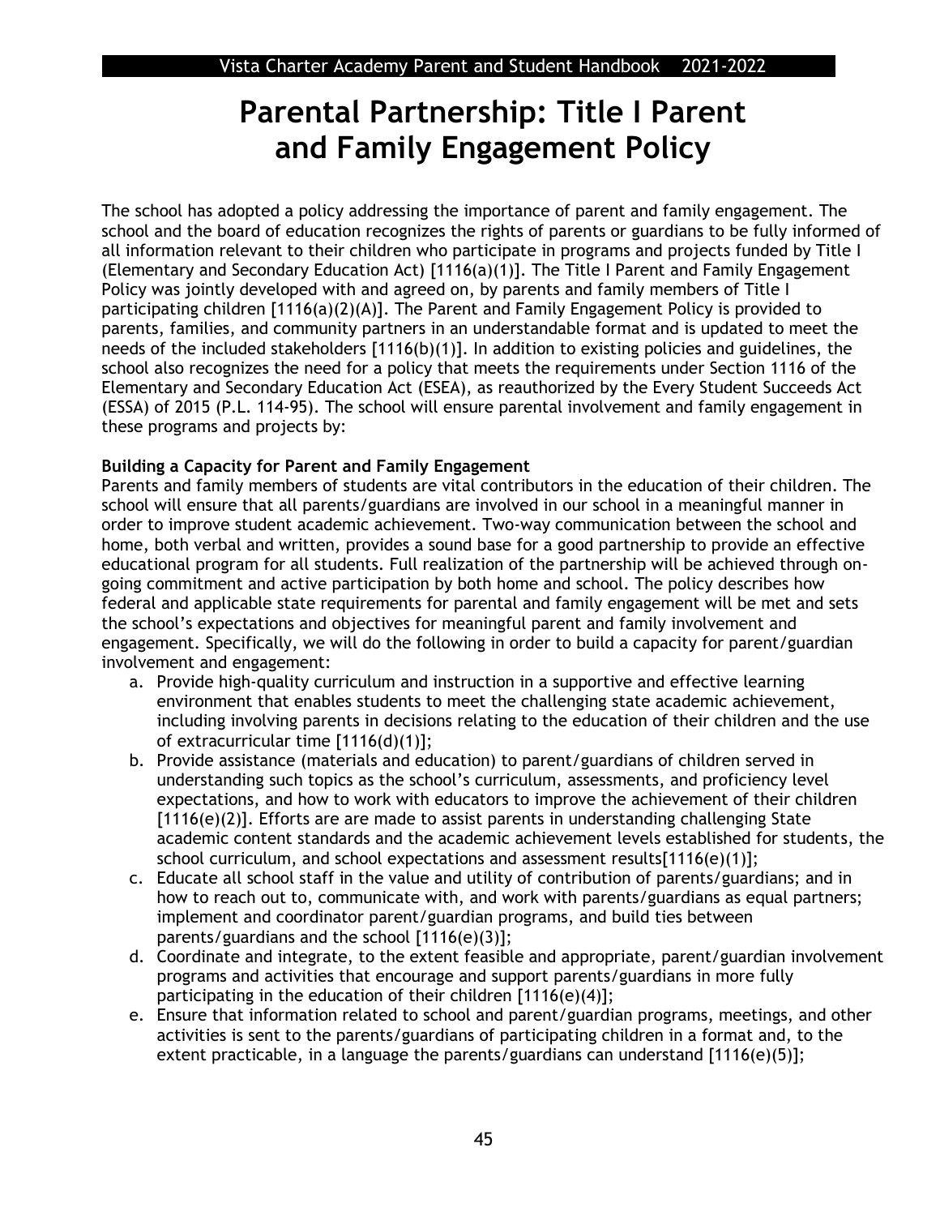# Parental Partnership: Title I Parent and Family Engagement Policy

The school has adopted a policy addressing the importance of parent and family engagement. The school and the board of education recognizes the rights of parents or guardians to be fully informed of all information relevant to their children who participate in programs and projects funded by Title I (Elementary and Secondary Education Act) [1116(a)(1)]. The Title I Parent and Family Engagement Policy was jointly developed with and agreed on, by parents and family members of Title I participating children [1116(a)(2)(A)]. The Parent and Family Engagement Policy is provided to parents, families, and community partners in an understandable format and is updated to meet the needs of the included stakeholders [1116(b)(1)]. In addition to existing policies and guidelines, the school also recognizes the need for a policy that meets the requirements under Section 1116 of the Elementary and Secondary Education Act (ESEA), as reauthorized by the Every Student Succeeds Act (ESSA) of 2015 (P.L. 114-95). The school will ensure parental involvement and family engagement in these programs and projects by:

**Building a Capacity for Parent and Family Engagement**

Parents and family members of students are vital contributors in the education of their children. The school will ensure that all parents/guardians are involved in our school in a meaningful manner in order to improve student academic achievement. Two-way communication between the school and home, both verbal and written, provides a sound base for a good partnership to provide an effective educational program for all students. Full realization of the partnership will be achieved through on-going commitment and active participation by both home and school. The policy describes how federal and applicable state requirements for parental and family engagement will be met and sets the school's expectations and objectives for meaningful parent and family involvement and engagement. Specifically, we will do the following in order to build a capacity for parent/guardian involvement and engagement:

a. Provide high-quality curriculum and instruction in a supportive and effective learning environment that enables students to meet the challenging state academic achievement, including involving parents in decisions relating to the education of their children and the use of extracurricular time [1116(d)(1)];
b. Provide assistance (materials and education) to parent/guardians of children served in understanding such topics as the school's curriculum, assessments, and proficiency level expectations, and how to work with educators to improve the achievement of their children [1116(e)(2)]. Efforts are are made to assist parents in understanding challenging State academic content standards and the academic achievement levels established for students, the school curriculum, and school expectations and assessment results[1116(e)(1)];
c. Educate all school staff in the value and utility of contribution of parents/guardians; and in how to reach out to, communicate with, and work with parents/guardians as equal partners; implement and coordinator parent/guardian programs, and build ties between parents/guardians and the school [1116(e)(3)];
d. Coordinate and integrate, to the extent feasible and appropriate, parent/guardian involvement programs and activities that encourage and support parents/guardians in more fully participating in the education of their children [1116(e)(4)];
e. Ensure that information related to school and parent/guardian programs, meetings, and other activities is sent to the parents/guardians of participating children in a format and, to the extent practicable, in a language the parents/guardians can understand [1116(e)(5)];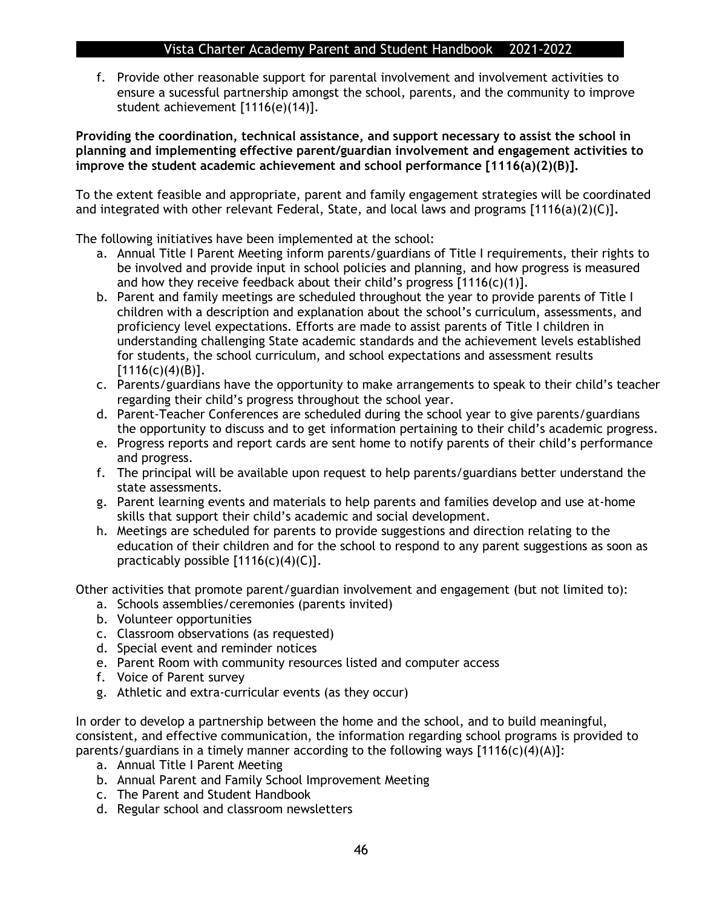f. Provide other reasonable support for parental involvement and involvement activities to ensure a sucessful partnership amongst the school, parents, and the community to improve student achievement [1116(e)(14)].

**Providing the coordination, technical assistance, and support necessary to assist the school in planning and implementing effective parent/guardian involvement and engagement activities to improve the student academic achievement and school performance [1116(a)(2)(B)].**

To the extent feasible and appropriate, parent and family engagement strategies will be coordinated and integrated with other relevant Federal, State, and local laws and programs [1116(a)(2)(C)].

The following initiatives have been implemented at the school:

a. Annual Title I Parent Meeting inform parents/guardians of Title I requirements, their rights to be involved and provide input in school policies and planning, and how progress is measured and how they receive feedback about their child's progress [1116(c)(1)].
b. Parent and family meetings are scheduled throughout the year to provide parents of Title I children with a description and explanation about the school's curriculum, assessments, and proficiency level expectations. Efforts are made to assist parents of Title I children in understanding challenging State academic standards and the achievement levels established for students, the school curriculum, and school expectations and assessment results [1116(c)(4)(B)].
c. Parents/guardians have the opportunity to make arrangements to speak to their child's teacher regarding their child's progress throughout the school year.
d. Parent-Teacher Conferences are scheduled during the school year to give parents/guardians the opportunity to discuss and to get information pertaining to their child's academic progress.
e. Progress reports and report cards are sent home to notify parents of their child's performance and progress.
f. The principal will be available upon request to help parents/guardians better understand the state assessments.
g. Parent learning events and materials to help parents and families develop and use at-home skills that support their child's academic and social development.
h. Meetings are scheduled for parents to provide suggestions and direction relating to the education of their children and for the school to respond to any parent suggestions as soon as practicably possible [1116(c)(4)(C)].

Other activities that promote parent/guardian involvement and engagement (but not limited to):

a. Schools assemblies/ceremonies (parents invited)
b. Volunteer opportunities
c. Classroom observations (as requested)
d. Special event and reminder notices
e. Parent Room with community resources listed and computer access
f. Voice of Parent survey
g. Athletic and extra-curricular events (as they occur)

In order to develop a partnership between the home and the school, and to build meaningful, consistent, and effective communication, the information regarding school programs is provided to parents/guardians in a timely manner according to the following ways [1116(c)(4)(A)]:

a. Annual Title I Parent Meeting
b. Annual Parent and Family School Improvement Meeting
c. The Parent and Student Handbook
d. Regular school and classroom newsletters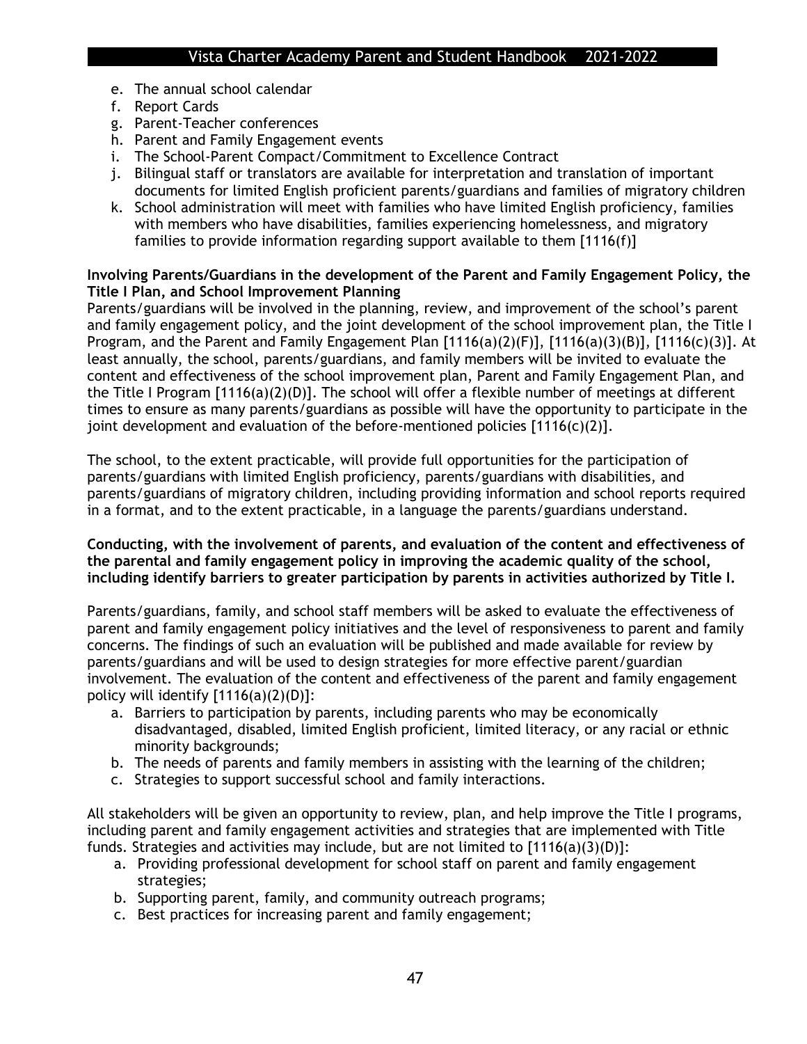e. The annual school calendar
f. Report Cards
g. Parent-Teacher conferences
h. Parent and Family Engagement events
i. The School-Parent Compact/Commitment to Excellence Contract
j. Bilingual staff or translators are available for interpretation and translation of important documents for limited English proficient parents/guardians and families of migratory children
k. School administration will meet with families who have limited English proficiency, families with members who have disabilities, families experiencing homelessness, and migratory families to provide information regarding support available to them [1116(f)]

**Involving Parents/Guardians in the development of the Parent and Family Engagement Policy, the Title I Plan, and School Improvement Planning**

Parents/guardians will be involved in the planning, review, and improvement of the school's parent and family engagement policy, and the joint development of the school improvement plan, the Title I Program, and the Parent and Family Engagement Plan [1116(a)(2)(F)], [1116(a)(3)(B)], [1116(c)(3)]. At least annually, the school, parents/guardians, and family members will be invited to evaluate the content and effectiveness of the school improvement plan, Parent and Family Engagement Plan, and the Title I Program [1116(a)(2)(D)]. The school will offer a flexible number of meetings at different times to ensure as many parents/guardians as possible will have the opportunity to participate in the joint development and evaluation of the before-mentioned policies [1116(c)(2)].

The school, to the extent practicable, will provide full opportunities for the participation of parents/guardians with limited English proficiency, parents/guardians with disabilities, and parents/guardians of migratory children, including providing information and school reports required in a format, and to the extent practicable, in a language the parents/guardians understand.

**Conducting, with the involvement of parents, and evaluation of the content and effectiveness of the parental and family engagement policy in improving the academic quality of the school, including identify barriers to greater participation by parents in activities authorized by Title I.**

Parents/guardians, family, and school staff members will be asked to evaluate the effectiveness of parent and family engagement policy initiatives and the level of responsiveness to parent and family concerns. The findings of such an evaluation will be published and made available for review by parents/guardians and will be used to design strategies for more effective parent/guardian involvement. The evaluation of the content and effectiveness of the parent and family engagement policy will identify [1116(a)(2)(D)]:

a. Barriers to participation by parents, including parents who may be economically disadvantaged, disabled, limited English proficient, limited literacy, or any racial or ethnic minority backgrounds;
b. The needs of parents and family members in assisting with the learning of the children;
c. Strategies to support successful school and family interactions.

All stakeholders will be given an opportunity to review, plan, and help improve the Title I programs, including parent and family engagement activities and strategies that are implemented with Title funds. Strategies and activities may include, but are not limited to [1116(a)(3)(D)]:

a. Providing professional development for school staff on parent and family engagement strategies;
b. Supporting parent, family, and community outreach programs;
c. Best practices for increasing parent and family engagement;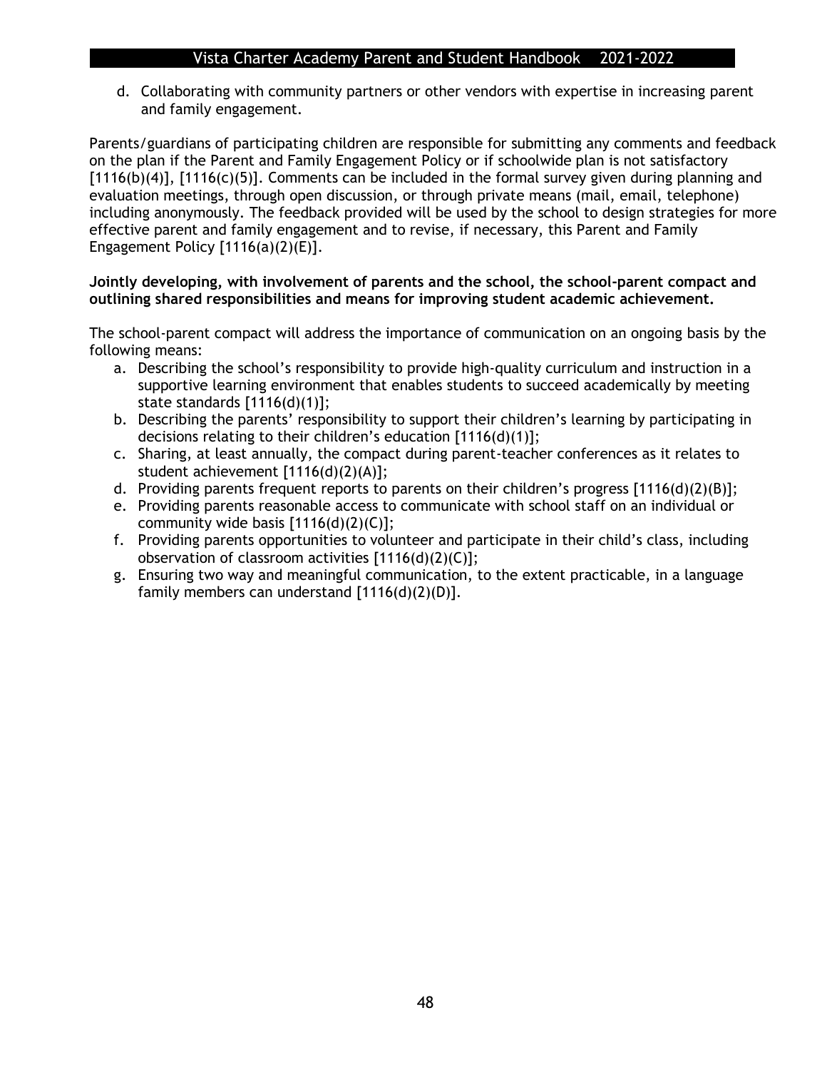d. Collaborating with community partners or other vendors with expertise in increasing parent and family engagement.

Parents/guardians of participating children are responsible for submitting any comments and feedback on the plan if the Parent and Family Engagement Policy or if schoolwide plan is not satisfactory [1116(b)(4)], [1116(c)(5)]. Comments can be included in the formal survey given during planning and evaluation meetings, through open discussion, or through private means (mail, email, telephone) including anonymously. The feedback provided will be used by the school to design strategies for more effective parent and family engagement and to revise, if necessary, this Parent and Family Engagement Policy [1116(a)(2)(E)].

**Jointly developing, with involvement of parents and the school, the school-parent compact and outlining shared responsibilities and means for improving student academic achievement.**

The school-parent compact will address the importance of communication on an ongoing basis by the following means:

a. Describing the school's responsibility to provide high-quality curriculum and instruction in a supportive learning environment that enables students to succeed academically by meeting state standards [1116(d)(1)];
b. Describing the parents' responsibility to support their children's learning by participating in decisions relating to their children's education [1116(d)(1)];
c. Sharing, at least annually, the compact during parent-teacher conferences as it relates to student achievement [1116(d)(2)(A)];
d. Providing parents frequent reports to parents on their children's progress [1116(d)(2)(B)];
e. Providing parents reasonable access to communicate with school staff on an individual or community wide basis [1116(d)(2)(C)];
f. Providing parents opportunities to volunteer and participate in their child's class, including observation of classroom activities [1116(d)(2)(C)];
g. Ensuring two way and meaningful communication, to the extent practicable, in a language family members can understand [1116(d)(2)(D)].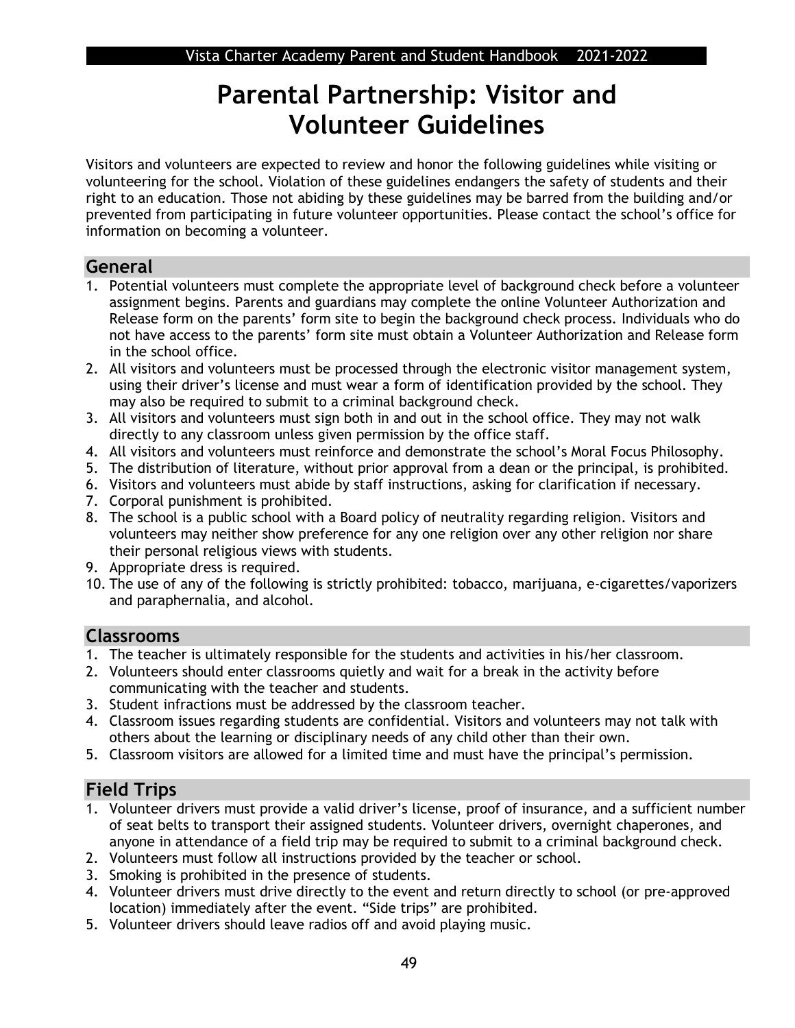# Parental Partnership: Visitor and Volunteer Guidelines

Visitors and volunteers are expected to review and honor the following guidelines while visiting or volunteering for the school. Violation of these guidelines endangers the safety of students and their right to an education. Those not abiding by these guidelines may be barred from the building and/or prevented from participating in future volunteer opportunities. Please contact the school's office for information on becoming a volunteer.

## General

1. Potential volunteers must complete the appropriate level of background check before a volunteer assignment begins. Parents and guardians may complete the online Volunteer Authorization and Release form on the parents' form site to begin the background check process. Individuals who do not have access to the parents' form site must obtain a Volunteer Authorization and Release form in the school office.
2. All visitors and volunteers must be processed through the electronic visitor management system, using their driver's license and must wear a form of identification provided by the school. They may also be required to submit to a criminal background check.
3. All visitors and volunteers must sign both in and out in the school office. They may not walk directly to any classroom unless given permission by the office staff.
4. All visitors and volunteers must reinforce and demonstrate the school's Moral Focus Philosophy.
5. The distribution of literature, without prior approval from a dean or the principal, is prohibited.
6. Visitors and volunteers must abide by staff instructions, asking for clarification if necessary.
7. Corporal punishment is prohibited.
8. The school is a public school with a Board policy of neutrality regarding religion. Visitors and volunteers may neither show preference for any one religion over any other religion nor share their personal religious views with students.
9. Appropriate dress is required.
10. The use of any of the following is strictly prohibited: tobacco, marijuana, e-cigarettes/vaporizers and paraphernalia, and alcohol.

## Classrooms

1. The teacher is ultimately responsible for the students and activities in his/her classroom.
2. Volunteers should enter classrooms quietly and wait for a break in the activity before communicating with the teacher and students.
3. Student infractions must be addressed by the classroom teacher.
4. Classroom issues regarding students are confidential. Visitors and volunteers may not talk with others about the learning or disciplinary needs of any child other than their own.
5. Classroom visitors are allowed for a limited time and must have the principal's permission.

## Field Trips

1. Volunteer drivers must provide a valid driver's license, proof of insurance, and a sufficient number of seat belts to transport their assigned students. Volunteer drivers, overnight chaperones, and anyone in attendance of a field trip may be required to submit to a criminal background check.
2. Volunteers must follow all instructions provided by the teacher or school.
3. Smoking is prohibited in the presence of students.
4. Volunteer drivers must drive directly to the event and return directly to school (or pre-approved location) immediately after the event. "Side trips" are prohibited.
5. Volunteer drivers should leave radios off and avoid playing music.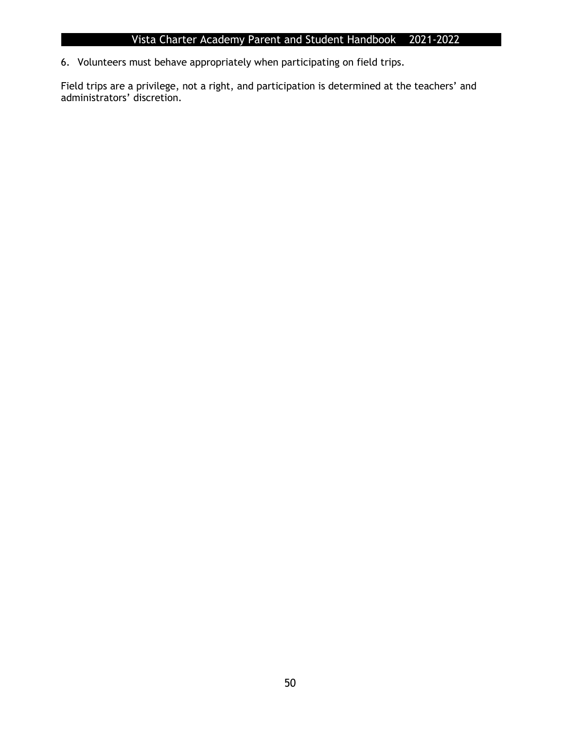6. Volunteers must behave appropriately when participating on field trips.

Field trips are a privilege, not a right, and participation is determined at the teachers' and administrators' discretion.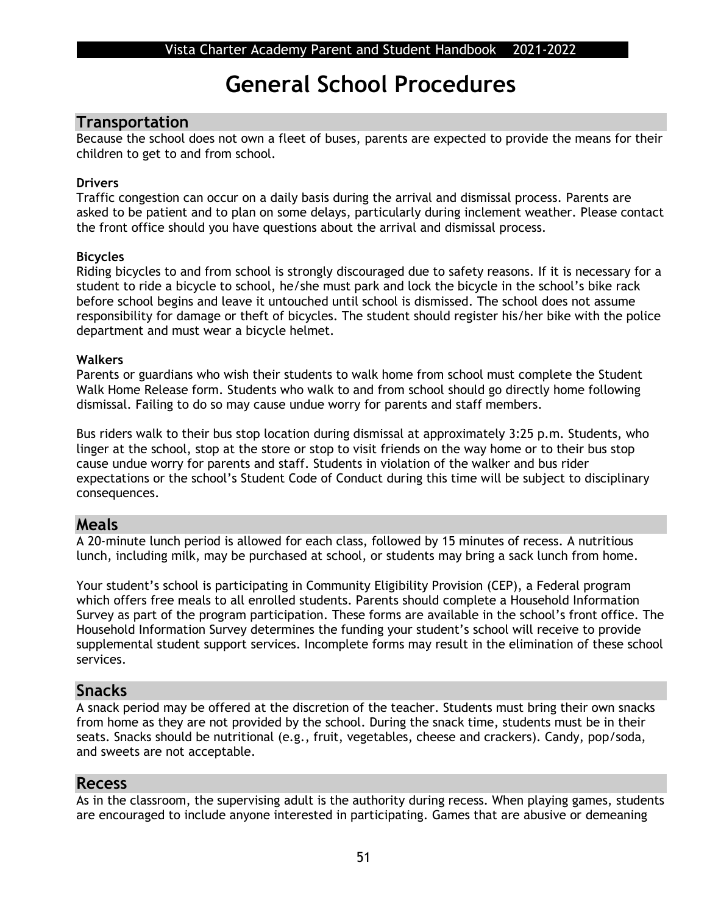# General School Procedures

## Transportation

Because the school does not own a fleet of buses, parents are expected to provide the means for their children to get to and from school.

**Drivers**

Traffic congestion can occur on a daily basis during the arrival and dismissal process. Parents are asked to be patient and to plan on some delays, particularly during inclement weather. Please contact the front office should you have questions about the arrival and dismissal process.

**Bicycles**

Riding bicycles to and from school is strongly discouraged due to safety reasons. If it is necessary for a student to ride a bicycle to school, he/she must park and lock the bicycle in the school's bike rack before school begins and leave it untouched until school is dismissed. The school does not assume responsibility for damage or theft of bicycles. The student should register his/her bike with the police department and must wear a bicycle helmet.

**Walkers**

Parents or guardians who wish their students to walk home from school must complete the Student Walk Home Release form. Students who walk to and from school should go directly home following dismissal. Failing to do so may cause undue worry for parents and staff members.

Bus riders walk to their bus stop location during dismissal at approximately 3:25 p.m. Students, who linger at the school, stop at the store or stop to visit friends on the way home or to their bus stop cause undue worry for parents and staff. Students in violation of the walker and bus rider expectations or the school's Student Code of Conduct during this time will be subject to disciplinary consequences.

## Meals

A 20-minute lunch period is allowed for each class, followed by 15 minutes of recess. A nutritious lunch, including milk, may be purchased at school, or students may bring a sack lunch from home.

Your student's school is participating in Community Eligibility Provision (CEP), a Federal program which offers free meals to all enrolled students. Parents should complete a Household Information Survey as part of the program participation. These forms are available in the school's front office. The Household Information Survey determines the funding your student's school will receive to provide supplemental student support services. Incomplete forms may result in the elimination of these school services.

## Snacks

A snack period may be offered at the discretion of the teacher. Students must bring their own snacks from home as they are not provided by the school. During the snack time, students must be in their seats. Snacks should be nutritional (e.g., fruit, vegetables, cheese and crackers). Candy, pop/soda, and sweets are not acceptable.

## Recess

As in the classroom, the supervising adult is the authority during recess. When playing games, students are encouraged to include anyone interested in participating. Games that are abusive or demeaning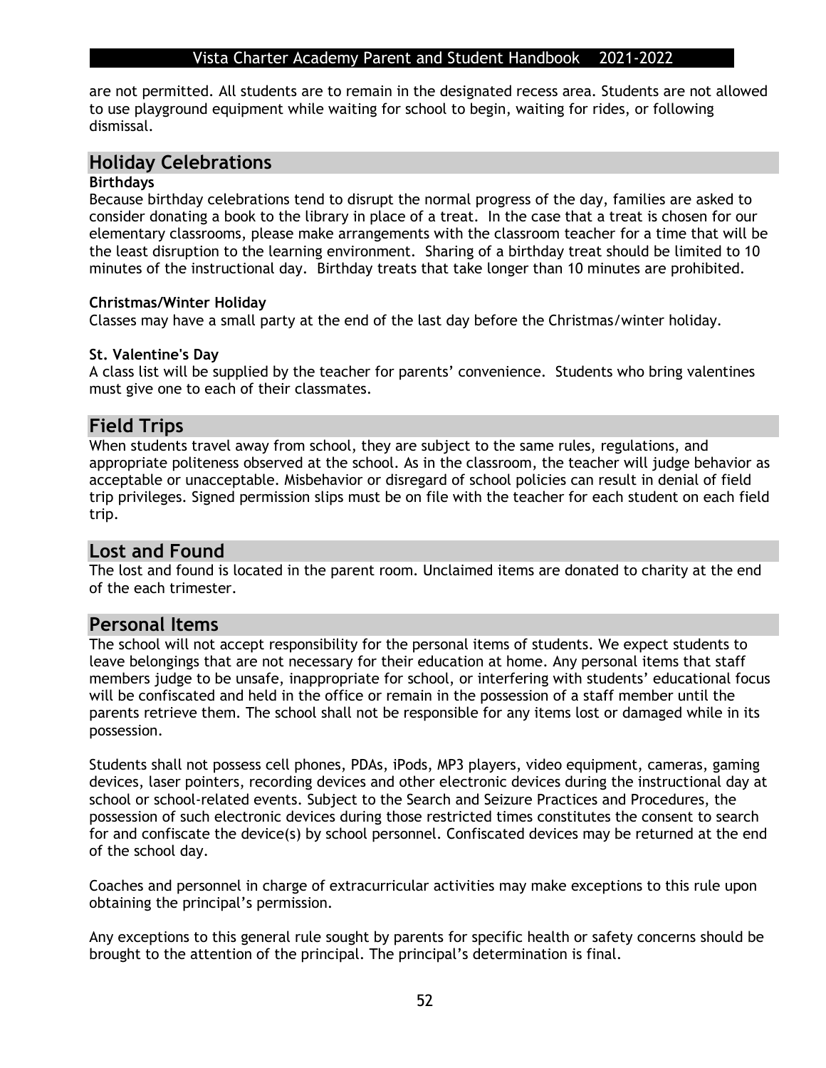are not permitted. All students are to remain in the designated recess area. Students are not allowed to use playground equipment while waiting for school to begin, waiting for rides, or following dismissal.

## Holiday Celebrations

**Birthdays**

Because birthday celebrations tend to disrupt the normal progress of the day, families are asked to consider donating a book to the library in place of a treat. In the case that a treat is chosen for our elementary classrooms, please make arrangements with the classroom teacher for a time that will be the least disruption to the learning environment. Sharing of a birthday treat should be limited to 10 minutes of the instructional day. Birthday treats that take longer than 10 minutes are prohibited.

**Christmas/Winter Holiday**

Classes may have a small party at the end of the last day before the Christmas/winter holiday.

**St. Valentine's Day**

A class list will be supplied by the teacher for parents' convenience. Students who bring valentines must give one to each of their classmates.

## Field Trips

When students travel away from school, they are subject to the same rules, regulations, and appropriate politeness observed at the school. As in the classroom, the teacher will judge behavior as acceptable or unacceptable. Misbehavior or disregard of school policies can result in denial of field trip privileges. Signed permission slips must be on file with the teacher for each student on each field trip.

## Lost and Found

The lost and found is located in the parent room. Unclaimed items are donated to charity at the end of the each trimester.

## Personal Items

The school will not accept responsibility for the personal items of students. We expect students to leave belongings that are not necessary for their education at home. Any personal items that staff members judge to be unsafe, inappropriate for school, or interfering with students' educational focus will be confiscated and held in the office or remain in the possession of a staff member until the parents retrieve them. The school shall not be responsible for any items lost or damaged while in its possession.

Students shall not possess cell phones, PDAs, iPods, MP3 players, video equipment, cameras, gaming devices, laser pointers, recording devices and other electronic devices during the instructional day at school or school-related events. Subject to the Search and Seizure Practices and Procedures, the possession of such electronic devices during those restricted times constitutes the consent to search for and confiscate the device(s) by school personnel. Confiscated devices may be returned at the end of the school day.

Coaches and personnel in charge of extracurricular activities may make exceptions to this rule upon obtaining the principal's permission.

Any exceptions to this general rule sought by parents for specific health or safety concerns should be brought to the attention of the principal. The principal's determination is final.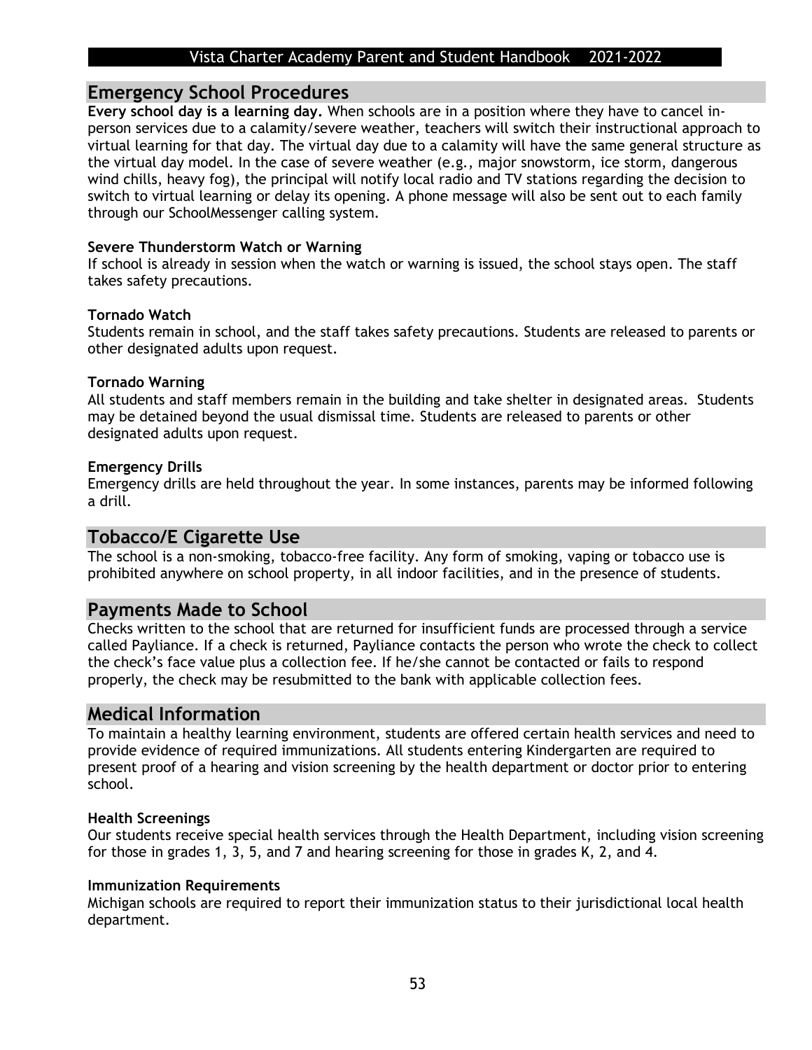## Emergency School Procedures

**Every school day is a learning day.** When schools are in a position where they have to cancel in-person services due to a calamity/severe weather, teachers will switch their instructional approach to virtual learning for that day. The virtual day due to a calamity will have the same general structure as the virtual day model. In the case of severe weather (e.g., major snowstorm, ice storm, dangerous wind chills, heavy fog), the principal will notify local radio and TV stations regarding the decision to switch to virtual learning or delay its opening. A phone message will also be sent out to each family through our SchoolMessenger calling system.

### Severe Thunderstorm Watch or Warning

If school is already in session when the watch or warning is issued, the school stays open. The staff takes safety precautions.

### Tornado Watch

Students remain in school, and the staff takes safety precautions. Students are released to parents or other designated adults upon request.

### Tornado Warning

All students and staff members remain in the building and take shelter in designated areas. Students may be detained beyond the usual dismissal time. Students are released to parents or other designated adults upon request.

### Emergency Drills

Emergency drills are held throughout the year. In some instances, parents may be informed following a drill.

## Tobacco/E Cigarette Use

The school is a non-smoking, tobacco-free facility. Any form of smoking, vaping or tobacco use is prohibited anywhere on school property, in all indoor facilities, and in the presence of students.

## Payments Made to School

Checks written to the school that are returned for insufficient funds are processed through a service called Payliance. If a check is returned, Payliance contacts the person who wrote the check to collect the check's face value plus a collection fee. If he/she cannot be contacted or fails to respond properly, the check may be resubmitted to the bank with applicable collection fees.

## Medical Information

To maintain a healthy learning environment, students are offered certain health services and need to provide evidence of required immunizations. All students entering Kindergarten are required to present proof of a hearing and vision screening by the health department or doctor prior to entering school.

### Health Screenings

Our students receive special health services through the Health Department, including vision screening for those in grades 1, 3, 5, and 7 and hearing screening for those in grades K, 2, and 4.

### Immunization Requirements

Michigan schools are required to report their immunization status to their jurisdictional local health department.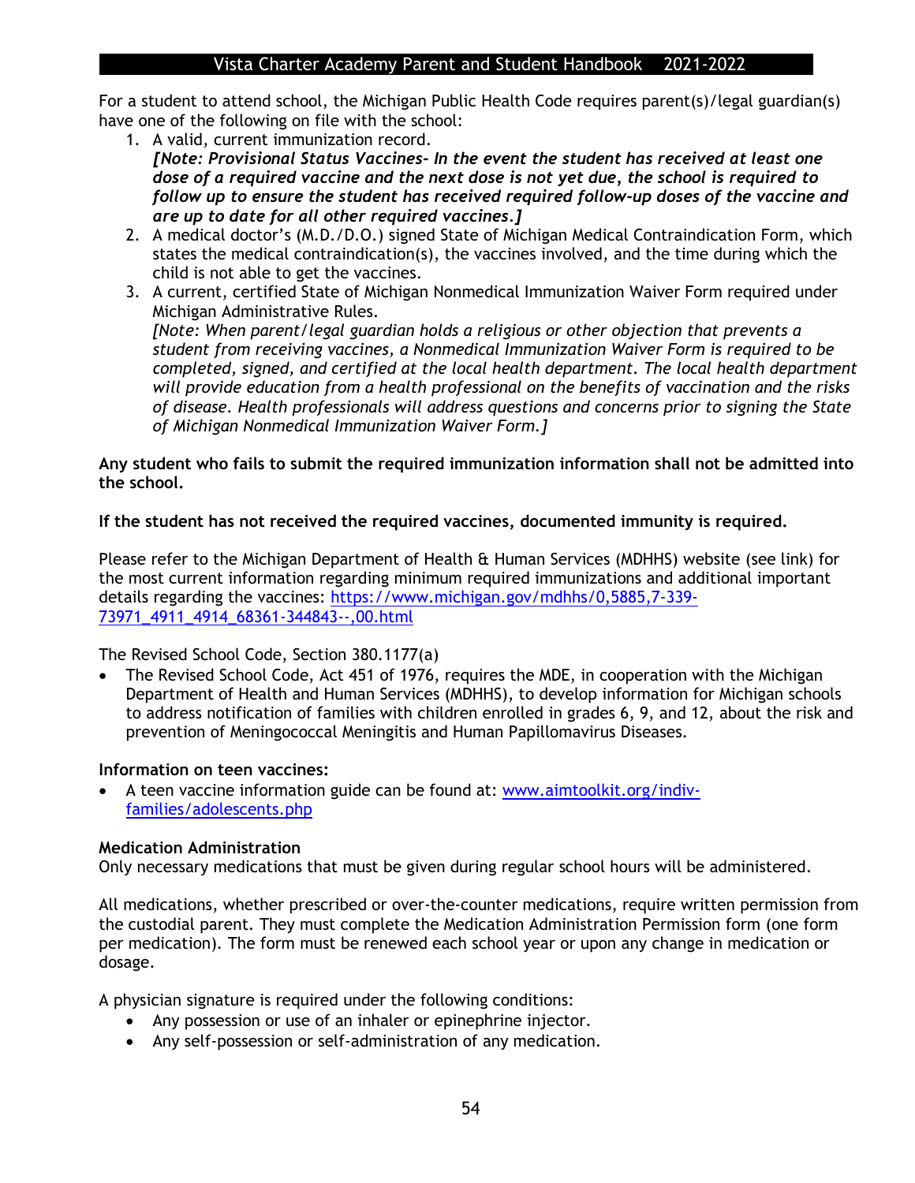For a student to attend school, the Michigan Public Health Code requires parent(s)/legal guardian(s) have one of the following on file with the school:

1. A valid, current immunization record.
   ***[Note: Provisional Status Vaccines- In the event the student has received at least one dose of a required vaccine and the next dose is not yet due, the school is required to follow up to ensure the student has received required follow-up doses of the vaccine and are up to date for all other required vaccines.]***
2. A medical doctor's (M.D./D.O.) signed State of Michigan Medical Contraindication Form, which states the medical contraindication(s), the vaccines involved, and the time during which the child is not able to get the vaccines.
3. A current, certified State of Michigan Nonmedical Immunization Waiver Form required under Michigan Administrative Rules.
   *[Note: When parent/legal guardian holds a religious or other objection that prevents a student from receiving vaccines, a Nonmedical Immunization Waiver Form is required to be completed, signed, and certified at the local health department. The local health department will provide education from a health professional on the benefits of vaccination and the risks of disease. Health professionals will address questions and concerns prior to signing the State of Michigan Nonmedical Immunization Waiver Form.]*

**Any student who fails to submit the required immunization information shall not be admitted into the school.**

**If the student has not received the required vaccines, documented immunity is required.**

Please refer to the Michigan Department of Health & Human Services (MDHHS) website (see link) for the most current information regarding minimum required immunizations and additional important details regarding the vaccines: https://www.michigan.gov/mdhhs/0,5885,7-339-73971_4911_4914_68361-344843--,00.html

The Revised School Code, Section 380.1177(a)

- The Revised School Code, Act 451 of 1976, requires the MDE, in cooperation with the Michigan Department of Health and Human Services (MDHHS), to develop information for Michigan schools to address notification of families with children enrolled in grades 6, 9, and 12, about the risk and prevention of Meningococcal Meningitis and Human Papillomavirus Diseases.

**Information on teen vaccines:**

- A teen vaccine information guide can be found at: www.aimtoolkit.org/indiv-families/adolescents.php

**Medication Administration**

Only necessary medications that must be given during regular school hours will be administered.

All medications, whether prescribed or over-the-counter medications, require written permission from the custodial parent. They must complete the Medication Administration Permission form (one form per medication). The form must be renewed each school year or upon any change in medication or dosage.

A physician signature is required under the following conditions:

- Any possession or use of an inhaler or epinephrine injector.
- Any self-possession or self-administration of any medication.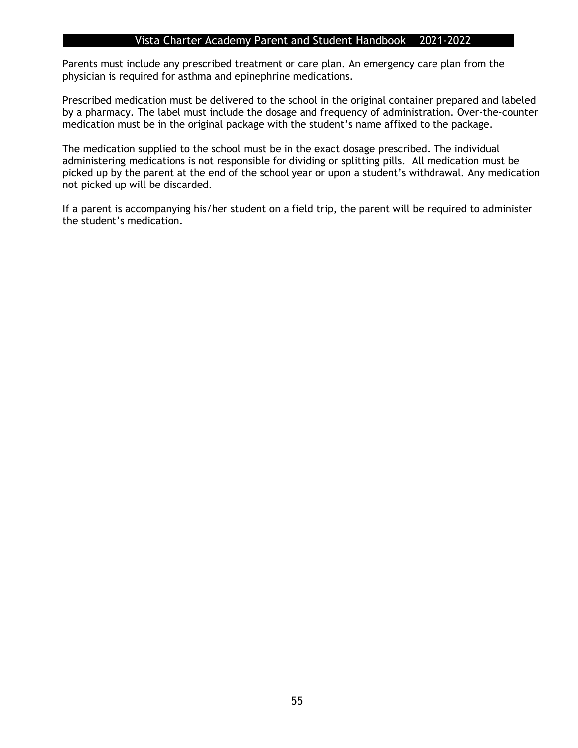Parents must include any prescribed treatment or care plan. An emergency care plan from the physician is required for asthma and epinephrine medications.

Prescribed medication must be delivered to the school in the original container prepared and labeled by a pharmacy. The label must include the dosage and frequency of administration. Over-the-counter medication must be in the original package with the student's name affixed to the package.

The medication supplied to the school must be in the exact dosage prescribed. The individual administering medications is not responsible for dividing or splitting pills. All medication must be picked up by the parent at the end of the school year or upon a student's withdrawal. Any medication not picked up will be discarded.

If a parent is accompanying his/her student on a field trip, the parent will be required to administer the student's medication.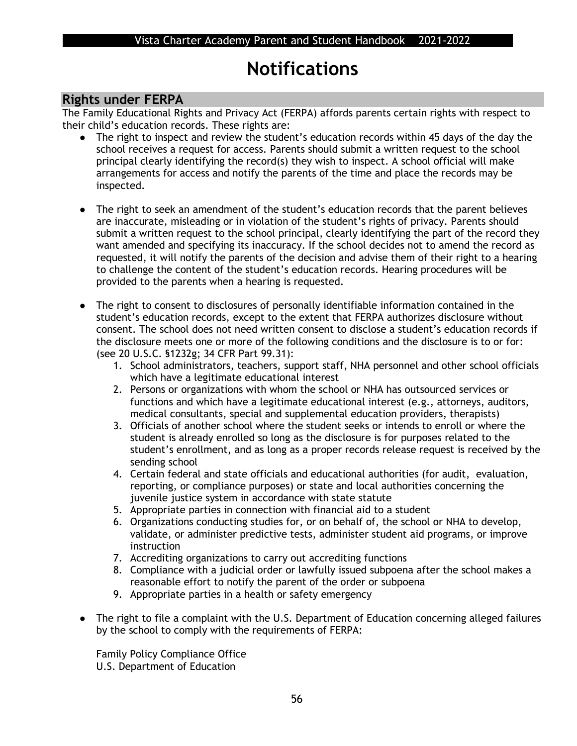# Notifications

## Rights under FERPA

The Family Educational Rights and Privacy Act (FERPA) affords parents certain rights with respect to their child's education records. These rights are:

- The right to inspect and review the student's education records within 45 days of the day the school receives a request for access. Parents should submit a written request to the school principal clearly identifying the record(s) they wish to inspect. A school official will make arrangements for access and notify the parents of the time and place the records may be inspected.

- The right to seek an amendment of the student's education records that the parent believes are inaccurate, misleading or in violation of the student's rights of privacy. Parents should submit a written request to the school principal, clearly identifying the part of the record they want amended and specifying its inaccuracy. If the school decides not to amend the record as requested, it will notify the parents of the decision and advise them of their right to a hearing to challenge the content of the student's education records. Hearing procedures will be provided to the parents when a hearing is requested.

- The right to consent to disclosures of personally identifiable information contained in the student's education records, except to the extent that FERPA authorizes disclosure without consent. The school does not need written consent to disclose a student's education records if the disclosure meets one or more of the following conditions and the disclosure is to or for: (see 20 U.S.C. §1232g; 34 CFR Part 99.31):
  1. School administrators, teachers, support staff, NHA personnel and other school officials which have a legitimate educational interest
  2. Persons or organizations with whom the school or NHA has outsourced services or functions and which have a legitimate educational interest (e.g., attorneys, auditors, medical consultants, special and supplemental education providers, therapists)
  3. Officials of another school where the student seeks or intends to enroll or where the student is already enrolled so long as the disclosure is for purposes related to the student's enrollment, and as long as a proper records release request is received by the sending school
  4. Certain federal and state officials and educational authorities (for audit, evaluation, reporting, or compliance purposes) or state and local authorities concerning the juvenile justice system in accordance with state statute
  5. Appropriate parties in connection with financial aid to a student
  6. Organizations conducting studies for, or on behalf of, the school or NHA to develop, validate, or administer predictive tests, administer student aid programs, or improve instruction
  7. Accrediting organizations to carry out accrediting functions
  8. Compliance with a judicial order or lawfully issued subpoena after the school makes a reasonable effort to notify the parent of the order or subpoena
  9. Appropriate parties in a health or safety emergency

- The right to file a complaint with the U.S. Department of Education concerning alleged failures by the school to comply with the requirements of FERPA:

  Family Policy Compliance Office
  U.S. Department of Education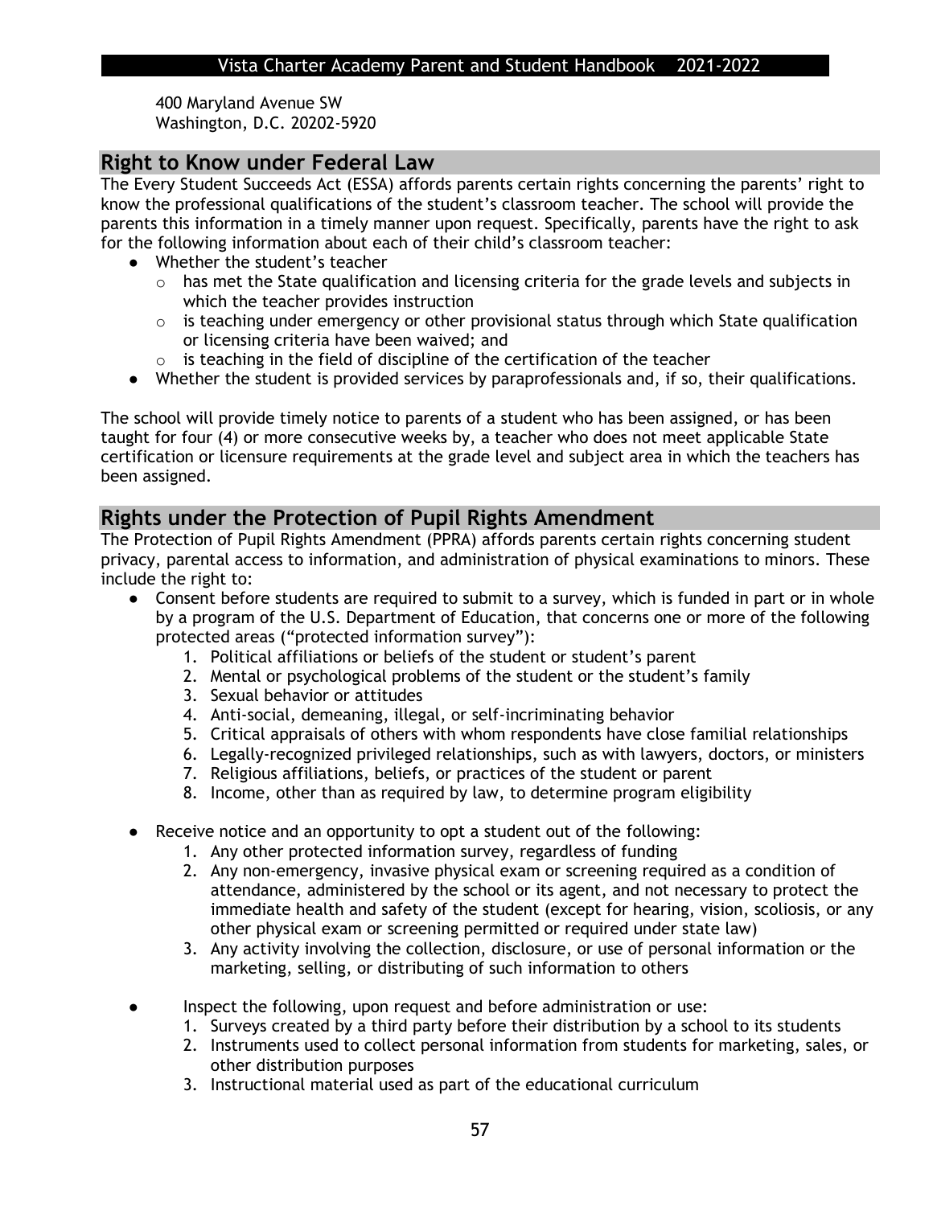400 Maryland Avenue SW
Washington, D.C. 20202-5920

## Right to Know under Federal Law

The Every Student Succeeds Act (ESSA) affords parents certain rights concerning the parents' right to know the professional qualifications of the student's classroom teacher. The school will provide the parents this information in a timely manner upon request. Specifically, parents have the right to ask for the following information about each of their child's classroom teacher:

- Whether the student's teacher
  - has met the State qualification and licensing criteria for the grade levels and subjects in which the teacher provides instruction
  - is teaching under emergency or other provisional status through which State qualification or licensing criteria have been waived; and
  - is teaching in the field of discipline of the certification of the teacher
- Whether the student is provided services by paraprofessionals and, if so, their qualifications.

The school will provide timely notice to parents of a student who has been assigned, or has been taught for four (4) or more consecutive weeks by, a teacher who does not meet applicable State certification or licensure requirements at the grade level and subject area in which the teachers has been assigned.

## Rights under the Protection of Pupil Rights Amendment

The Protection of Pupil Rights Amendment (PPRA) affords parents certain rights concerning student privacy, parental access to information, and administration of physical examinations to minors. These include the right to:

- Consent before students are required to submit to a survey, which is funded in part or in whole by a program of the U.S. Department of Education, that concerns one or more of the following protected areas ("protected information survey"):
  1. Political affiliations or beliefs of the student or student's parent
  2. Mental or psychological problems of the student or the student's family
  3. Sexual behavior or attitudes
  4. Anti-social, demeaning, illegal, or self-incriminating behavior
  5. Critical appraisals of others with whom respondents have close familial relationships
  6. Legally-recognized privileged relationships, such as with lawyers, doctors, or ministers
  7. Religious affiliations, beliefs, or practices of the student or parent
  8. Income, other than as required by law, to determine program eligibility

- Receive notice and an opportunity to opt a student out of the following:
  1. Any other protected information survey, regardless of funding
  2. Any non-emergency, invasive physical exam or screening required as a condition of attendance, administered by the school or its agent, and not necessary to protect the immediate health and safety of the student (except for hearing, vision, scoliosis, or any other physical exam or screening permitted or required under state law)
  3. Any activity involving the collection, disclosure, or use of personal information or the marketing, selling, or distributing of such information to others

- Inspect the following, upon request and before administration or use:
  1. Surveys created by a third party before their distribution by a school to its students
  2. Instruments used to collect personal information from students for marketing, sales, or other distribution purposes
  3. Instructional material used as part of the educational curriculum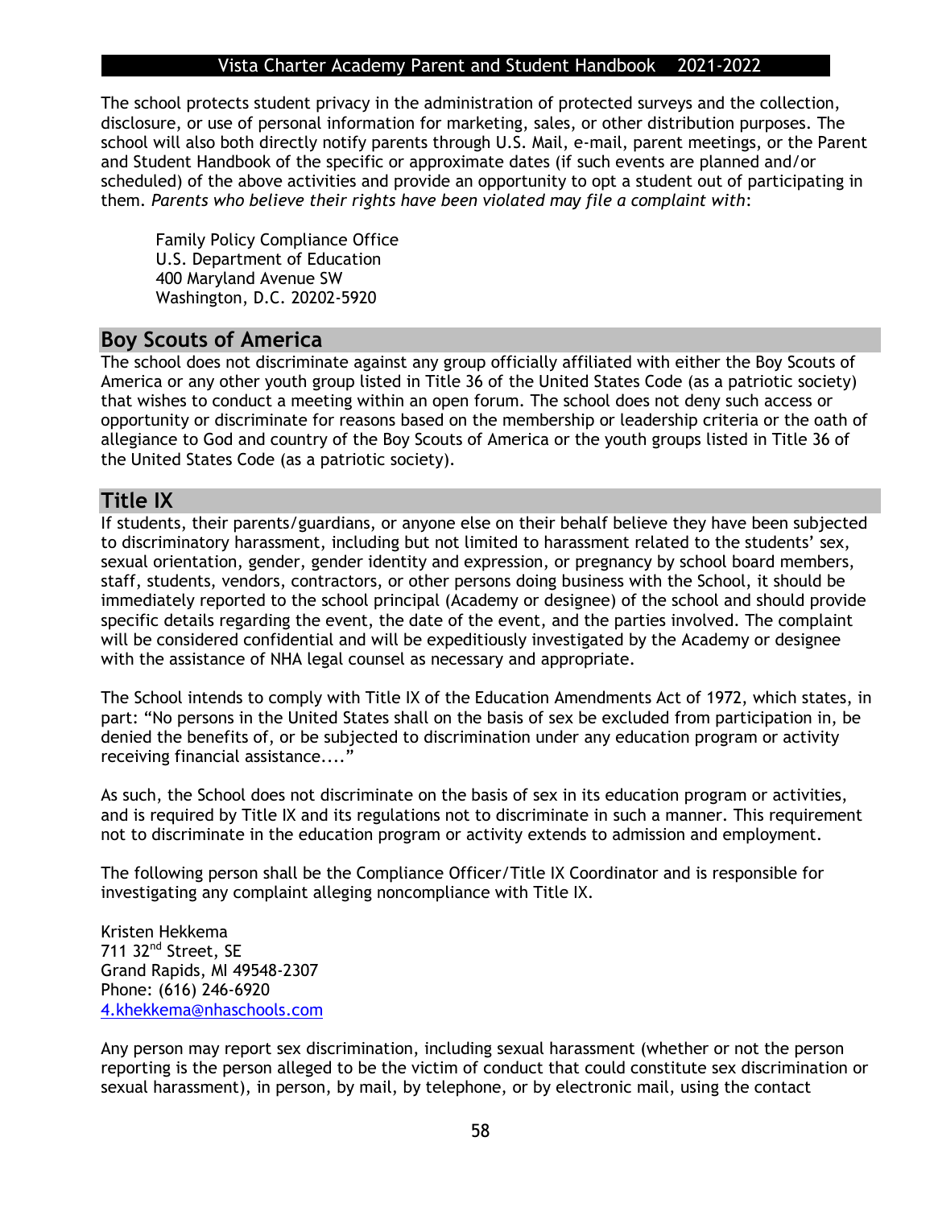The school protects student privacy in the administration of protected surveys and the collection, disclosure, or use of personal information for marketing, sales, or other distribution purposes. The school will also both directly notify parents through U.S. Mail, e-mail, parent meetings, or the Parent and Student Handbook of the specific or approximate dates (if such events are planned and/or scheduled) of the above activities and provide an opportunity to opt a student out of participating in them. *Parents who believe their rights have been violated may file a complaint with*:

> Family Policy Compliance Office
> U.S. Department of Education
> 400 Maryland Avenue SW
> Washington, D.C. 20202-5920

## Boy Scouts of America

The school does not discriminate against any group officially affiliated with either the Boy Scouts of America or any other youth group listed in Title 36 of the United States Code (as a patriotic society) that wishes to conduct a meeting within an open forum. The school does not deny such access or opportunity or discriminate for reasons based on the membership or leadership criteria or the oath of allegiance to God and country of the Boy Scouts of America or the youth groups listed in Title 36 of the United States Code (as a patriotic society).

## Title IX

If students, their parents/guardians, or anyone else on their behalf believe they have been subjected to discriminatory harassment, including but not limited to harassment related to the students' sex, sexual orientation, gender, gender identity and expression, or pregnancy by school board members, staff, students, vendors, contractors, or other persons doing business with the School, it should be immediately reported to the school principal (Academy or designee) of the school and should provide specific details regarding the event, the date of the event, and the parties involved. The complaint will be considered confidential and will be expeditiously investigated by the Academy or designee with the assistance of NHA legal counsel as necessary and appropriate.

The School intends to comply with Title IX of the Education Amendments Act of 1972, which states, in part: "No persons in the United States shall on the basis of sex be excluded from participation in, be denied the benefits of, or be subjected to discrimination under any education program or activity receiving financial assistance...."

As such, the School does not discriminate on the basis of sex in its education program or activities, and is required by Title IX and its regulations not to discriminate in such a manner. This requirement not to discriminate in the education program or activity extends to admission and employment.

The following person shall be the Compliance Officer/Title IX Coordinator and is responsible for investigating any complaint alleging noncompliance with Title IX.

Kristen Hekkema
711 32nd Street, SE
Grand Rapids, MI 49548-2307
Phone: (616) 246-6920
4.khekkema@nhaschools.com

Any person may report sex discrimination, including sexual harassment (whether or not the person reporting is the person alleged to be the victim of conduct that could constitute sex discrimination or sexual harassment), in person, by mail, by telephone, or by electronic mail, using the contact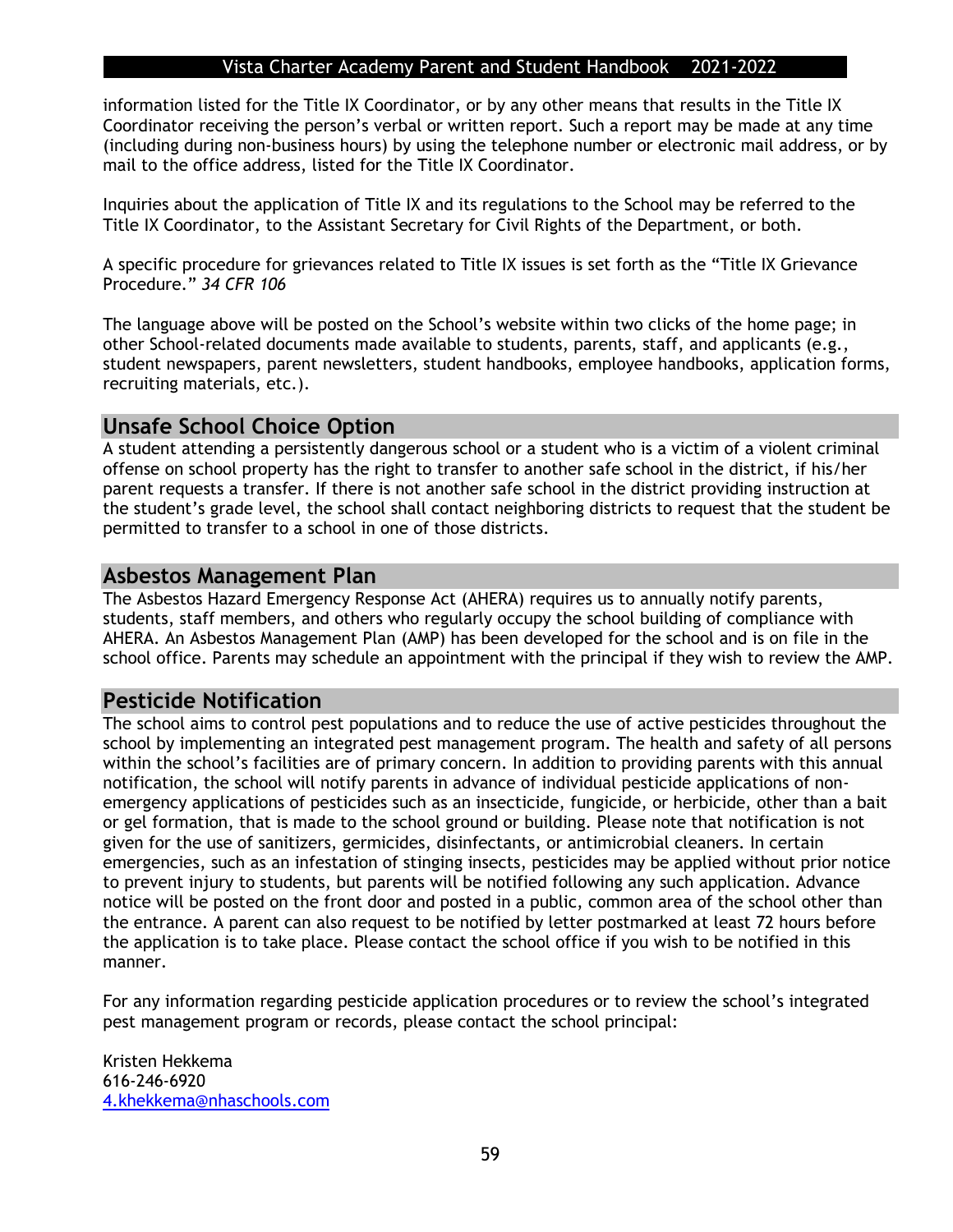information listed for the Title IX Coordinator, or by any other means that results in the Title IX Coordinator receiving the person's verbal or written report. Such a report may be made at any time (including during non-business hours) by using the telephone number or electronic mail address, or by mail to the office address, listed for the Title IX Coordinator.

Inquiries about the application of Title IX and its regulations to the School may be referred to the Title IX Coordinator, to the Assistant Secretary for Civil Rights of the Department, or both.

A specific procedure for grievances related to Title IX issues is set forth as the "Title IX Grievance Procedure." *34 CFR 106*

The language above will be posted on the School's website within two clicks of the home page; in other School-related documents made available to students, parents, staff, and applicants (e.g., student newspapers, parent newsletters, student handbooks, employee handbooks, application forms, recruiting materials, etc.).

## Unsafe School Choice Option

A student attending a persistently dangerous school or a student who is a victim of a violent criminal offense on school property has the right to transfer to another safe school in the district, if his/her parent requests a transfer. If there is not another safe school in the district providing instruction at the student's grade level, the school shall contact neighboring districts to request that the student be permitted to transfer to a school in one of those districts.

## Asbestos Management Plan

The Asbestos Hazard Emergency Response Act (AHERA) requires us to annually notify parents, students, staff members, and others who regularly occupy the school building of compliance with AHERA. An Asbestos Management Plan (AMP) has been developed for the school and is on file in the school office. Parents may schedule an appointment with the principal if they wish to review the AMP.

## Pesticide Notification

The school aims to control pest populations and to reduce the use of active pesticides throughout the school by implementing an integrated pest management program. The health and safety of all persons within the school's facilities are of primary concern. In addition to providing parents with this annual notification, the school will notify parents in advance of individual pesticide applications of non-emergency applications of pesticides such as an insecticide, fungicide, or herbicide, other than a bait or gel formation, that is made to the school ground or building. Please note that notification is not given for the use of sanitizers, germicides, disinfectants, or antimicrobial cleaners. In certain emergencies, such as an infestation of stinging insects, pesticides may be applied without prior notice to prevent injury to students, but parents will be notified following any such application. Advance notice will be posted on the front door and posted in a public, common area of the school other than the entrance. A parent can also request to be notified by letter postmarked at least 72 hours before the application is to take place. Please contact the school office if you wish to be notified in this manner.

For any information regarding pesticide application procedures or to review the school's integrated pest management program or records, please contact the school principal:

Kristen Hekkema
616-246-6920
4.khekkema@nhaschools.com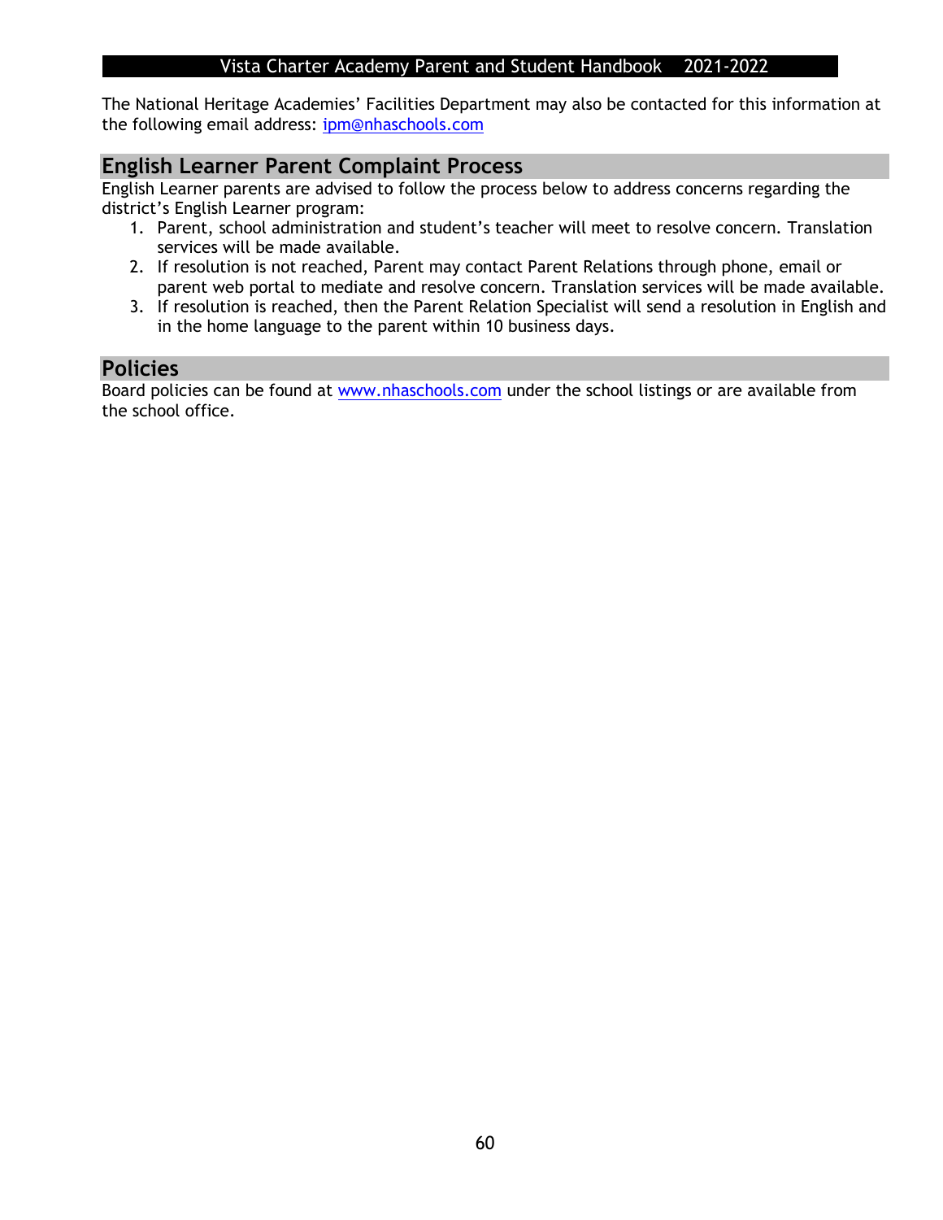The National Heritage Academies' Facilities Department may also be contacted for this information at the following email address: ipm@nhaschools.com

## English Learner Parent Complaint Process

English Learner parents are advised to follow the process below to address concerns regarding the district's English Learner program:

1. Parent, school administration and student's teacher will meet to resolve concern. Translation services will be made available.
2. If resolution is not reached, Parent may contact Parent Relations through phone, email or parent web portal to mediate and resolve concern. Translation services will be made available.
3. If resolution is reached, then the Parent Relation Specialist will send a resolution in English and in the home language to the parent within 10 business days.

## Policies

Board policies can be found at www.nhaschools.com under the school listings or are available from the school office.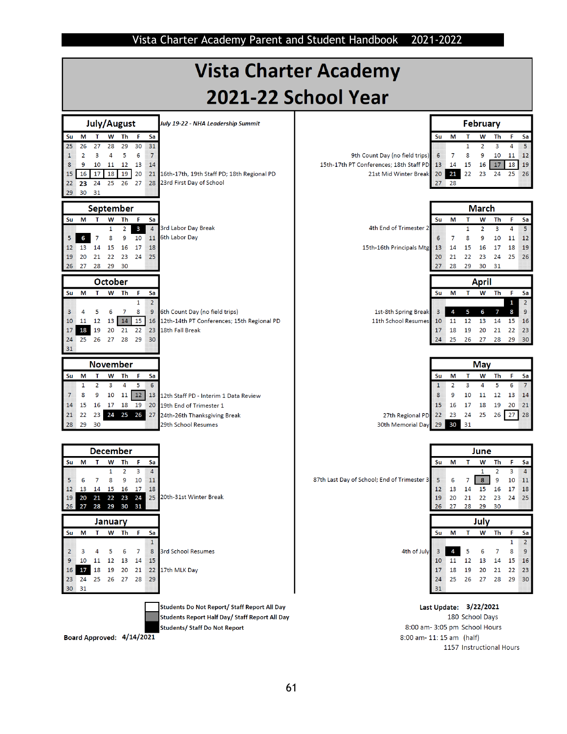# Vista Charter Academy
## 2021-22 School Year

### July/August

| Su | M | T | W | Th | F | Sa |
|---|---|---|---|---|---|---|
| 25 | 26 | 27 | 28 | 29 | 30 | 31 |
| 1 | 2 | 3 | 4 | 5 | 6 | 7 |
| 8 | 9 | 10 | 11 | 12 | 13 | 14 |
| 15 | 16 | 17 | 18 | 19 | 20 | 21 |
| 22 | 23 | 24 | 25 | 26 | 27 | 28 |
| 29 | 30 | 31 | | | | |

*July 19-22 - NHA Leadership Summit*

16th-17th, 19th Staff PD; 18th Regional PD
23rd First Day of School

### September

| Su | M | T | W | Th | F | Sa |
|---|---|---|---|---|---|---|
| | | | 1 | 2 | 3 | 4 |
| 5 | 6 | 7 | 8 | 9 | 10 | 11 |
| 12 | 13 | 14 | 15 | 16 | 17 | 18 |
| 19 | 20 | 21 | 22 | 23 | 24 | 25 |
| 26 | 27 | 28 | 29 | 30 | | |

3rd Labor Day Break
6th Labor Day

### October

| Su | M | T | W | Th | F | Sa |
|---|---|---|---|---|---|---|
| | | | | | 1 | 2 |
| 3 | 4 | 5 | 6 | 7 | 8 | 9 |
| 10 | 11 | 12 | 13 | 14 | 15 | 16 |
| 17 | 18 | 19 | 20 | 21 | 22 | 23 |
| 24 | 25 | 26 | 27 | 28 | 29 | 30 |
| 31 | | | | | | |

6th Count Day (no field trips)
12th-14th PT Conferences; 15th Regional PD
18th Fall Break

### November

| Su | M | T | W | Th | F | Sa |
|---|---|---|---|---|---|---|
| | 1 | 2 | 3 | 4 | 5 | 6 |
| 7 | 8 | 9 | 10 | 11 | 12 | 13 |
| 14 | 15 | 16 | 17 | 18 | 19 | 20 |
| 21 | 22 | 23 | 24 | 25 | 26 | 27 |
| 28 | 29 | 30 | | | | |

12th Staff PD - Interim 1 Data Review
19th End of Trimester 1
24th-26th Thanksgiving Break
29th School Resumes

### December

| Su | M | T | W | Th | F | Sa |
|---|---|---|---|---|---|---|
| | | | 1 | 2 | 3 | 4 |
| 5 | 6 | 7 | 8 | 9 | 10 | 11 |
| 12 | 13 | 14 | 15 | 16 | 17 | 18 |
| 19 | 20 | 21 | 22 | 23 | 24 | 25 |
| 26 | 27 | 28 | 29 | 30 | 31 | |

20th-31st Winter Break

### January

| Su | M | T | W | Th | F | Sa |
|---|---|---|---|---|---|---|
| | | | | | | 1 |
| 2 | 3 | 4 | 5 | 6 | 7 | 8 |
| 9 | 10 | 11 | 12 | 13 | 14 | 15 |
| 16 | 17 | 18 | 19 | 20 | 21 | 22 |
| 23 | 24 | 25 | 26 | 27 | 28 | 29 |
| 30 | 31 | | | | | |

3rd School Resumes
17th MLK Day

### February

| Su | M | T | W | Th | F | Sa |
|---|---|---|---|---|---|---|
| | | 1 | 2 | 3 | 4 | 5 |
| 6 | 7 | 8 | 9 | 10 | 11 | 12 |
| 13 | 14 | 15 | 16 | 17 | 18 | 19 |
| 20 | 21 | 22 | 23 | 24 | 25 | 26 |
| 27 | 28 | | | | | |

9th Count Day (no field trips)
15th-17th PT Conferences; 18th Staff PD
21st Mid Winter Break

### March

| Su | M | T | W | Th | F | Sa |
|---|---|---|---|---|---|---|
| | | 1 | 2 | 3 | 4 | 5 |
| 6 | 7 | 8 | 9 | 10 | 11 | 12 |
| 13 | 14 | 15 | 16 | 17 | 18 | 19 |
| 20 | 21 | 22 | 23 | 24 | 25 | 26 |
| 27 | 28 | 29 | 30 | 31 | | |

4th End of Trimester 2
15th-16th Principals Mtg

### April

| Su | M | T | W | Th | F | Sa |
|---|---|---|---|---|---|---|
| | | | | | 1 | 2 |
| 3 | 4 | 5 | 6 | 7 | 8 | 9 |
| 10 | 11 | 12 | 13 | 14 | 15 | 16 |
| 17 | 18 | 19 | 20 | 21 | 22 | 23 |
| 24 | 25 | 26 | 27 | 28 | 29 | 30 |

1st-8th Spring Break
11th School Resumes

### May

| Su | M | T | W | Th | F | Sa |
|---|---|---|---|---|---|---|
| 1 | 2 | 3 | 4 | 5 | 6 | 7 |
| 8 | 9 | 10 | 11 | 12 | 13 | 14 |
| 15 | 16 | 17 | 18 | 19 | 20 | 21 |
| 22 | 23 | 24 | 25 | 26 | 27 | 28 |
| 29 | 30 | 31 | | | | |

27th Regional PD
30th Memorial Day

### June

| Su | M | T | W | Th | F | Sa |
|---|---|---|---|---|---|---|
| | | | 1 | 2 | 3 | 4 |
| 5 | 6 | 7 | 8 | 9 | 10 | 11 |
| 12 | 13 | 14 | 15 | 16 | 17 | 18 |
| 19 | 20 | 21 | 22 | 23 | 24 | 25 |
| 26 | 27 | 28 | 29 | 30 | | |

87th Last Day of School; End of Trimester 3

### July

| Su | M | T | W | Th | F | Sa |
|---|---|---|---|---|---|---|
| | | | | | 1 | 2 |
| 3 | 4 | 5 | 6 | 7 | 8 | 9 |
| 10 | 11 | 12 | 13 | 14 | 15 | 16 |
| 17 | 18 | 19 | 20 | 21 | 22 | 23 |
| 24 | 25 | 26 | 27 | 28 | 29 | 30 |
| 31 | | | | | | |

4th of July

**Legend:**
- **Students Do Not Report/ Staff Report All Day** (white, outlined)
- **Students Report Half Day/ Staff Report All Day** (gray)
- **Students/ Staff Do Not Report** (black)

**Board Approved: 4/14/2021**

**Last Update: 3/22/2021**
180 School Days
8:00 am- 3:05 pm School Hours
8:00 am- 11: 15 am (half)
1157 Instructional Hours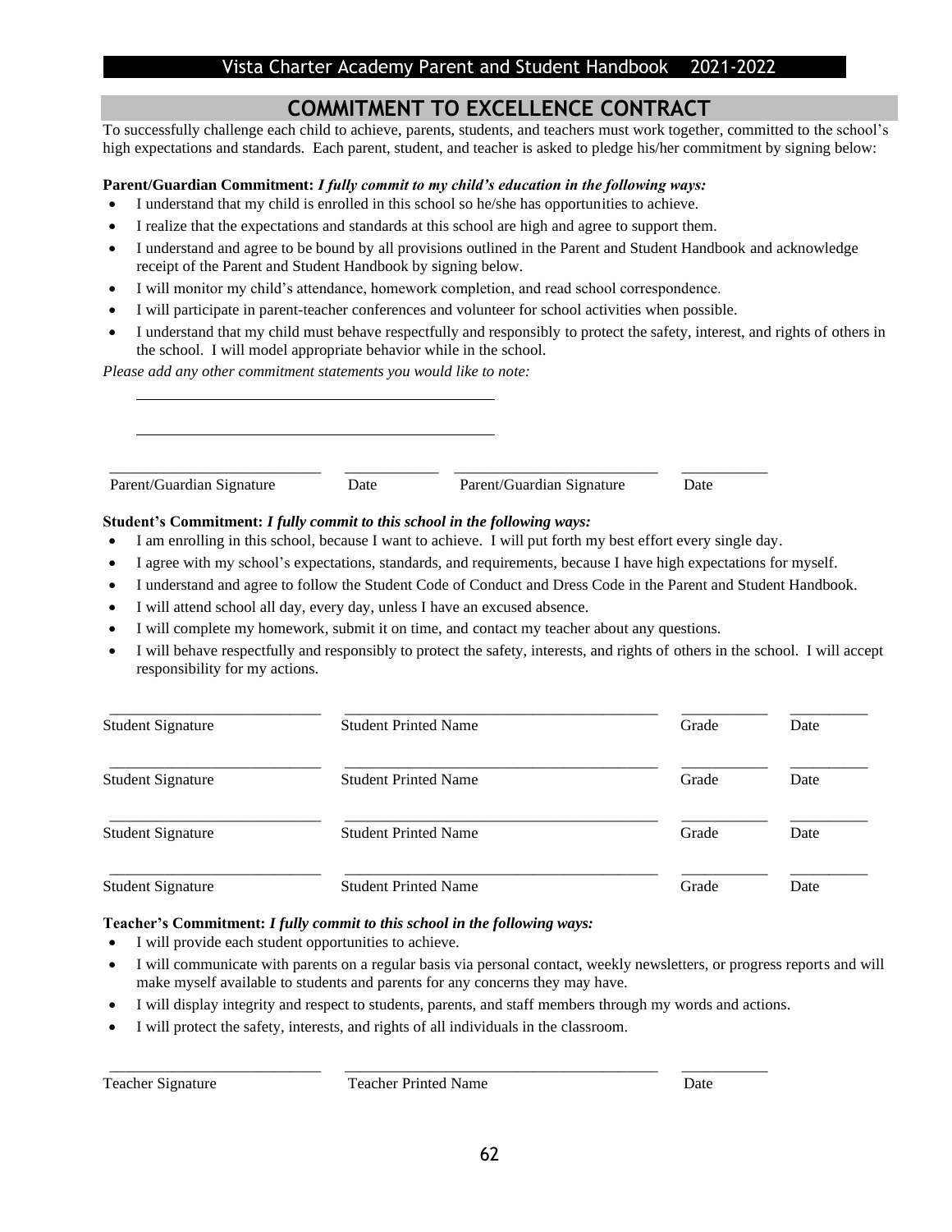## COMMITMENT TO EXCELLENCE CONTRACT

To successfully challenge each child to achieve, parents, students, and teachers must work together, committed to the school's high expectations and standards. Each parent, student, and teacher is asked to pledge his/her commitment by signing below:

**Parent/Guardian Commitment:** ***I fully commit to my child's education in the following ways:***

- I understand that my child is enrolled in this school so he/she has opportunities to achieve.
- I realize that the expectations and standards at this school are high and agree to support them.
- I understand and agree to be bound by all provisions outlined in the Parent and Student Handbook and acknowledge receipt of the Parent and Student Handbook by signing below.
- I will monitor my child's attendance, homework completion, and read school correspondence.
- I will participate in parent-teacher conferences and volunteer for school activities when possible.
- I understand that my child must behave respectfully and responsibly to protect the safety, interest, and rights of others in the school. I will model appropriate behavior while in the school.

*Please add any other commitment statements you would like to note:*

\_\_\_\_\_\_\_\_\_\_\_\_\_\_\_\_\_\_\_\_\_\_\_\_\_\_\_\_\_\_\_\_\_\_\_\_\_\_\_\_\_\_\_\_

\_\_\_\_\_\_\_\_\_\_\_\_\_\_\_\_\_\_\_\_\_\_\_\_\_\_\_\_\_\_\_\_\_\_\_\_\_\_\_\_\_\_\_\_

| | | | |
|---|---|---|---|
| \_\_\_\_\_\_\_\_\_\_\_\_\_\_\_\_\_\_\_\_\_\_ | \_\_\_\_\_\_\_\_\_\_ | \_\_\_\_\_\_\_\_\_\_\_\_\_\_\_\_\_\_\_\_\_\_ | \_\_\_\_\_\_\_\_\_\_ |
| Parent/Guardian Signature | Date | Parent/Guardian Signature | Date |

**Student's Commitment:** ***I fully commit to this school in the following ways:***

- I am enrolling in this school, because I want to achieve. I will put forth my best effort every single day.
- I agree with my school's expectations, standards, and requirements, because I have high expectations for myself.
- I understand and agree to follow the Student Code of Conduct and Dress Code in the Parent and Student Handbook.
- I will attend school all day, every day, unless I have an excused absence.
- I will complete my homework, submit it on time, and contact my teacher about any questions.
- I will behave respectfully and responsibly to protect the safety, interests, and rights of others in the school. I will accept responsibility for my actions.

| | | | |
|---|---|---|---|
| \_\_\_\_\_\_\_\_\_\_\_\_\_\_\_\_\_\_\_\_\_\_ | \_\_\_\_\_\_\_\_\_\_\_\_\_\_\_\_\_\_\_\_\_\_\_\_\_\_\_\_\_\_ | \_\_\_\_\_\_\_\_\_\_ | \_\_\_\_\_\_\_\_\_\_ |
| Student Signature | Student Printed Name | Grade | Date |
| \_\_\_\_\_\_\_\_\_\_\_\_\_\_\_\_\_\_\_\_\_\_ | \_\_\_\_\_\_\_\_\_\_\_\_\_\_\_\_\_\_\_\_\_\_\_\_\_\_\_\_\_\_ | \_\_\_\_\_\_\_\_\_\_ | \_\_\_\_\_\_\_\_\_\_ |
| Student Signature | Student Printed Name | Grade | Date |
| \_\_\_\_\_\_\_\_\_\_\_\_\_\_\_\_\_\_\_\_\_\_ | \_\_\_\_\_\_\_\_\_\_\_\_\_\_\_\_\_\_\_\_\_\_\_\_\_\_\_\_\_\_ | \_\_\_\_\_\_\_\_\_\_ | \_\_\_\_\_\_\_\_\_\_ |
| Student Signature | Student Printed Name | Grade | Date |
| \_\_\_\_\_\_\_\_\_\_\_\_\_\_\_\_\_\_\_\_\_\_ | \_\_\_\_\_\_\_\_\_\_\_\_\_\_\_\_\_\_\_\_\_\_\_\_\_\_\_\_\_\_ | \_\_\_\_\_\_\_\_\_\_ | \_\_\_\_\_\_\_\_\_\_ |
| Student Signature | Student Printed Name | Grade | Date |

**Teacher's Commitment:** ***I fully commit to this school in the following ways:***

- I will provide each student opportunities to achieve.
- I will communicate with parents on a regular basis via personal contact, weekly newsletters, or progress reports and will make myself available to students and parents for any concerns they may have.
- I will display integrity and respect to students, parents, and staff members through my words and actions.
- I will protect the safety, interests, and rights of all individuals in the classroom.

| | | |
|---|---|---|
| \_\_\_\_\_\_\_\_\_\_\_\_\_\_\_\_\_\_\_\_\_\_ | \_\_\_\_\_\_\_\_\_\_\_\_\_\_\_\_\_\_\_\_\_\_\_\_\_\_\_\_\_\_ | \_\_\_\_\_\_\_\_\_\_ |
| Teacher Signature | Teacher Printed Name | Date |